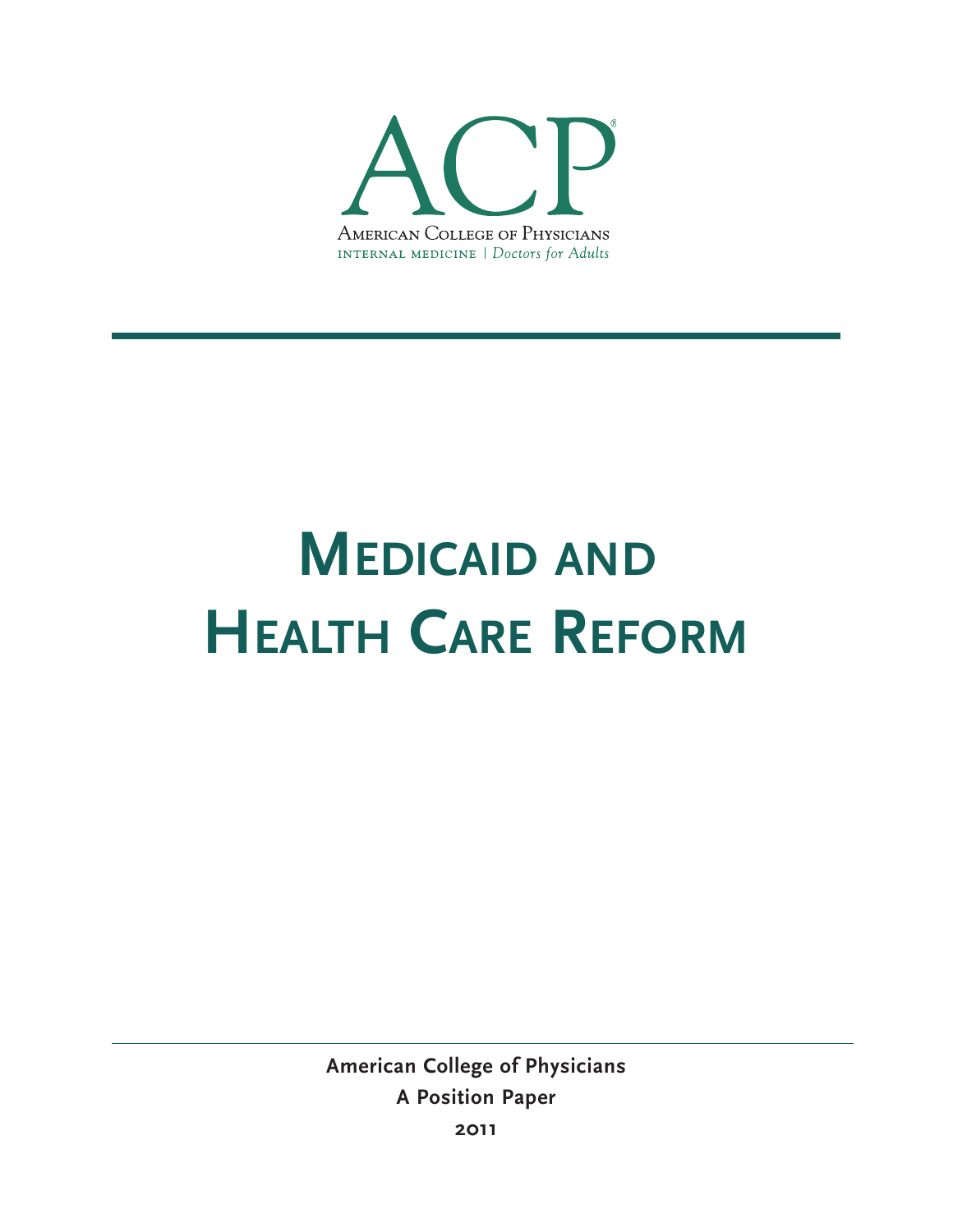ACP

American College of Physicians

internal medicine | *Doctors for Adults*

# Medicaid and Health Care Reform

**American College of Physicians**

**A Position Paper**

**2011**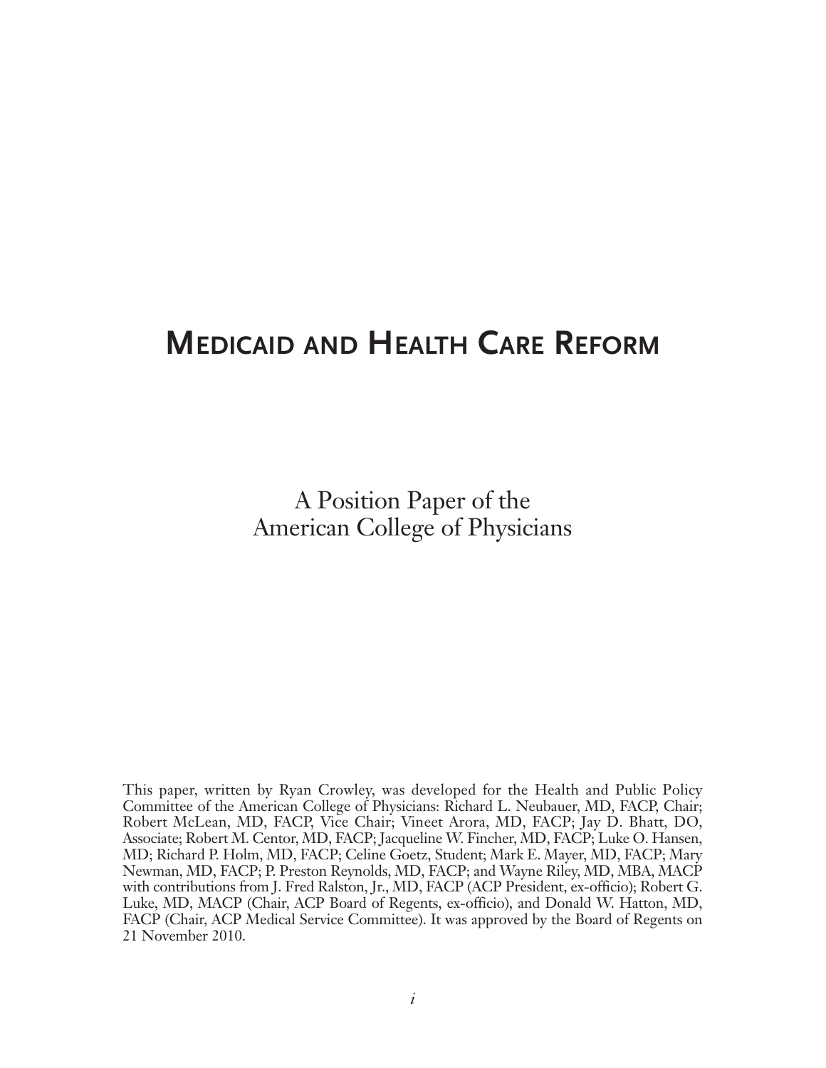# Medicaid and Health Care Reform

A Position Paper of the
American College of Physicians

This paper, written by Ryan Crowley, was developed for the Health and Public Policy Committee of the American College of Physicians: Richard L. Neubauer, MD, FACP, Chair; Robert McLean, MD, FACP, Vice Chair; Vineet Arora, MD, FACP; Jay D. Bhatt, DO, Associate; Robert M. Centor, MD, FACP; Jacqueline W. Fincher, MD, FACP; Luke O. Hansen, MD; Richard P. Holm, MD, FACP; Celine Goetz, Student; Mark E. Mayer, MD, FACP; Mary Newman, MD, FACP; P. Preston Reynolds, MD, FACP; and Wayne Riley, MD, MBA, MACP with contributions from J. Fred Ralston, Jr., MD, FACP (ACP President, ex-officio); Robert G. Luke, MD, MACP (Chair, ACP Board of Regents, ex-officio), and Donald W. Hatton, MD, FACP (Chair, ACP Medical Service Committee). It was approved by the Board of Regents on 21 November 2010.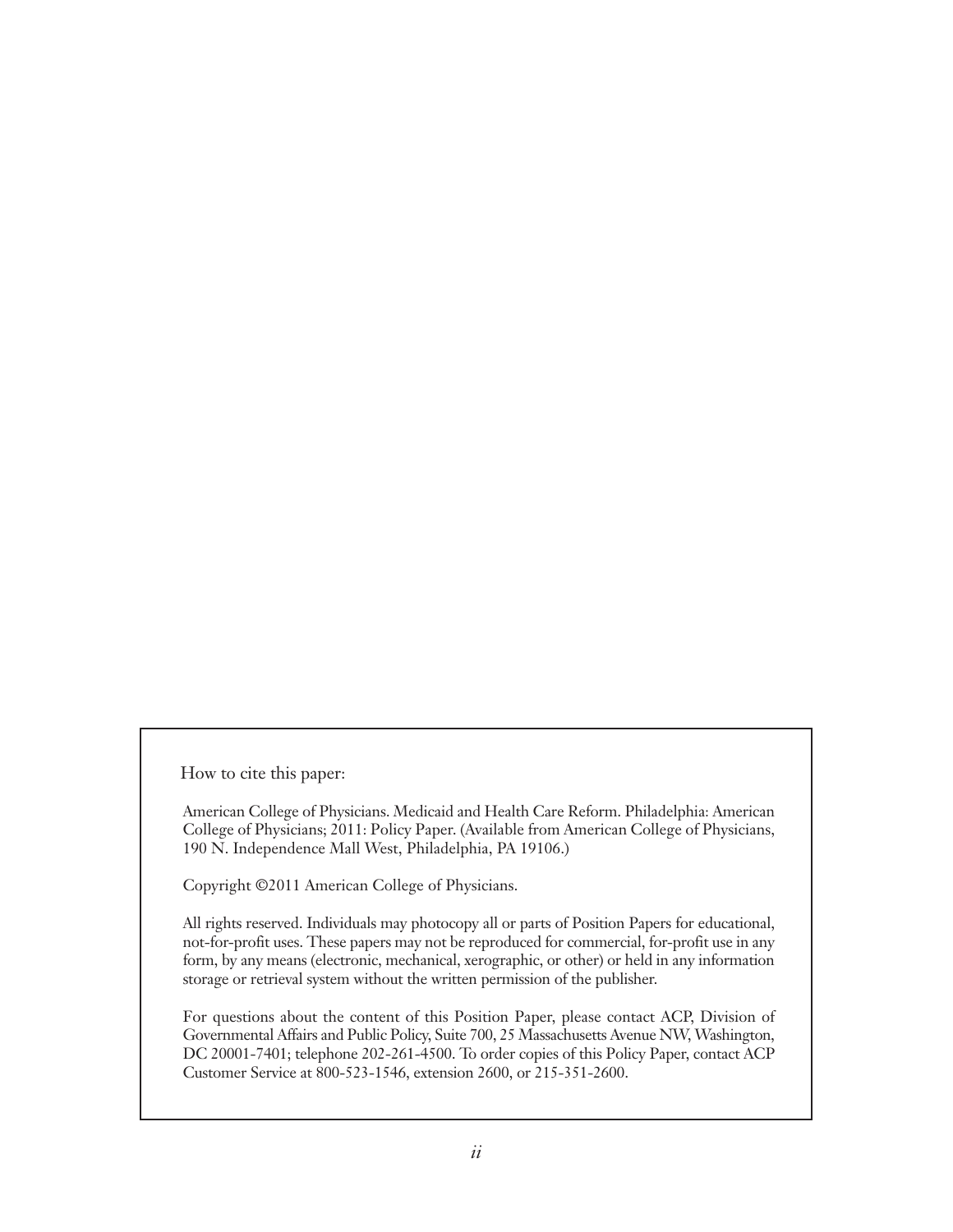How to cite this paper:

American College of Physicians. Medicaid and Health Care Reform. Philadelphia: American College of Physicians; 2011: Policy Paper. (Available from American College of Physicians, 190 N. Independence Mall West, Philadelphia, PA 19106.)

Copyright ©2011 American College of Physicians.

All rights reserved. Individuals may photocopy all or parts of Position Papers for educational, not-for-profit uses. These papers may not be reproduced for commercial, for-profit use in any form, by any means (electronic, mechanical, xerographic, or other) or held in any information storage or retrieval system without the written permission of the publisher.

For questions about the content of this Position Paper, please contact ACP, Division of Governmental Affairs and Public Policy, Suite 700, 25 Massachusetts Avenue NW, Washington, DC 20001-7401; telephone 202-261-4500. To order copies of this Policy Paper, contact ACP Customer Service at 800-523-1546, extension 2600, or 215-351-2600.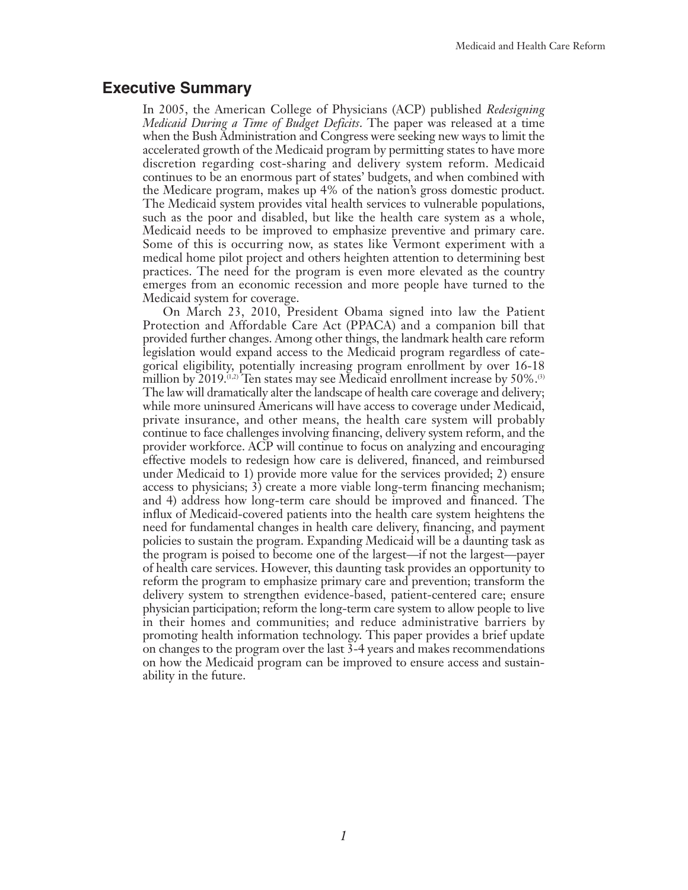## Executive Summary

In 2005, the American College of Physicians (ACP) published *Redesigning Medicaid During a Time of Budget Deficits*. The paper was released at a time when the Bush Administration and Congress were seeking new ways to limit the accelerated growth of the Medicaid program by permitting states to have more discretion regarding cost-sharing and delivery system reform. Medicaid continues to be an enormous part of states' budgets, and when combined with the Medicare program, makes up 4% of the nation's gross domestic product. The Medicaid system provides vital health services to vulnerable populations, such as the poor and disabled, but like the health care system as a whole, Medicaid needs to be improved to emphasize preventive and primary care. Some of this is occurring now, as states like Vermont experiment with a medical home pilot project and others heighten attention to determining best practices. The need for the program is even more elevated as the country emerges from an economic recession and more people have turned to the Medicaid system for coverage.

On March 23, 2010, President Obama signed into law the Patient Protection and Affordable Care Act (PPACA) and a companion bill that provided further changes. Among other things, the landmark health care reform legislation would expand access to the Medicaid program regardless of categorical eligibility, potentially increasing program enrollment by over 16-18 million by 2019.[1,2] Ten states may see Medicaid enrollment increase by 50%.[3] The law will dramatically alter the landscape of health care coverage and delivery; while more uninsured Americans will have access to coverage under Medicaid, private insurance, and other means, the health care system will probably continue to face challenges involving financing, delivery system reform, and the provider workforce. ACP will continue to focus on analyzing and encouraging effective models to redesign how care is delivered, financed, and reimbursed under Medicaid to 1) provide more value for the services provided; 2) ensure access to physicians; 3) create a more viable long-term financing mechanism; and 4) address how long-term care should be improved and financed. The influx of Medicaid-covered patients into the health care system heightens the need for fundamental changes in health care delivery, financing, and payment policies to sustain the program. Expanding Medicaid will be a daunting task as the program is poised to become one of the largest—if not the largest—payer of health care services. However, this daunting task provides an opportunity to reform the program to emphasize primary care and prevention; transform the delivery system to strengthen evidence-based, patient-centered care; ensure physician participation; reform the long-term care system to allow people to live in their homes and communities; and reduce administrative barriers by promoting health information technology. This paper provides a brief update on changes to the program over the last 3-4 years and makes recommendations on how the Medicaid program can be improved to ensure access and sustainability in the future.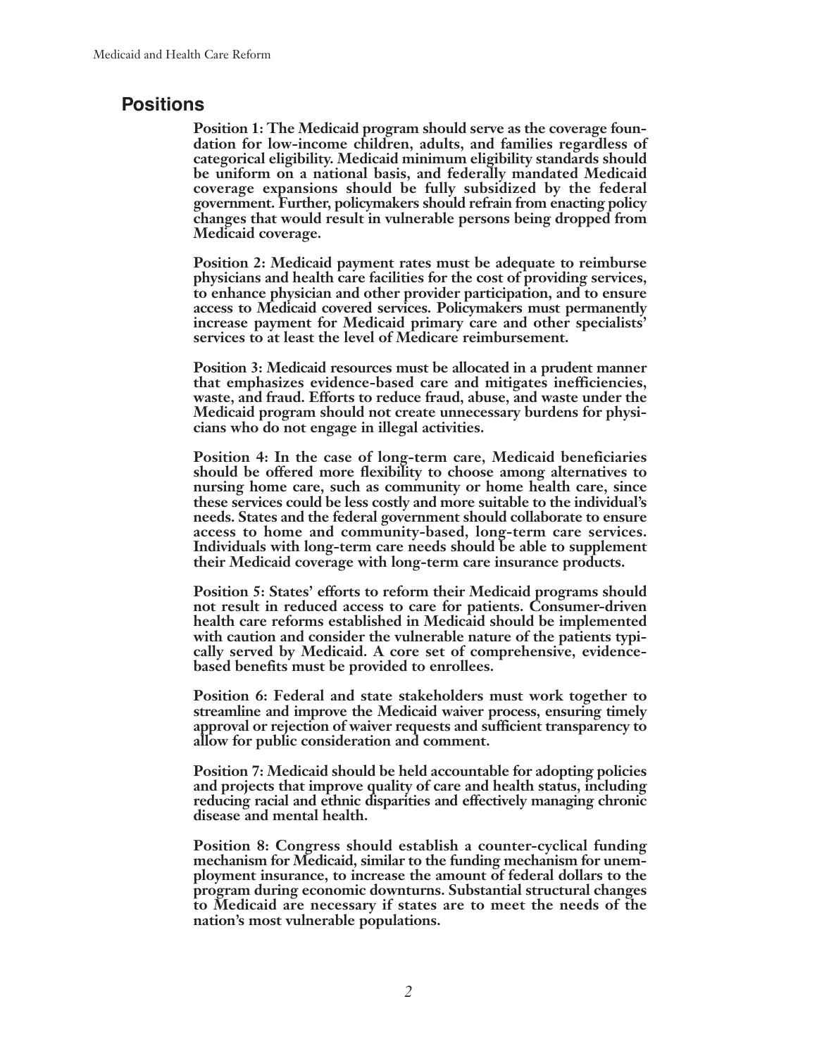## Positions

**Position 1: The Medicaid program should serve as the coverage foundation for low-income children, adults, and families regardless of categorical eligibility. Medicaid minimum eligibility standards should be uniform on a national basis, and federally mandated Medicaid coverage expansions should be fully subsidized by the federal government. Further, policymakers should refrain from enacting policy changes that would result in vulnerable persons being dropped from Medicaid coverage.**

**Position 2: Medicaid payment rates must be adequate to reimburse physicians and health care facilities for the cost of providing services, to enhance physician and other provider participation, and to ensure access to Medicaid covered services. Policymakers must permanently increase payment for Medicaid primary care and other specialists' services to at least the level of Medicare reimbursement.**

**Position 3: Medicaid resources must be allocated in a prudent manner that emphasizes evidence-based care and mitigates inefficiencies, waste, and fraud. Efforts to reduce fraud, abuse, and waste under the Medicaid program should not create unnecessary burdens for physicians who do not engage in illegal activities.**

**Position 4: In the case of long-term care, Medicaid beneficiaries should be offered more flexibility to choose among alternatives to nursing home care, such as community or home health care, since these services could be less costly and more suitable to the individual's needs. States and the federal government should collaborate to ensure access to home and community-based, long-term care services. Individuals with long-term care needs should be able to supplement their Medicaid coverage with long-term care insurance products.**

**Position 5: States' efforts to reform their Medicaid programs should not result in reduced access to care for patients. Consumer-driven health care reforms established in Medicaid should be implemented with caution and consider the vulnerable nature of the patients typically served by Medicaid. A core set of comprehensive, evidence-based benefits must be provided to enrollees.**

**Position 6: Federal and state stakeholders must work together to streamline and improve the Medicaid waiver process, ensuring timely approval or rejection of waiver requests and sufficient transparency to allow for public consideration and comment.**

**Position 7: Medicaid should be held accountable for adopting policies and projects that improve quality of care and health status, including reducing racial and ethnic disparities and effectively managing chronic disease and mental health.**

**Position 8: Congress should establish a counter-cyclical funding mechanism for Medicaid, similar to the funding mechanism for unemployment insurance, to increase the amount of federal dollars to the program during economic downturns. Substantial structural changes to Medicaid are necessary if states are to meet the needs of the nation's most vulnerable populations.**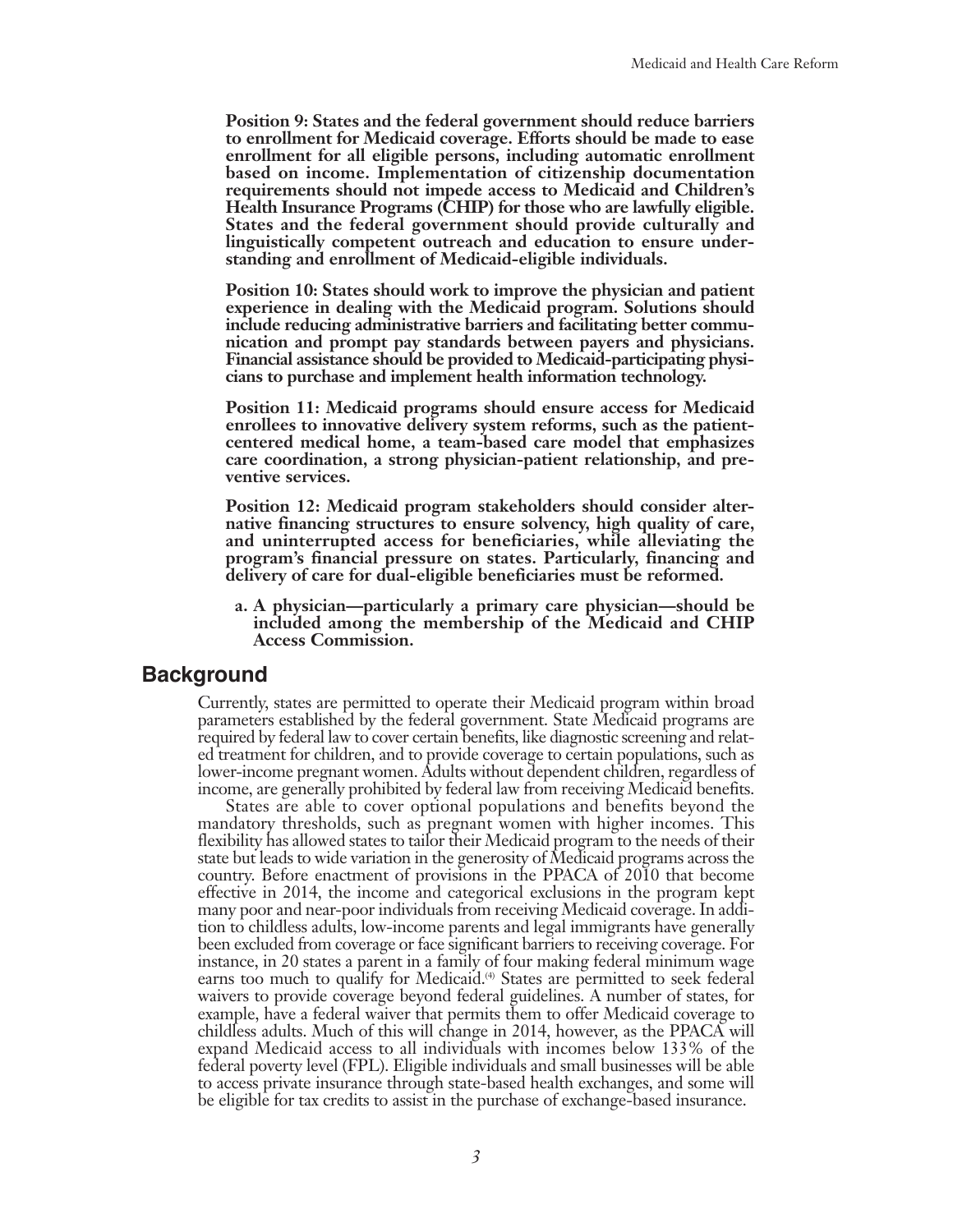**Position 9: States and the federal government should reduce barriers to enrollment for Medicaid coverage. Efforts should be made to ease enrollment for all eligible persons, including automatic enrollment based on income. Implementation of citizenship documentation requirements should not impede access to Medicaid and Children's Health Insurance Programs (CHIP) for those who are lawfully eligible. States and the federal government should provide culturally and linguistically competent outreach and education to ensure understanding and enrollment of Medicaid-eligible individuals.**

**Position 10: States should work to improve the physician and patient experience in dealing with the Medicaid program. Solutions should include reducing administrative barriers and facilitating better communication and prompt pay standards between payers and physicians. Financial assistance should be provided to Medicaid-participating physicians to purchase and implement health information technology.**

**Position 11: Medicaid programs should ensure access for Medicaid enrollees to innovative delivery system reforms, such as the patient-centered medical home, a team-based care model that emphasizes care coordination, a strong physician-patient relationship, and preventive services.**

**Position 12: Medicaid program stakeholders should consider alternative financing structures to ensure solvency, high quality of care, and uninterrupted access for beneficiaries, while alleviating the program's financial pressure on states. Particularly, financing and delivery of care for dual-eligible beneficiaries must be reformed.**

**a. A physician—particularly a primary care physician—should be included among the membership of the Medicaid and CHIP Access Commission.**

## Background

Currently, states are permitted to operate their Medicaid program within broad parameters established by the federal government. State Medicaid programs are required by federal law to cover certain benefits, like diagnostic screening and related treatment for children, and to provide coverage to certain populations, such as lower-income pregnant women. Adults without dependent children, regardless of income, are generally prohibited by federal law from receiving Medicaid benefits.

States are able to cover optional populations and benefits beyond the mandatory thresholds, such as pregnant women with higher incomes. This flexibility has allowed states to tailor their Medicaid program to the needs of their state but leads to wide variation in the generosity of Medicaid programs across the country. Before enactment of provisions in the PPACA of 2010 that become effective in 2014, the income and categorical exclusions in the program kept many poor and near-poor individuals from receiving Medicaid coverage. In addition to childless adults, low-income parents and legal immigrants have generally been excluded from coverage or face significant barriers to receiving coverage. For instance, in 20 states a parent in a family of four making federal minimum wage earns too much to qualify for Medicaid.[4] States are permitted to seek federal waivers to provide coverage beyond federal guidelines. A number of states, for example, have a federal waiver that permits them to offer Medicaid coverage to childless adults. Much of this will change in 2014, however, as the PPACA will expand Medicaid access to all individuals with incomes below 133% of the federal poverty level (FPL). Eligible individuals and small businesses will be able to access private insurance through state-based health exchanges, and some will be eligible for tax credits to assist in the purchase of exchange-based insurance.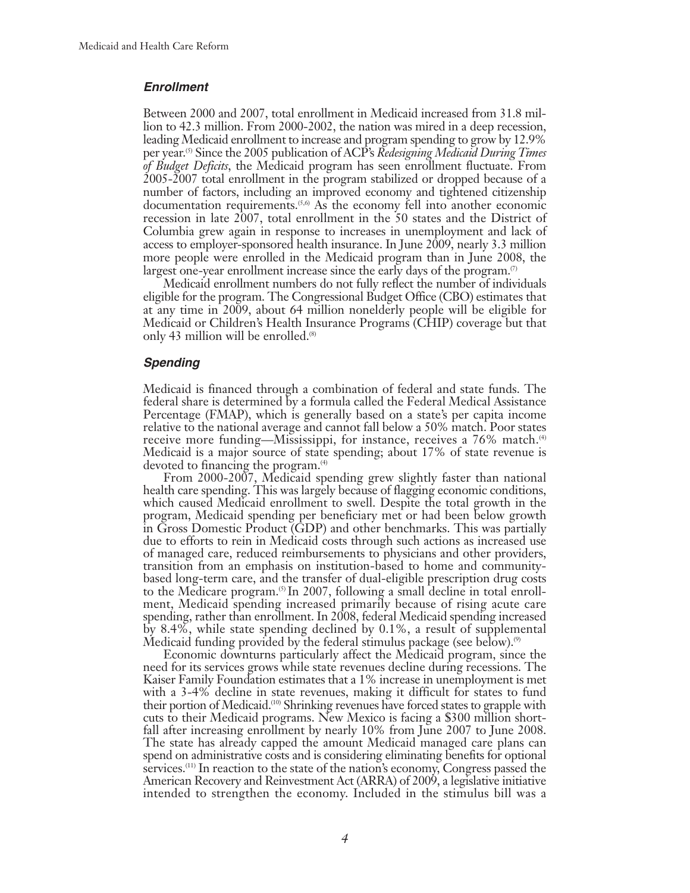### *Enrollment*

Between 2000 and 2007, total enrollment in Medicaid increased from 31.8 million to 42.3 million. From 2000-2002, the nation was mired in a deep recession, leading Medicaid enrollment to increase and program spending to grow by 12.9% per year.[5] Since the 2005 publication of ACP's *Redesigning Medicaid During Times of Budget Deficits*, the Medicaid program has seen enrollment fluctuate. From 2005-2007 total enrollment in the program stabilized or dropped because of a number of factors, including an improved economy and tightened citizenship documentation requirements.[5,6] As the economy fell into another economic recession in late 2007, total enrollment in the 50 states and the District of Columbia grew again in response to increases in unemployment and lack of access to employer-sponsored health insurance. In June 2009, nearly 3.3 million more people were enrolled in the Medicaid program than in June 2008, the largest one-year enrollment increase since the early days of the program.[7]

Medicaid enrollment numbers do not fully reflect the number of individuals eligible for the program. The Congressional Budget Office (CBO) estimates that at any time in 2009, about 64 million nonelderly people will be eligible for Medicaid or Children's Health Insurance Programs (CHIP) coverage but that only 43 million will be enrolled.[8]

### *Spending*

Medicaid is financed through a combination of federal and state funds. The federal share is determined by a formula called the Federal Medical Assistance Percentage (FMAP), which is generally based on a state's per capita income relative to the national average and cannot fall below a 50% match. Poor states receive more funding—Mississippi, for instance, receives a 76% match.[4] Medicaid is a major source of state spending; about 17% of state revenue is devoted to financing the program.[4]

From 2000-2007, Medicaid spending grew slightly faster than national health care spending. This was largely because of flagging economic conditions, which caused Medicaid enrollment to swell. Despite the total growth in the program, Medicaid spending per beneficiary met or had been below growth in Gross Domestic Product (GDP) and other benchmarks. This was partially due to efforts to rein in Medicaid costs through such actions as increased use of managed care, reduced reimbursements to physicians and other providers, transition from an emphasis on institution-based to home and community-based long-term care, and the transfer of dual-eligible prescription drug costs to the Medicare program.[5] In 2007, following a small decline in total enrollment, Medicaid spending increased primarily because of rising acute care spending, rather than enrollment. In 2008, federal Medicaid spending increased by 8.4%, while state spending declined by 0.1%, a result of supplemental Medicaid funding provided by the federal stimulus package (see below).[9]

Economic downturns particularly affect the Medicaid program, since the need for its services grows while state revenues decline during recessions. The Kaiser Family Foundation estimates that a 1% increase in unemployment is met with a 3-4% decline in state revenues, making it difficult for states to fund their portion of Medicaid.[10] Shrinking revenues have forced states to grapple with cuts to their Medicaid programs. New Mexico is facing a $300 million shortfall after increasing enrollment by nearly 10% from June 2007 to June 2008. The state has already capped the amount Medicaid managed care plans can spend on administrative costs and is considering eliminating benefits for optional services.[11] In reaction to the state of the nation's economy, Congress passed the American Recovery and Reinvestment Act (ARRA) of 2009, a legislative initiative intended to strengthen the economy. Included in the stimulus bill was a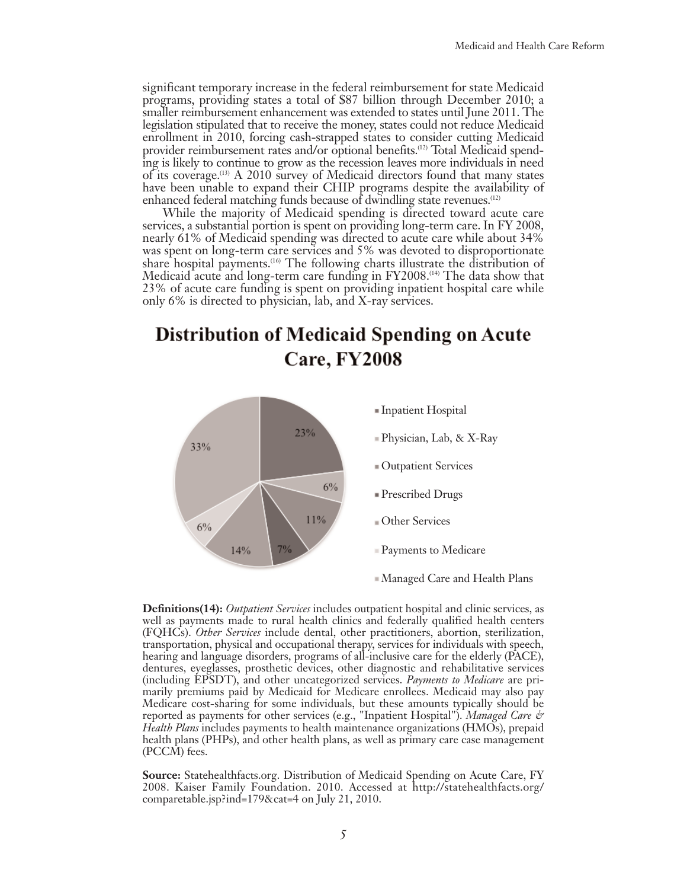significant temporary increase in the federal reimbursement for state Medicaid programs, providing states a total of $87 billion through December 2010; a smaller reimbursement enhancement was extended to states until June 2011. The legislation stipulated that to receive the money, states could not reduce Medicaid enrollment in 2010, forcing cash-strapped states to consider cutting Medicaid provider reimbursement rates and/or optional benefits.[12] Total Medicaid spending is likely to continue to grow as the recession leaves more individuals in need of its coverage.[13] A 2010 survey of Medicaid directors found that many states have been unable to expand their CHIP programs despite the availability of enhanced federal matching funds because of dwindling state revenues.[12]

While the majority of Medicaid spending is directed toward acute care services, a substantial portion is spent on providing long-term care. In FY 2008, nearly 61% of Medicaid spending was directed to acute care while about 34% was spent on long-term care services and 5% was devoted to disproportionate share hospital payments.[16] The following charts illustrate the distribution of Medicaid acute and long-term care funding in FY2008.[14] The data show that 23% of acute care funding is spent on providing inpatient hospital care while only 6% is directed to physician, lab, and X-ray services.

## Distribution of Medicaid Spending on Acute Care, FY2008

| Category | Share |
|---|---|
| Inpatient Hospital | 23% |
| Physician, Lab, & X-Ray | 6% |
| Outpatient Services | 11% |
| Prescribed Drugs | 7% |
| Other Services | 14% |
| Payments to Medicare | 6% |
| Managed Care and Health Plans | 33% |

**Definitions(14):** *Outpatient Services* includes outpatient hospital and clinic services, as well as payments made to rural health clinics and federally qualified health centers (FQHCs). *Other Services* include dental, other practitioners, abortion, sterilization, transportation, physical and occupational therapy, services for individuals with speech, hearing and language disorders, programs of all-inclusive care for the elderly (PACE), dentures, eyeglasses, prosthetic devices, other diagnostic and rehabilitative services (including EPSDT), and other uncategorized services. *Payments to Medicare* are primarily premiums paid by Medicaid for Medicare enrollees. Medicaid may also pay Medicare cost-sharing for some individuals, but these amounts typically should be reported as payments for other services (e.g., "Inpatient Hospital"). *Managed Care & Health Plans* includes payments to health maintenance organizations (HMOs), prepaid health plans (PHPs), and other health plans, as well as primary care case management (PCCM) fees.

**Source:** Statehealthfacts.org. Distribution of Medicaid Spending on Acute Care, FY 2008. Kaiser Family Foundation. 2010. Accessed at http://statehealthfacts.org/comparetable.jsp?ind=179&cat=4 on July 21, 2010.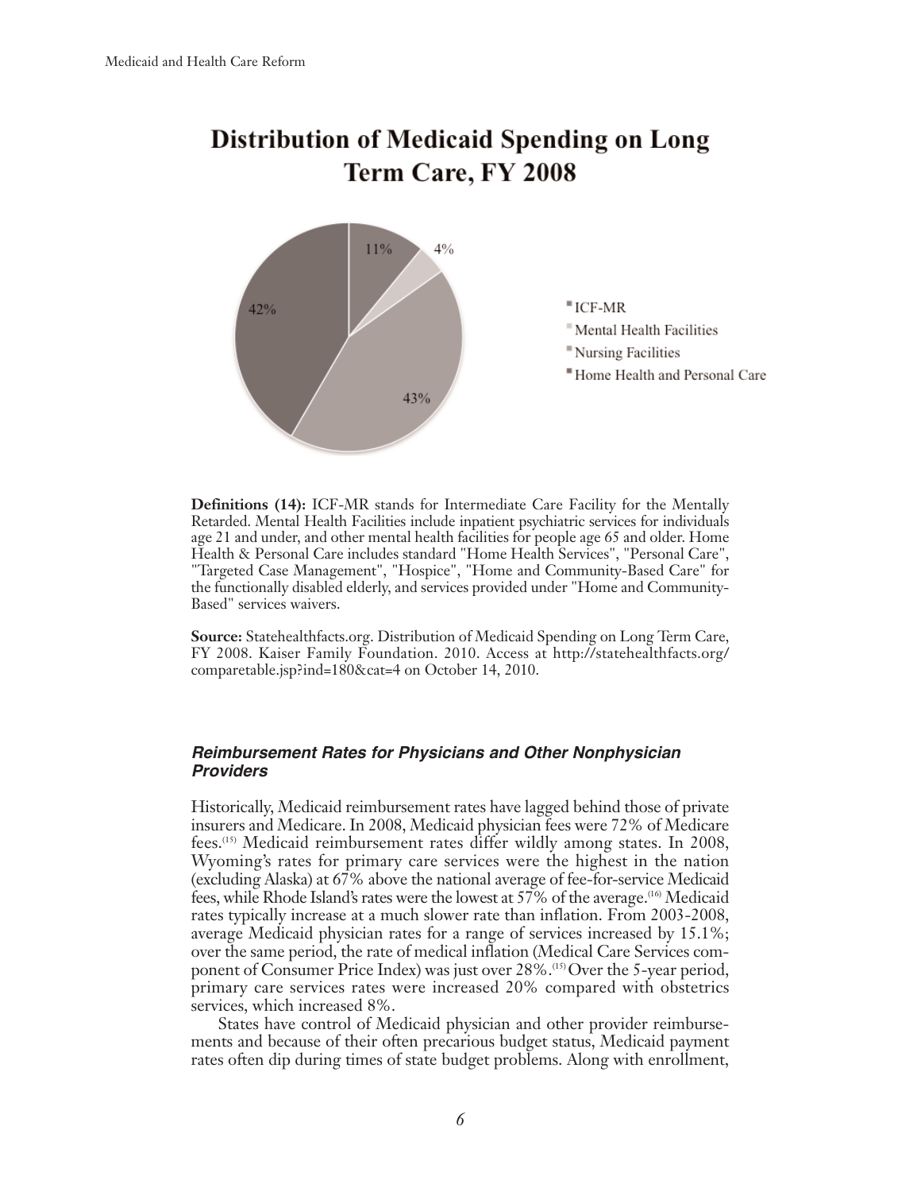# Distribution of Medicaid Spending on Long Term Care, FY 2008

11%
4%
42%
43%

- ICF-MR
- Mental Health Facilities
- Nursing Facilities
- Home Health and Personal Care

**Definitions (14):** ICF-MR stands for Intermediate Care Facility for the Mentally Retarded. Mental Health Facilities include inpatient psychiatric services for individuals age 21 and under, and other mental health facilities for people age 65 and older. Home Health & Personal Care includes standard "Home Health Services", "Personal Care", "Targeted Case Management", "Hospice", "Home and Community-Based Care" for the functionally disabled elderly, and services provided under "Home and Community-Based" services waivers.

**Source:** Statehealthfacts.org. Distribution of Medicaid Spending on Long Term Care, FY 2008. Kaiser Family Foundation. 2010. Access at http://statehealthfacts.org/comparetable.jsp?ind=180&cat=4 on October 14, 2010.

### *Reimbursement Rates for Physicians and Other Nonphysician Providers*

Historically, Medicaid reimbursement rates have lagged behind those of private insurers and Medicare. In 2008, Medicaid physician fees were 72% of Medicare fees.[15] Medicaid reimbursement rates differ wildly among states. In 2008, Wyoming's rates for primary care services were the highest in the nation (excluding Alaska) at 67% above the national average of fee-for-service Medicaid fees, while Rhode Island's rates were the lowest at 57% of the average.[16] Medicaid rates typically increase at a much slower rate than inflation. From 2003-2008, average Medicaid physician rates for a range of services increased by 15.1%; over the same period, the rate of medical inflation (Medical Care Services component of Consumer Price Index) was just over 28%.[15] Over the 5-year period, primary care services rates were increased 20% compared with obstetrics services, which increased 8%.

States have control of Medicaid physician and other provider reimbursements and because of their often precarious budget status, Medicaid payment rates often dip during times of state budget problems. Along with enrollment,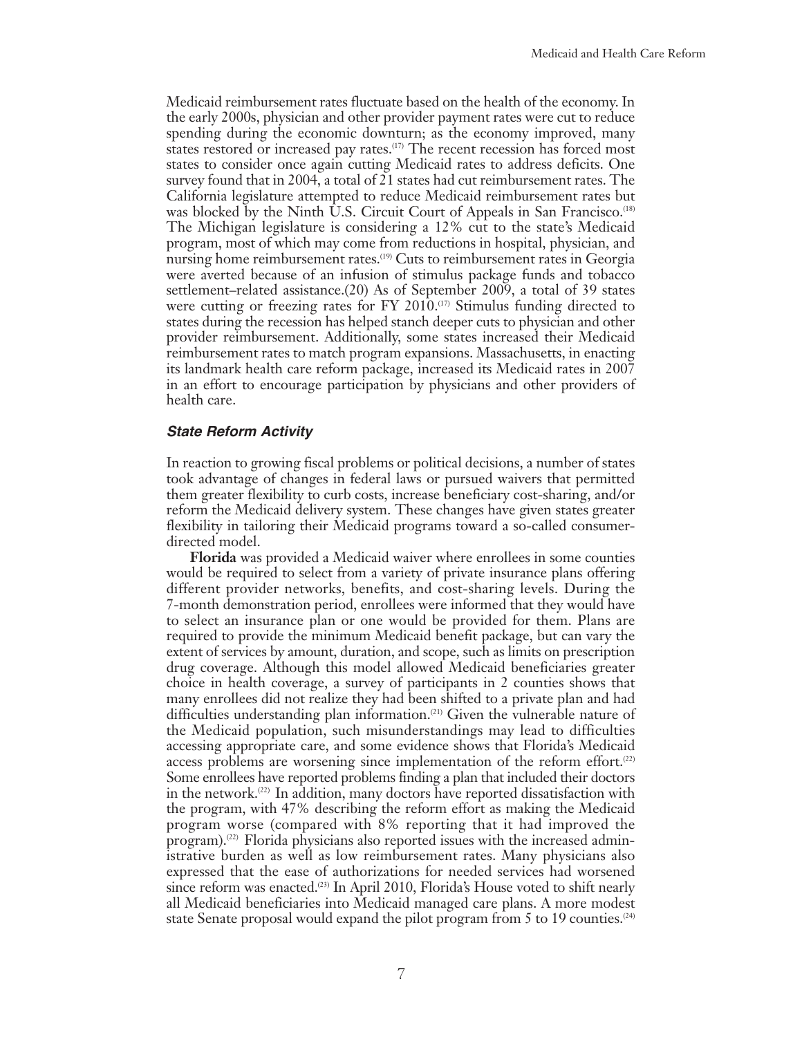Medicaid reimbursement rates fluctuate based on the health of the economy. In the early 2000s, physician and other provider payment rates were cut to reduce spending during the economic downturn; as the economy improved, many states restored or increased pay rates.[17] The recent recession has forced most states to consider once again cutting Medicaid rates to address deficits. One survey found that in 2004, a total of 21 states had cut reimbursement rates. The California legislature attempted to reduce Medicaid reimbursement rates but was blocked by the Ninth U.S. Circuit Court of Appeals in San Francisco.[18] The Michigan legislature is considering a 12% cut to the state's Medicaid program, most of which may come from reductions in hospital, physician, and nursing home reimbursement rates.[19] Cuts to reimbursement rates in Georgia were averted because of an infusion of stimulus package funds and tobacco settlement–related assistance.(20) As of September 2009, a total of 39 states were cutting or freezing rates for FY 2010.[17] Stimulus funding directed to states during the recession has helped stanch deeper cuts to physician and other provider reimbursement. Additionally, some states increased their Medicaid reimbursement rates to match program expansions. Massachusetts, in enacting its landmark health care reform package, increased its Medicaid rates in 2007 in an effort to encourage participation by physicians and other providers of health care.

### *State Reform Activity*

In reaction to growing fiscal problems or political decisions, a number of states took advantage of changes in federal laws or pursued waivers that permitted them greater flexibility to curb costs, increase beneficiary cost-sharing, and/or reform the Medicaid delivery system. These changes have given states greater flexibility in tailoring their Medicaid programs toward a so-called consumer-directed model.

**Florida** was provided a Medicaid waiver where enrollees in some counties would be required to select from a variety of private insurance plans offering different provider networks, benefits, and cost-sharing levels. During the 7-month demonstration period, enrollees were informed that they would have to select an insurance plan or one would be provided for them. Plans are required to provide the minimum Medicaid benefit package, but can vary the extent of services by amount, duration, and scope, such as limits on prescription drug coverage. Although this model allowed Medicaid beneficiaries greater choice in health coverage, a survey of participants in 2 counties shows that many enrollees did not realize they had been shifted to a private plan and had difficulties understanding plan information.[21] Given the vulnerable nature of the Medicaid population, such misunderstandings may lead to difficulties accessing appropriate care, and some evidence shows that Florida's Medicaid access problems are worsening since implementation of the reform effort.[22] Some enrollees have reported problems finding a plan that included their doctors in the network.[22] In addition, many doctors have reported dissatisfaction with the program, with 47% describing the reform effort as making the Medicaid program worse (compared with 8% reporting that it had improved the program).[22] Florida physicians also reported issues with the increased administrative burden as well as low reimbursement rates. Many physicians also expressed that the ease of authorizations for needed services had worsened since reform was enacted.[23] In April 2010, Florida's House voted to shift nearly all Medicaid beneficiaries into Medicaid managed care plans. A more modest state Senate proposal would expand the pilot program from 5 to 19 counties.[24]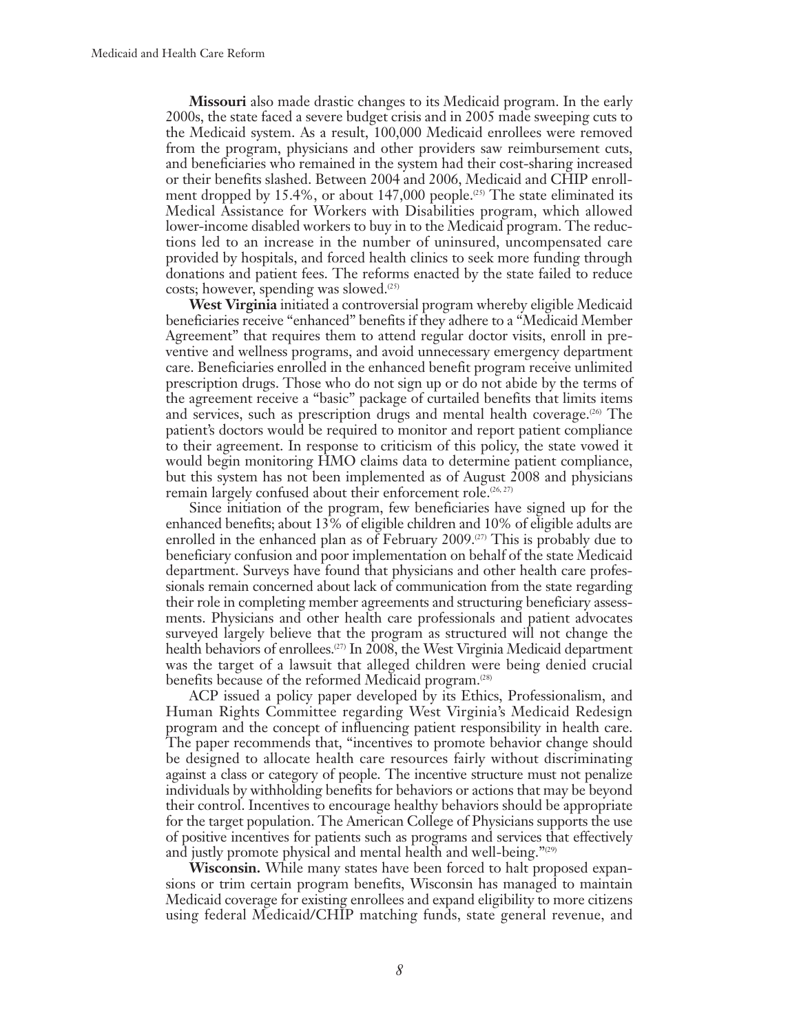**Missouri** also made drastic changes to its Medicaid program. In the early 2000s, the state faced a severe budget crisis and in 2005 made sweeping cuts to the Medicaid system. As a result, 100,000 Medicaid enrollees were removed from the program, physicians and other providers saw reimbursement cuts, and beneficiaries who remained in the system had their cost-sharing increased or their benefits slashed. Between 2004 and 2006, Medicaid and CHIP enrollment dropped by 15.4%, or about 147,000 people.[25] The state eliminated its Medical Assistance for Workers with Disabilities program, which allowed lower-income disabled workers to buy in to the Medicaid program. The reductions led to an increase in the number of uninsured, uncompensated care provided by hospitals, and forced health clinics to seek more funding through donations and patient fees. The reforms enacted by the state failed to reduce costs; however, spending was slowed.[25]

**West Virginia** initiated a controversial program whereby eligible Medicaid beneficiaries receive "enhanced" benefits if they adhere to a "Medicaid Member Agreement" that requires them to attend regular doctor visits, enroll in preventive and wellness programs, and avoid unnecessary emergency department care. Beneficiaries enrolled in the enhanced benefit program receive unlimited prescription drugs. Those who do not sign up or do not abide by the terms of the agreement receive a "basic" package of curtailed benefits that limits items and services, such as prescription drugs and mental health coverage.[26] The patient's doctors would be required to monitor and report patient compliance to their agreement. In response to criticism of this policy, the state vowed it would begin monitoring HMO claims data to determine patient compliance, but this system has not been implemented as of August 2008 and physicians remain largely confused about their enforcement role.[26, 27]

Since initiation of the program, few beneficiaries have signed up for the enhanced benefits; about 13% of eligible children and 10% of eligible adults are enrolled in the enhanced plan as of February 2009.[27] This is probably due to beneficiary confusion and poor implementation on behalf of the state Medicaid department. Surveys have found that physicians and other health care professionals remain concerned about lack of communication from the state regarding their role in completing member agreements and structuring beneficiary assessments. Physicians and other health care professionals and patient advocates surveyed largely believe that the program as structured will not change the health behaviors of enrollees.[27] In 2008, the West Virginia Medicaid department was the target of a lawsuit that alleged children were being denied crucial benefits because of the reformed Medicaid program.[28]

ACP issued a policy paper developed by its Ethics, Professionalism, and Human Rights Committee regarding West Virginia's Medicaid Redesign program and the concept of influencing patient responsibility in health care. The paper recommends that, "incentives to promote behavior change should be designed to allocate health care resources fairly without discriminating against a class or category of people. The incentive structure must not penalize individuals by withholding benefits for behaviors or actions that may be beyond their control. Incentives to encourage healthy behaviors should be appropriate for the target population. The American College of Physicians supports the use of positive incentives for patients such as programs and services that effectively and justly promote physical and mental health and well-being."[29]

**Wisconsin.** While many states have been forced to halt proposed expansions or trim certain program benefits, Wisconsin has managed to maintain Medicaid coverage for existing enrollees and expand eligibility to more citizens using federal Medicaid/CHIP matching funds, state general revenue, and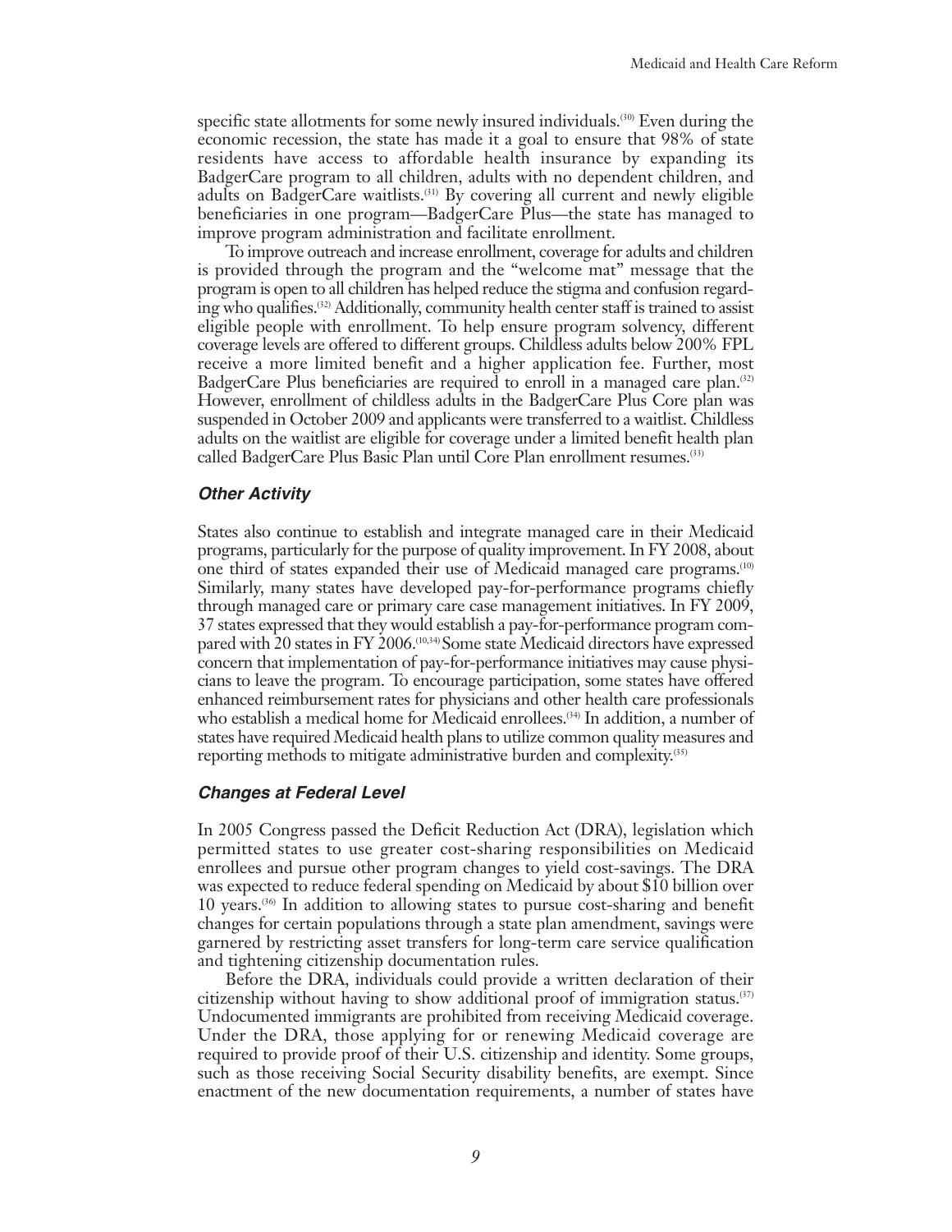specific state allotments for some newly insured individuals.[30] Even during the economic recession, the state has made it a goal to ensure that 98% of state residents have access to affordable health insurance by expanding its BadgerCare program to all children, adults with no dependent children, and adults on BadgerCare waitlists.[31] By covering all current and newly eligible beneficiaries in one program—BadgerCare Plus—the state has managed to improve program administration and facilitate enrollment.

To improve outreach and increase enrollment, coverage for adults and children is provided through the program and the "welcome mat" message that the program is open to all children has helped reduce the stigma and confusion regarding who qualifies.[32] Additionally, community health center staff is trained to assist eligible people with enrollment. To help ensure program solvency, different coverage levels are offered to different groups. Childless adults below 200% FPL receive a more limited benefit and a higher application fee. Further, most BadgerCare Plus beneficiaries are required to enroll in a managed care plan.[32] However, enrollment of childless adults in the BadgerCare Plus Core plan was suspended in October 2009 and applicants were transferred to a waitlist. Childless adults on the waitlist are eligible for coverage under a limited benefit health plan called BadgerCare Plus Basic Plan until Core Plan enrollment resumes.[33]

### *Other Activity*

States also continue to establish and integrate managed care in their Medicaid programs, particularly for the purpose of quality improvement. In FY 2008, about one third of states expanded their use of Medicaid managed care programs.[10] Similarly, many states have developed pay-for-performance programs chiefly through managed care or primary care case management initiatives. In FY 2009, 37 states expressed that they would establish a pay-for-performance program compared with 20 states in FY 2006.[10,34] Some state Medicaid directors have expressed concern that implementation of pay-for-performance initiatives may cause physicians to leave the program. To encourage participation, some states have offered enhanced reimbursement rates for physicians and other health care professionals who establish a medical home for Medicaid enrollees.[34] In addition, a number of states have required Medicaid health plans to utilize common quality measures and reporting methods to mitigate administrative burden and complexity.[35]

### *Changes at Federal Level*

In 2005 Congress passed the Deficit Reduction Act (DRA), legislation which permitted states to use greater cost-sharing responsibilities on Medicaid enrollees and pursue other program changes to yield cost-savings. The DRA was expected to reduce federal spending on Medicaid by about $10 billion over 10 years.[36] In addition to allowing states to pursue cost-sharing and benefit changes for certain populations through a state plan amendment, savings were garnered by restricting asset transfers for long-term care service qualification and tightening citizenship documentation rules.

Before the DRA, individuals could provide a written declaration of their citizenship without having to show additional proof of immigration status.[37] Undocumented immigrants are prohibited from receiving Medicaid coverage. Under the DRA, those applying for or renewing Medicaid coverage are required to provide proof of their U.S. citizenship and identity. Some groups, such as those receiving Social Security disability benefits, are exempt. Since enactment of the new documentation requirements, a number of states have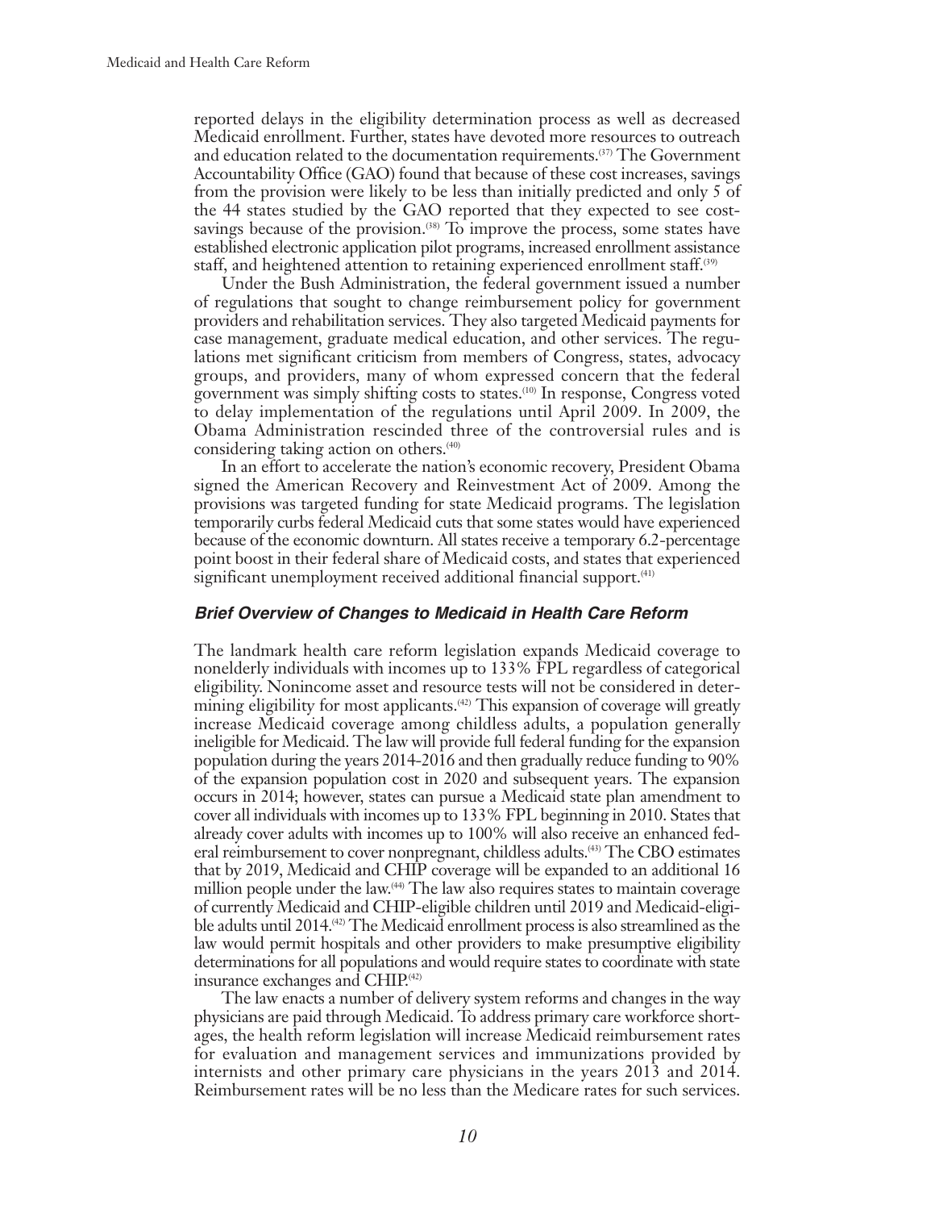reported delays in the eligibility determination process as well as decreased Medicaid enrollment. Further, states have devoted more resources to outreach and education related to the documentation requirements.[37] The Government Accountability Office (GAO) found that because of these cost increases, savings from the provision were likely to be less than initially predicted and only 5 of the 44 states studied by the GAO reported that they expected to see cost-savings because of the provision.[38] To improve the process, some states have established electronic application pilot programs, increased enrollment assistance staff, and heightened attention to retaining experienced enrollment staff.[39]

Under the Bush Administration, the federal government issued a number of regulations that sought to change reimbursement policy for government providers and rehabilitation services. They also targeted Medicaid payments for case management, graduate medical education, and other services. The regulations met significant criticism from members of Congress, states, advocacy groups, and providers, many of whom expressed concern that the federal government was simply shifting costs to states.[10] In response, Congress voted to delay implementation of the regulations until April 2009. In 2009, the Obama Administration rescinded three of the controversial rules and is considering taking action on others.[40]

In an effort to accelerate the nation's economic recovery, President Obama signed the American Recovery and Reinvestment Act of 2009. Among the provisions was targeted funding for state Medicaid programs. The legislation temporarily curbs federal Medicaid cuts that some states would have experienced because of the economic downturn. All states receive a temporary 6.2-percentage point boost in their federal share of Medicaid costs, and states that experienced significant unemployment received additional financial support.[41]

### *Brief Overview of Changes to Medicaid in Health Care Reform*

The landmark health care reform legislation expands Medicaid coverage to nonelderly individuals with incomes up to 133% FPL regardless of categorical eligibility. Nonincome asset and resource tests will not be considered in determining eligibility for most applicants.[42] This expansion of coverage will greatly increase Medicaid coverage among childless adults, a population generally ineligible for Medicaid. The law will provide full federal funding for the expansion population during the years 2014-2016 and then gradually reduce funding to 90% of the expansion population cost in 2020 and subsequent years. The expansion occurs in 2014; however, states can pursue a Medicaid state plan amendment to cover all individuals with incomes up to 133% FPL beginning in 2010. States that already cover adults with incomes up to 100% will also receive an enhanced federal reimbursement to cover nonpregnant, childless adults.[43] The CBO estimates that by 2019, Medicaid and CHIP coverage will be expanded to an additional 16 million people under the law.[44] The law also requires states to maintain coverage of currently Medicaid and CHIP-eligible children until 2019 and Medicaid-eligible adults until 2014.[42] The Medicaid enrollment process is also streamlined as the law would permit hospitals and other providers to make presumptive eligibility determinations for all populations and would require states to coordinate with state insurance exchanges and CHIP.[42]

The law enacts a number of delivery system reforms and changes in the way physicians are paid through Medicaid. To address primary care workforce shortages, the health reform legislation will increase Medicaid reimbursement rates for evaluation and management services and immunizations provided by internists and other primary care physicians in the years 2013 and 2014. Reimbursement rates will be no less than the Medicare rates for such services.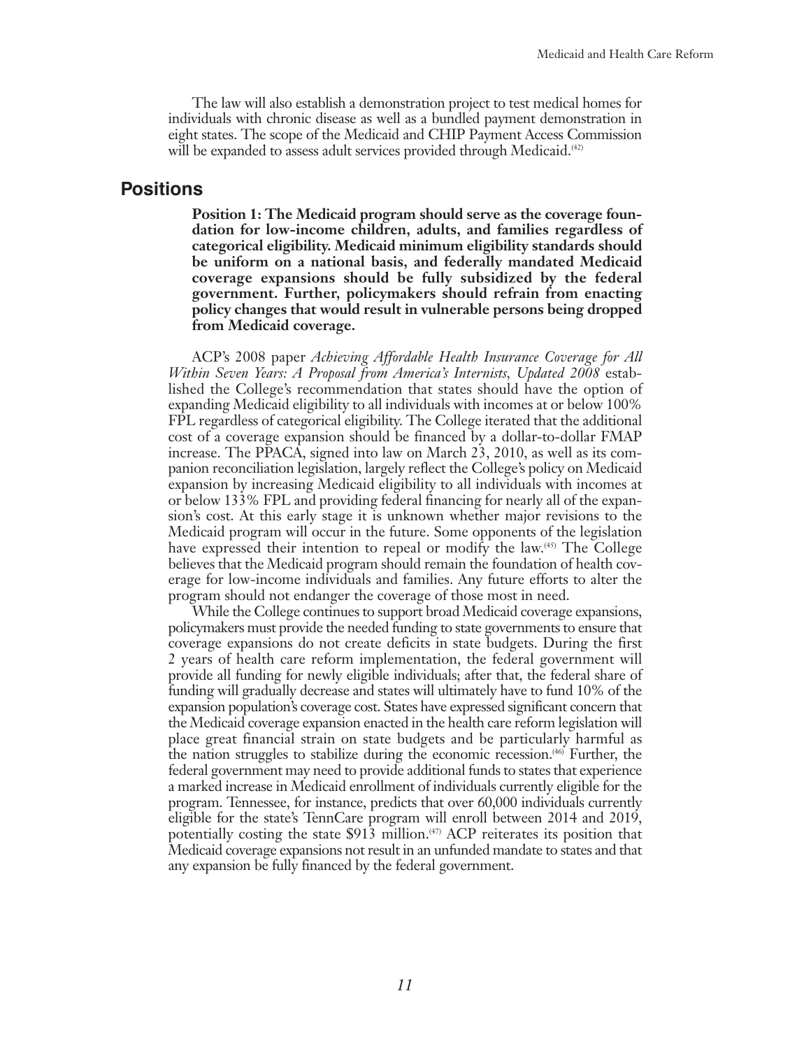The law will also establish a demonstration project to test medical homes for individuals with chronic disease as well as a bundled payment demonstration in eight states. The scope of the Medicaid and CHIP Payment Access Commission will be expanded to assess adult services provided through Medicaid.[42]

## Positions

**Position 1: The Medicaid program should serve as the coverage foundation for low-income children, adults, and families regardless of categorical eligibility. Medicaid minimum eligibility standards should be uniform on a national basis, and federally mandated Medicaid coverage expansions should be fully subsidized by the federal government. Further, policymakers should refrain from enacting policy changes that would result in vulnerable persons being dropped from Medicaid coverage.**

ACP's 2008 paper *Achieving Affordable Health Insurance Coverage for All Within Seven Years: A Proposal from America's Internists, Updated 2008* established the College's recommendation that states should have the option of expanding Medicaid eligibility to all individuals with incomes at or below 100% FPL regardless of categorical eligibility. The College iterated that the additional cost of a coverage expansion should be financed by a dollar-to-dollar FMAP increase. The PPACA, signed into law on March 23, 2010, as well as its companion reconciliation legislation, largely reflect the College's policy on Medicaid expansion by increasing Medicaid eligibility to all individuals with incomes at or below 133% FPL and providing federal financing for nearly all of the expansion's cost. At this early stage it is unknown whether major revisions to the Medicaid program will occur in the future. Some opponents of the legislation have expressed their intention to repeal or modify the law.[45] The College believes that the Medicaid program should remain the foundation of health coverage for low-income individuals and families. Any future efforts to alter the program should not endanger the coverage of those most in need.

While the College continues to support broad Medicaid coverage expansions, policymakers must provide the needed funding to state governments to ensure that coverage expansions do not create deficits in state budgets. During the first 2 years of health care reform implementation, the federal government will provide all funding for newly eligible individuals; after that, the federal share of funding will gradually decrease and states will ultimately have to fund 10% of the expansion population's coverage cost. States have expressed significant concern that the Medicaid coverage expansion enacted in the health care reform legislation will place great financial strain on state budgets and be particularly harmful as the nation struggles to stabilize during the economic recession.[46] Further, the federal government may need to provide additional funds to states that experience a marked increase in Medicaid enrollment of individuals currently eligible for the program. Tennessee, for instance, predicts that over 60,000 individuals currently eligible for the state's TennCare program will enroll between 2014 and 2019, potentially costing the state $913 million.[47] ACP reiterates its position that Medicaid coverage expansions not result in an unfunded mandate to states and that any expansion be fully financed by the federal government.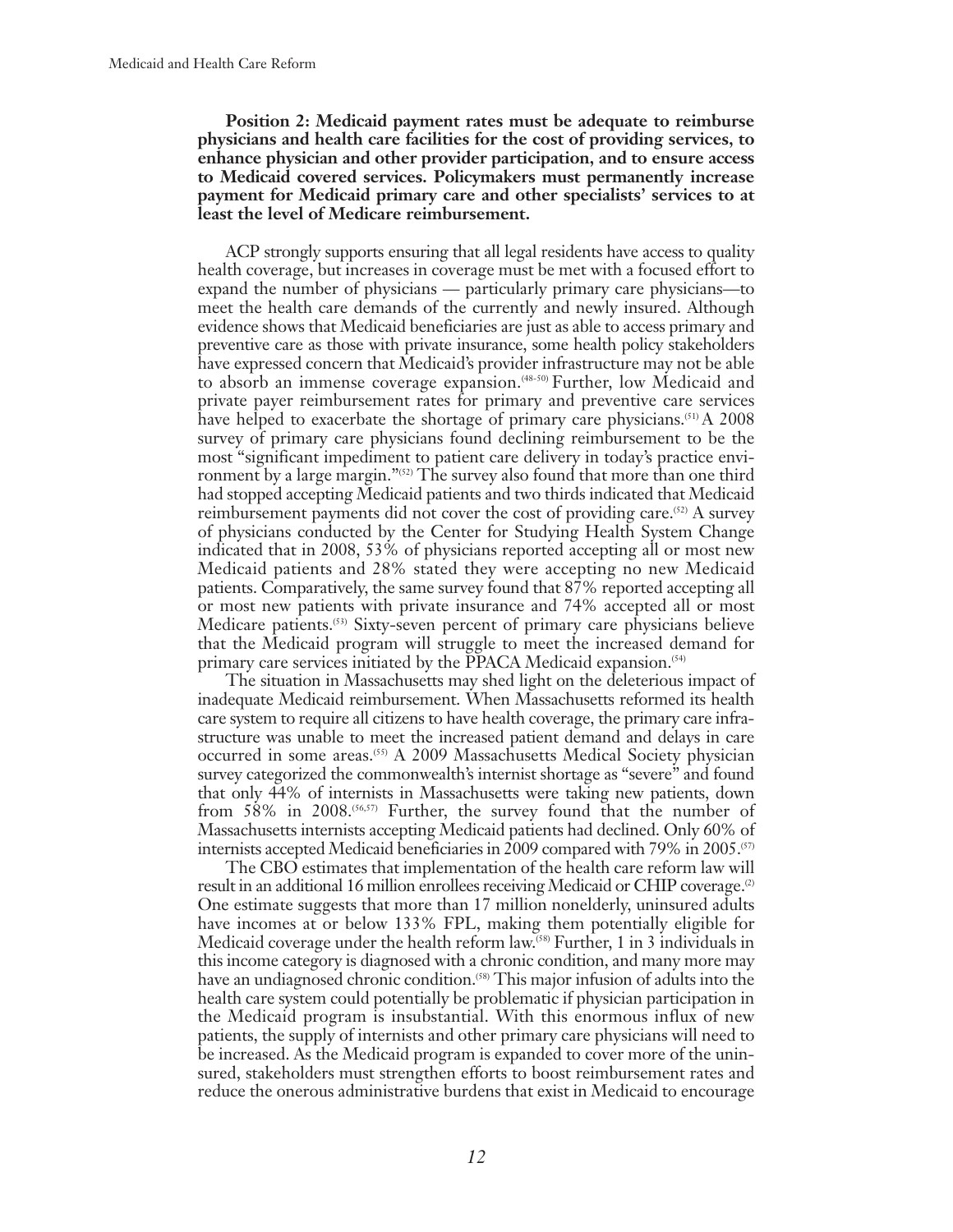**Position 2: Medicaid payment rates must be adequate to reimburse physicians and health care facilities for the cost of providing services, to enhance physician and other provider participation, and to ensure access to Medicaid covered services. Policymakers must permanently increase payment for Medicaid primary care and other specialists' services to at least the level of Medicare reimbursement.**

ACP strongly supports ensuring that all legal residents have access to quality health coverage, but increases in coverage must be met with a focused effort to expand the number of physicians — particularly primary care physicians—to meet the health care demands of the currently and newly insured. Although evidence shows that Medicaid beneficiaries are just as able to access primary and preventive care as those with private insurance, some health policy stakeholders have expressed concern that Medicaid's provider infrastructure may not be able to absorb an immense coverage expansion.[48-50] Further, low Medicaid and private payer reimbursement rates for primary and preventive care services have helped to exacerbate the shortage of primary care physicians.[51] A 2008 survey of primary care physicians found declining reimbursement to be the most "significant impediment to patient care delivery in today's practice environment by a large margin."[52] The survey also found that more than one third had stopped accepting Medicaid patients and two thirds indicated that Medicaid reimbursement payments did not cover the cost of providing care.[52] A survey of physicians conducted by the Center for Studying Health System Change indicated that in 2008, 53% of physicians reported accepting all or most new Medicaid patients and 28% stated they were accepting no new Medicaid patients. Comparatively, the same survey found that 87% reported accepting all or most new patients with private insurance and 74% accepted all or most Medicare patients.[53] Sixty-seven percent of primary care physicians believe that the Medicaid program will struggle to meet the increased demand for primary care services initiated by the PPACA Medicaid expansion.[54]

The situation in Massachusetts may shed light on the deleterious impact of inadequate Medicaid reimbursement. When Massachusetts reformed its health care system to require all citizens to have health coverage, the primary care infrastructure was unable to meet the increased patient demand and delays in care occurred in some areas.[55] A 2009 Massachusetts Medical Society physician survey categorized the commonwealth's internist shortage as "severe" and found that only 44% of internists in Massachusetts were taking new patients, down from 58% in 2008.[56,57] Further, the survey found that the number of Massachusetts internists accepting Medicaid patients had declined. Only 60% of internists accepted Medicaid beneficiaries in 2009 compared with 79% in 2005.[57]

The CBO estimates that implementation of the health care reform law will result in an additional 16 million enrollees receiving Medicaid or CHIP coverage.[2] One estimate suggests that more than 17 million nonelderly, uninsured adults have incomes at or below 133% FPL, making them potentially eligible for Medicaid coverage under the health reform law.[58] Further, 1 in 3 individuals in this income category is diagnosed with a chronic condition, and many more may have an undiagnosed chronic condition.[58] This major infusion of adults into the health care system could potentially be problematic if physician participation in the Medicaid program is insubstantial. With this enormous influx of new patients, the supply of internists and other primary care physicians will need to be increased. As the Medicaid program is expanded to cover more of the uninsured, stakeholders must strengthen efforts to boost reimbursement rates and reduce the onerous administrative burdens that exist in Medicaid to encourage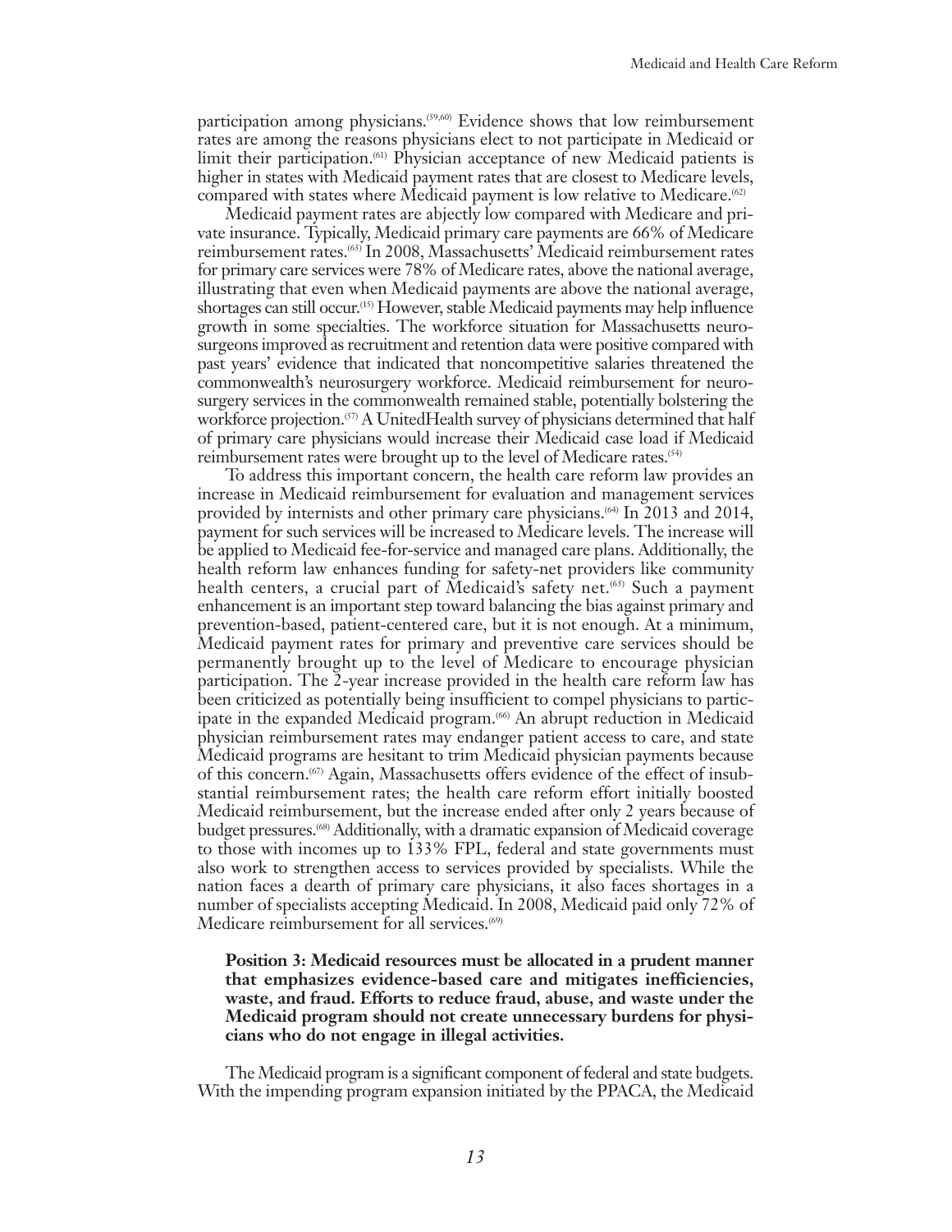participation among physicians.[59,60] Evidence shows that low reimbursement rates are among the reasons physicians elect to not participate in Medicaid or limit their participation.[61] Physician acceptance of new Medicaid patients is higher in states with Medicaid payment rates that are closest to Medicare levels, compared with states where Medicaid payment is low relative to Medicare.[62]

Medicaid payment rates are abjectly low compared with Medicare and private insurance. Typically, Medicaid primary care payments are 66% of Medicare reimbursement rates.[63] In 2008, Massachusetts' Medicaid reimbursement rates for primary care services were 78% of Medicare rates, above the national average, illustrating that even when Medicaid payments are above the national average, shortages can still occur.[15] However, stable Medicaid payments may help influence growth in some specialties. The workforce situation for Massachusetts neurosurgeons improved as recruitment and retention data were positive compared with past years' evidence that indicated that noncompetitive salaries threatened the commonwealth's neurosurgery workforce. Medicaid reimbursement for neurosurgery services in the commonwealth remained stable, potentially bolstering the workforce projection.[57] A UnitedHealth survey of physicians determined that half of primary care physicians would increase their Medicaid case load if Medicaid reimbursement rates were brought up to the level of Medicare rates.[54]

To address this important concern, the health care reform law provides an increase in Medicaid reimbursement for evaluation and management services provided by internists and other primary care physicians.[64] In 2013 and 2014, payment for such services will be increased to Medicare levels. The increase will be applied to Medicaid fee-for-service and managed care plans. Additionally, the health reform law enhances funding for safety-net providers like community health centers, a crucial part of Medicaid's safety net.[65] Such a payment enhancement is an important step toward balancing the bias against primary and prevention-based, patient-centered care, but it is not enough. At a minimum, Medicaid payment rates for primary and preventive care services should be permanently brought up to the level of Medicare to encourage physician participation. The 2-year increase provided in the health care reform law has been criticized as potentially being insufficient to compel physicians to participate in the expanded Medicaid program.[66] An abrupt reduction in Medicaid physician reimbursement rates may endanger patient access to care, and state Medicaid programs are hesitant to trim Medicaid physician payments because of this concern.[67] Again, Massachusetts offers evidence of the effect of insubstantial reimbursement rates; the health care reform effort initially boosted Medicaid reimbursement, but the increase ended after only 2 years because of budget pressures.[68] Additionally, with a dramatic expansion of Medicaid coverage to those with incomes up to 133% FPL, federal and state governments must also work to strengthen access to services provided by specialists. While the nation faces a dearth of primary care physicians, it also faces shortages in a number of specialists accepting Medicaid. In 2008, Medicaid paid only 72% of Medicare reimbursement for all services.[69]

**Position 3: Medicaid resources must be allocated in a prudent manner that emphasizes evidence-based care and mitigates inefficiencies, waste, and fraud. Efforts to reduce fraud, abuse, and waste under the Medicaid program should not create unnecessary burdens for physicians who do not engage in illegal activities.**

The Medicaid program is a significant component of federal and state budgets. With the impending program expansion initiated by the PPACA, the Medicaid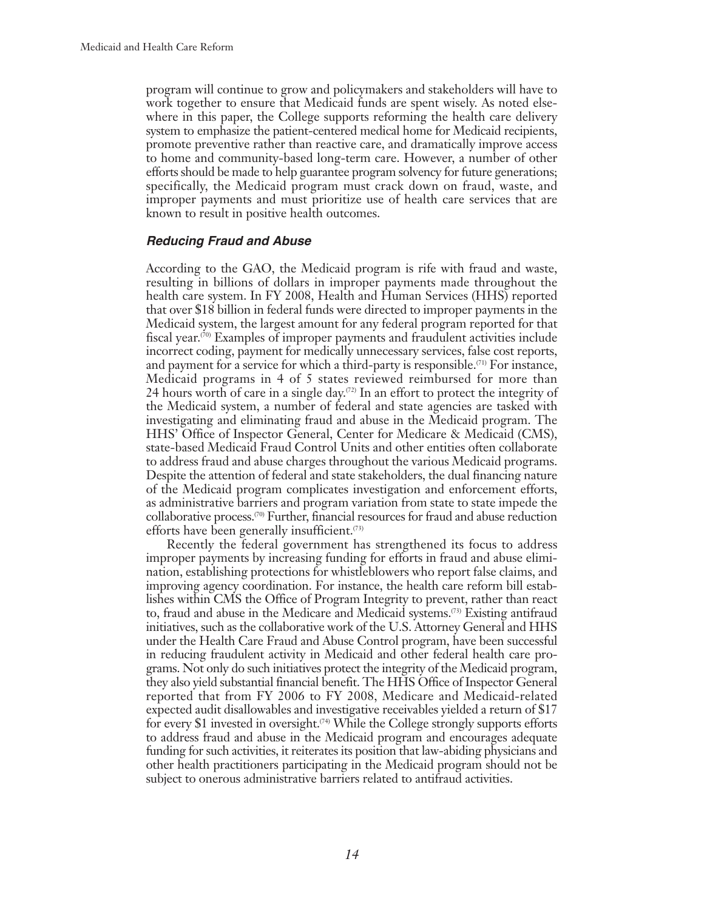program will continue to grow and policymakers and stakeholders will have to work together to ensure that Medicaid funds are spent wisely. As noted elsewhere in this paper, the College supports reforming the health care delivery system to emphasize the patient-centered medical home for Medicaid recipients, promote preventive rather than reactive care, and dramatically improve access to home and community-based long-term care. However, a number of other efforts should be made to help guarantee program solvency for future generations; specifically, the Medicaid program must crack down on fraud, waste, and improper payments and must prioritize use of health care services that are known to result in positive health outcomes.

### *Reducing Fraud and Abuse*

According to the GAO, the Medicaid program is rife with fraud and waste, resulting in billions of dollars in improper payments made throughout the health care system. In FY 2008, Health and Human Services (HHS) reported that over $18 billion in federal funds were directed to improper payments in the Medicaid system, the largest amount for any federal program reported for that fiscal year.(70) Examples of improper payments and fraudulent activities include incorrect coding, payment for medically unnecessary services, false cost reports, and payment for a service for which a third-party is responsible.(71) For instance, Medicaid programs in 4 of 5 states reviewed reimbursed for more than 24 hours worth of care in a single day.(72) In an effort to protect the integrity of the Medicaid system, a number of federal and state agencies are tasked with investigating and eliminating fraud and abuse in the Medicaid program. The HHS' Office of Inspector General, Center for Medicare & Medicaid (CMS), state-based Medicaid Fraud Control Units and other entities often collaborate to address fraud and abuse charges throughout the various Medicaid programs. Despite the attention of federal and state stakeholders, the dual financing nature of the Medicaid program complicates investigation and enforcement efforts, as administrative barriers and program variation from state to state impede the collaborative process.(70) Further, financial resources for fraud and abuse reduction efforts have been generally insufficient.(73)

Recently the federal government has strengthened its focus to address improper payments by increasing funding for efforts in fraud and abuse elimination, establishing protections for whistleblowers who report false claims, and improving agency coordination. For instance, the health care reform bill establishes within CMS the Office of Program Integrity to prevent, rather than react to, fraud and abuse in the Medicare and Medicaid systems.(73) Existing antifraud initiatives, such as the collaborative work of the U.S. Attorney General and HHS under the Health Care Fraud and Abuse Control program, have been successful in reducing fraudulent activity in Medicaid and other federal health care programs. Not only do such initiatives protect the integrity of the Medicaid program, they also yield substantial financial benefit. The HHS Office of Inspector General reported that from FY 2006 to FY 2008, Medicare and Medicaid-related expected audit disallowables and investigative receivables yielded a return of $17 for every $1 invested in oversight.(74) While the College strongly supports efforts to address fraud and abuse in the Medicaid program and encourages adequate funding for such activities, it reiterates its position that law-abiding physicians and other health practitioners participating in the Medicaid program should not be subject to onerous administrative barriers related to antifraud activities.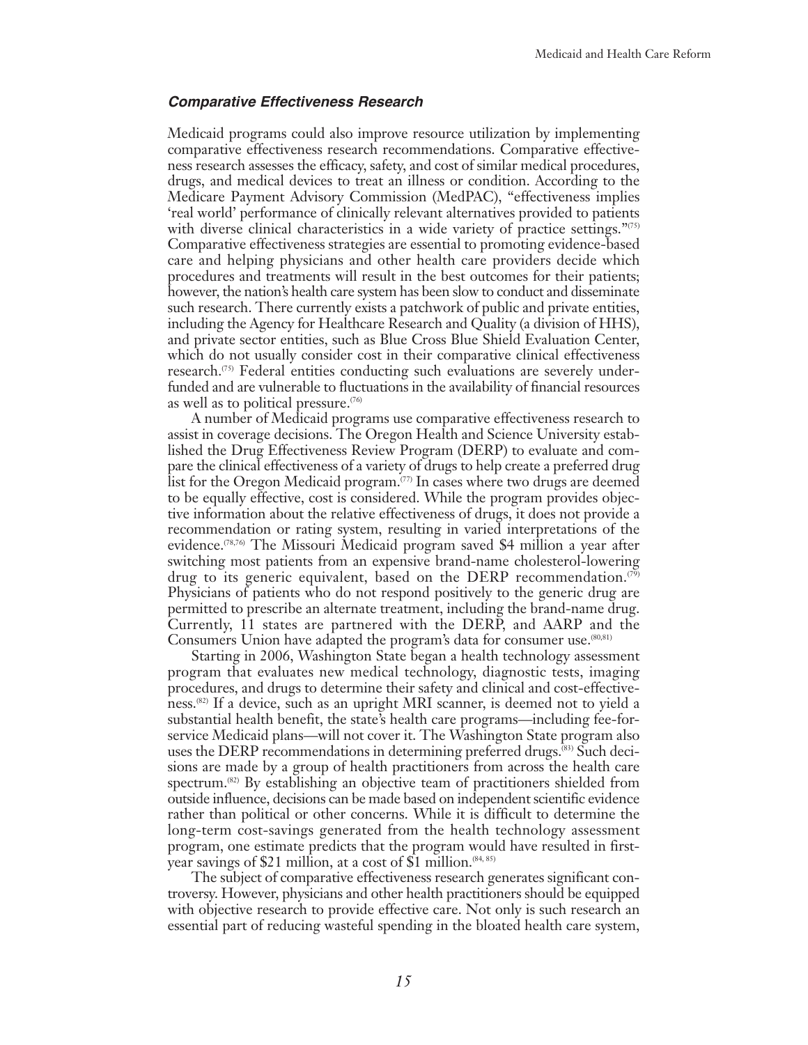### *Comparative Effectiveness Research*

Medicaid programs could also improve resource utilization by implementing comparative effectiveness research recommendations. Comparative effectiveness research assesses the efficacy, safety, and cost of similar medical procedures, drugs, and medical devices to treat an illness or condition. According to the Medicare Payment Advisory Commission (MedPAC), "effectiveness implies 'real world' performance of clinically relevant alternatives provided to patients with diverse clinical characteristics in a wide variety of practice settings."[75] Comparative effectiveness strategies are essential to promoting evidence-based care and helping physicians and other health care providers decide which procedures and treatments will result in the best outcomes for their patients; however, the nation's health care system has been slow to conduct and disseminate such research. There currently exists a patchwork of public and private entities, including the Agency for Healthcare Research and Quality (a division of HHS), and private sector entities, such as Blue Cross Blue Shield Evaluation Center, which do not usually consider cost in their comparative clinical effectiveness research.[75] Federal entities conducting such evaluations are severely underfunded and are vulnerable to fluctuations in the availability of financial resources as well as to political pressure.[76]

A number of Medicaid programs use comparative effectiveness research to assist in coverage decisions. The Oregon Health and Science University established the Drug Effectiveness Review Program (DERP) to evaluate and compare the clinical effectiveness of a variety of drugs to help create a preferred drug list for the Oregon Medicaid program.[77] In cases where two drugs are deemed to be equally effective, cost is considered. While the program provides objective information about the relative effectiveness of drugs, it does not provide a recommendation or rating system, resulting in varied interpretations of the evidence.[78,76] The Missouri Medicaid program saved $4 million a year after switching most patients from an expensive brand-name cholesterol-lowering drug to its generic equivalent, based on the DERP recommendation.[79] Physicians of patients who do not respond positively to the generic drug are permitted to prescribe an alternate treatment, including the brand-name drug. Currently, 11 states are partnered with the DERP, and AARP and the Consumers Union have adapted the program's data for consumer use.[80,81]

Starting in 2006, Washington State began a health technology assessment program that evaluates new medical technology, diagnostic tests, imaging procedures, and drugs to determine their safety and clinical and cost-effectiveness.[82] If a device, such as an upright MRI scanner, is deemed not to yield a substantial health benefit, the state's health care programs—including fee-for-service Medicaid plans—will not cover it. The Washington State program also uses the DERP recommendations in determining preferred drugs.[83] Such decisions are made by a group of health practitioners from across the health care spectrum.[82] By establishing an objective team of practitioners shielded from outside influence, decisions can be made based on independent scientific evidence rather than political or other concerns. While it is difficult to determine the long-term cost-savings generated from the health technology assessment program, one estimate predicts that the program would have resulted in first-year savings of $21 million, at a cost of $1 million.[84, 85]

The subject of comparative effectiveness research generates significant controversy. However, physicians and other health practitioners should be equipped with objective research to provide effective care. Not only is such research an essential part of reducing wasteful spending in the bloated health care system,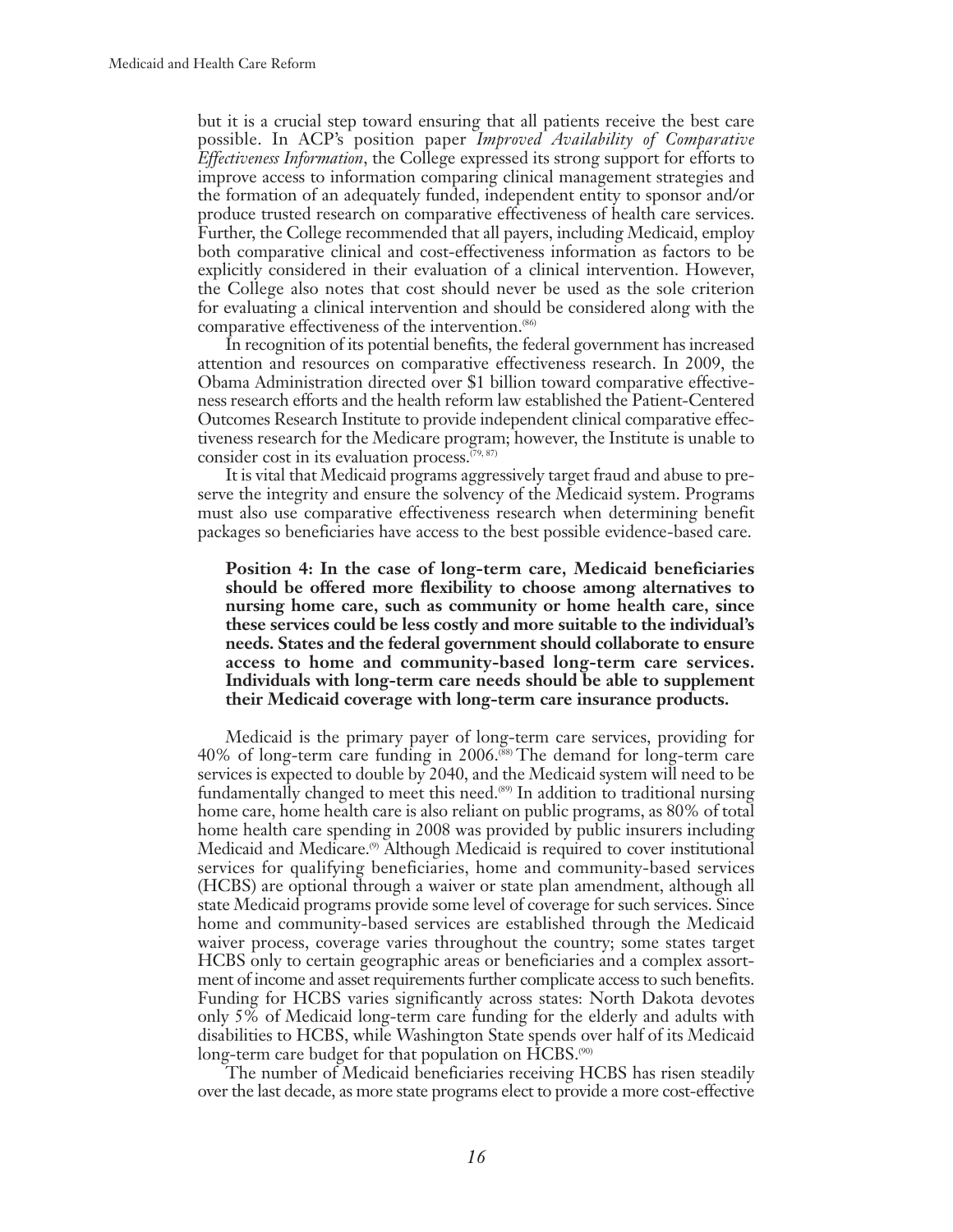but it is a crucial step toward ensuring that all patients receive the best care possible. In ACP's position paper *Improved Availability of Comparative Effectiveness Information*, the College expressed its strong support for efforts to improve access to information comparing clinical management strategies and the formation of an adequately funded, independent entity to sponsor and/or produce trusted research on comparative effectiveness of health care services. Further, the College recommended that all payers, including Medicaid, employ both comparative clinical and cost-effectiveness information as factors to be explicitly considered in their evaluation of a clinical intervention. However, the College also notes that cost should never be used as the sole criterion for evaluating a clinical intervention and should be considered along with the comparative effectiveness of the intervention.[86]

In recognition of its potential benefits, the federal government has increased attention and resources on comparative effectiveness research. In 2009, the Obama Administration directed over $1 billion toward comparative effectiveness research efforts and the health reform law established the Patient-Centered Outcomes Research Institute to provide independent clinical comparative effectiveness research for the Medicare program; however, the Institute is unable to consider cost in its evaluation process.[79, 87]

It is vital that Medicaid programs aggressively target fraud and abuse to preserve the integrity and ensure the solvency of the Medicaid system. Programs must also use comparative effectiveness research when determining benefit packages so beneficiaries have access to the best possible evidence-based care.

**Position 4: In the case of long-term care, Medicaid beneficiaries should be offered more flexibility to choose among alternatives to nursing home care, such as community or home health care, since these services could be less costly and more suitable to the individual's needs. States and the federal government should collaborate to ensure access to home and community-based long-term care services. Individuals with long-term care needs should be able to supplement their Medicaid coverage with long-term care insurance products.**

Medicaid is the primary payer of long-term care services, providing for 40% of long-term care funding in 2006.[88] The demand for long-term care services is expected to double by 2040, and the Medicaid system will need to be fundamentally changed to meet this need.[89] In addition to traditional nursing home care, home health care is also reliant on public programs, as 80% of total home health care spending in 2008 was provided by public insurers including Medicaid and Medicare.[9] Although Medicaid is required to cover institutional services for qualifying beneficiaries, home and community-based services (HCBS) are optional through a waiver or state plan amendment, although all state Medicaid programs provide some level of coverage for such services. Since home and community-based services are established through the Medicaid waiver process, coverage varies throughout the country; some states target HCBS only to certain geographic areas or beneficiaries and a complex assortment of income and asset requirements further complicate access to such benefits. Funding for HCBS varies significantly across states: North Dakota devotes only 5% of Medicaid long-term care funding for the elderly and adults with disabilities to HCBS, while Washington State spends over half of its Medicaid long-term care budget for that population on HCBS.[90]

The number of Medicaid beneficiaries receiving HCBS has risen steadily over the last decade, as more state programs elect to provide a more cost-effective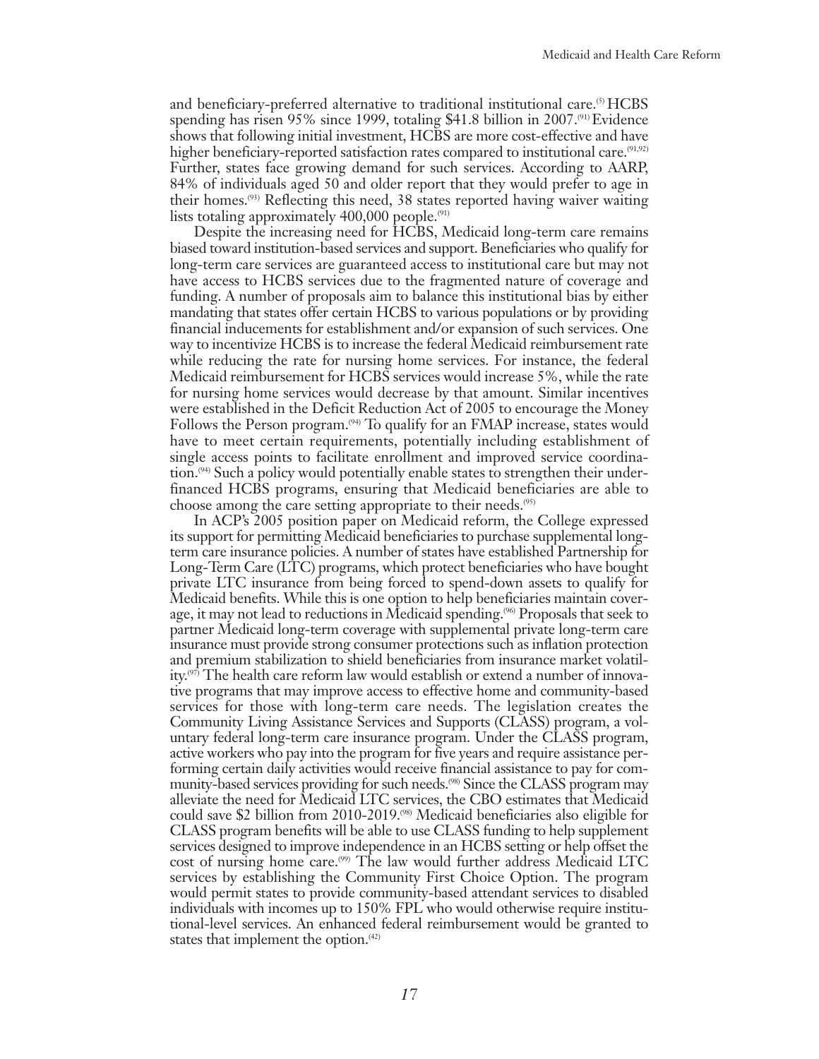and beneficiary-preferred alternative to traditional institutional care.[5] HCBS spending has risen 95% since 1999, totaling $41.8 billion in 2007.[91] Evidence shows that following initial investment, HCBS are more cost-effective and have higher beneficiary-reported satisfaction rates compared to institutional care.[91,92] Further, states face growing demand for such services. According to AARP, 84% of individuals aged 50 and older report that they would prefer to age in their homes.[93] Reflecting this need, 38 states reported having waiver waiting lists totaling approximately 400,000 people.[91]

Despite the increasing need for HCBS, Medicaid long-term care remains biased toward institution-based services and support. Beneficiaries who qualify for long-term care services are guaranteed access to institutional care but may not have access to HCBS services due to the fragmented nature of coverage and funding. A number of proposals aim to balance this institutional bias by either mandating that states offer certain HCBS to various populations or by providing financial inducements for establishment and/or expansion of such services. One way to incentivize HCBS is to increase the federal Medicaid reimbursement rate while reducing the rate for nursing home services. For instance, the federal Medicaid reimbursement for HCBS services would increase 5%, while the rate for nursing home services would decrease by that amount. Similar incentives were established in the Deficit Reduction Act of 2005 to encourage the Money Follows the Person program.[94] To qualify for an FMAP increase, states would have to meet certain requirements, potentially including establishment of single access points to facilitate enrollment and improved service coordination.[94] Such a policy would potentially enable states to strengthen their under-financed HCBS programs, ensuring that Medicaid beneficiaries are able to choose among the care setting appropriate to their needs.[95]

In ACP's 2005 position paper on Medicaid reform, the College expressed its support for permitting Medicaid beneficiaries to purchase supplemental long-term care insurance policies. A number of states have established Partnership for Long-Term Care (LTC) programs, which protect beneficiaries who have bought private LTC insurance from being forced to spend-down assets to qualify for Medicaid benefits. While this is one option to help beneficiaries maintain coverage, it may not lead to reductions in Medicaid spending.[96] Proposals that seek to partner Medicaid long-term coverage with supplemental private long-term care insurance must provide strong consumer protections such as inflation protection and premium stabilization to shield beneficiaries from insurance market volatility.[97] The health care reform law would establish or extend a number of innovative programs that may improve access to effective home and community-based services for those with long-term care needs. The legislation creates the Community Living Assistance Services and Supports (CLASS) program, a voluntary federal long-term care insurance program. Under the CLASS program, active workers who pay into the program for five years and require assistance performing certain daily activities would receive financial assistance to pay for community-based services providing for such needs.[98] Since the CLASS program may alleviate the need for Medicaid LTC services, the CBO estimates that Medicaid could save $2 billion from 2010-2019.[98] Medicaid beneficiaries also eligible for CLASS program benefits will be able to use CLASS funding to help supplement services designed to improve independence in an HCBS setting or help offset the cost of nursing home care.[99] The law would further address Medicaid LTC services by establishing the Community First Choice Option. The program would permit states to provide community-based attendant services to disabled individuals with incomes up to 150% FPL who would otherwise require institutional-level services. An enhanced federal reimbursement would be granted to states that implement the option.[42]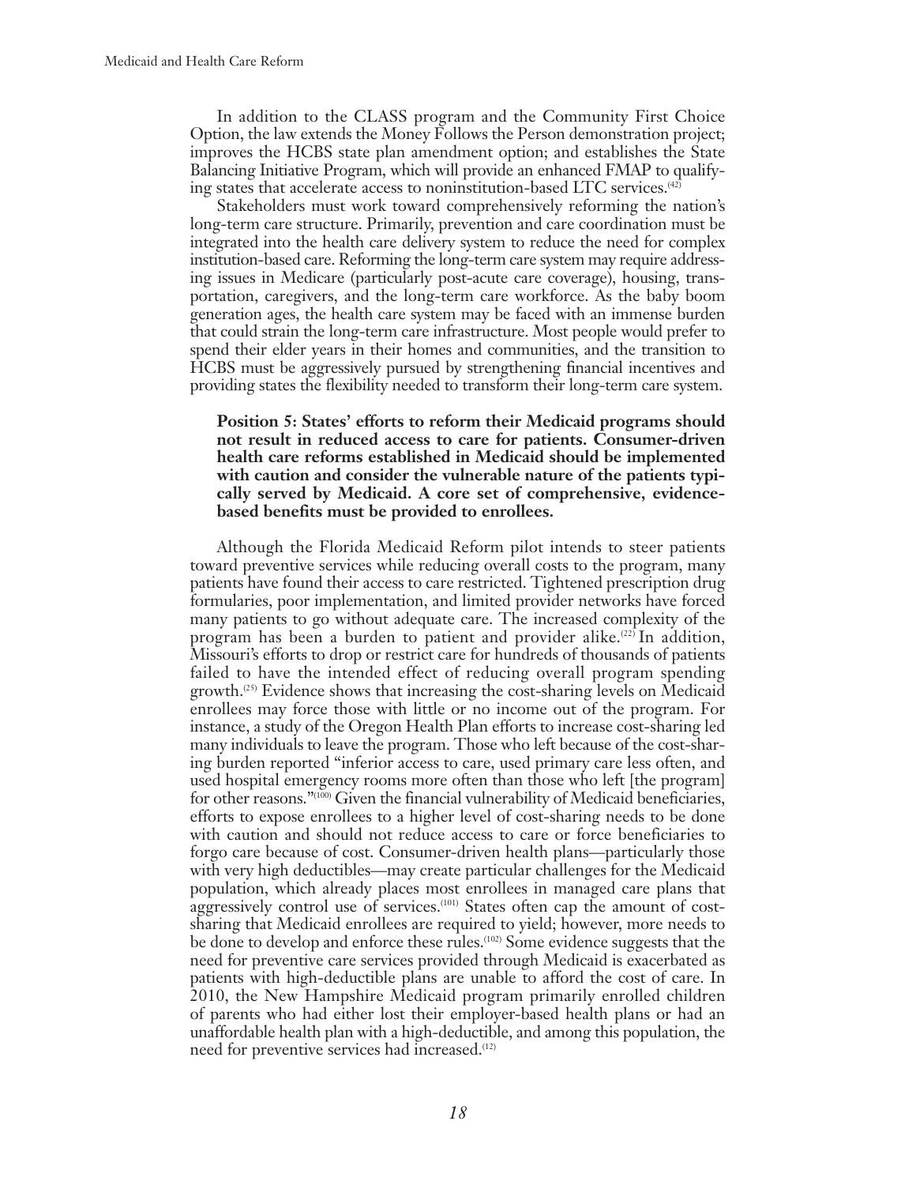In addition to the CLASS program and the Community First Choice Option, the law extends the Money Follows the Person demonstration project; improves the HCBS state plan amendment option; and establishes the State Balancing Initiative Program, which will provide an enhanced FMAP to qualifying states that accelerate access to noninstitution-based LTC services.[42]

Stakeholders must work toward comprehensively reforming the nation's long-term care structure. Primarily, prevention and care coordination must be integrated into the health care delivery system to reduce the need for complex institution-based care. Reforming the long-term care system may require addressing issues in Medicare (particularly post-acute care coverage), housing, transportation, caregivers, and the long-term care workforce. As the baby boom generation ages, the health care system may be faced with an immense burden that could strain the long-term care infrastructure. Most people would prefer to spend their elder years in their homes and communities, and the transition to HCBS must be aggressively pursued by strengthening financial incentives and providing states the flexibility needed to transform their long-term care system.

**Position 5: States' efforts to reform their Medicaid programs should not result in reduced access to care for patients. Consumer-driven health care reforms established in Medicaid should be implemented with caution and consider the vulnerable nature of the patients typically served by Medicaid. A core set of comprehensive, evidence-based benefits must be provided to enrollees.**

Although the Florida Medicaid Reform pilot intends to steer patients toward preventive services while reducing overall costs to the program, many patients have found their access to care restricted. Tightened prescription drug formularies, poor implementation, and limited provider networks have forced many patients to go without adequate care. The increased complexity of the program has been a burden to patient and provider alike.[22] In addition, Missouri's efforts to drop or restrict care for hundreds of thousands of patients failed to have the intended effect of reducing overall program spending growth.[25] Evidence shows that increasing the cost-sharing levels on Medicaid enrollees may force those with little or no income out of the program. For instance, a study of the Oregon Health Plan efforts to increase cost-sharing led many individuals to leave the program. Those who left because of the cost-sharing burden reported "inferior access to care, used primary care less often, and used hospital emergency rooms more often than those who left [the program] for other reasons."[100] Given the financial vulnerability of Medicaid beneficiaries, efforts to expose enrollees to a higher level of cost-sharing needs to be done with caution and should not reduce access to care or force beneficiaries to forgo care because of cost. Consumer-driven health plans—particularly those with very high deductibles—may create particular challenges for the Medicaid population, which already places most enrollees in managed care plans that aggressively control use of services.[101] States often cap the amount of cost-sharing that Medicaid enrollees are required to yield; however, more needs to be done to develop and enforce these rules.[102] Some evidence suggests that the need for preventive care services provided through Medicaid is exacerbated as patients with high-deductible plans are unable to afford the cost of care. In 2010, the New Hampshire Medicaid program primarily enrolled children of parents who had either lost their employer-based health plans or had an unaffordable health plan with a high-deductible, and among this population, the need for preventive services had increased.[12]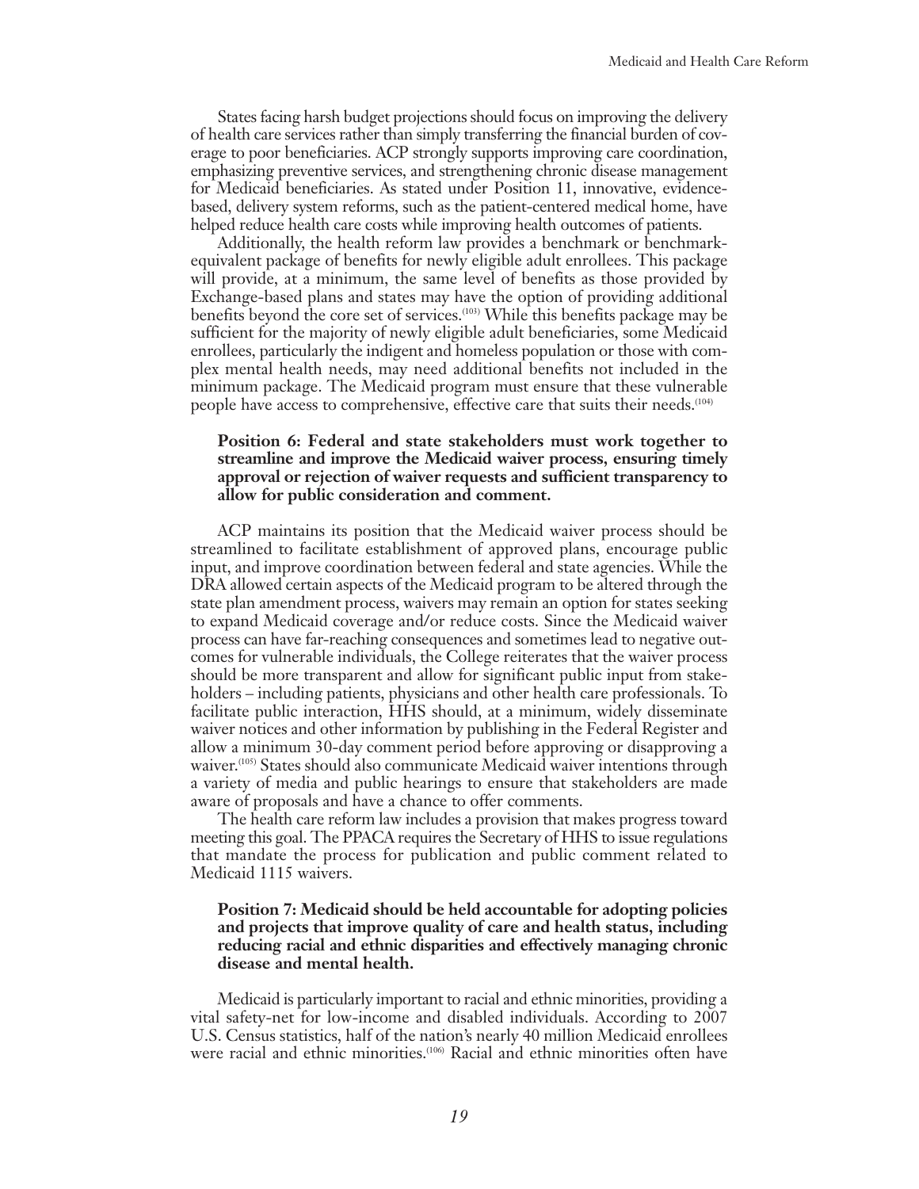States facing harsh budget projections should focus on improving the delivery of health care services rather than simply transferring the financial burden of coverage to poor beneficiaries. ACP strongly supports improving care coordination, emphasizing preventive services, and strengthening chronic disease management for Medicaid beneficiaries. As stated under Position 11, innovative, evidence-based, delivery system reforms, such as the patient-centered medical home, have helped reduce health care costs while improving health outcomes of patients.

Additionally, the health reform law provides a benchmark or benchmark-equivalent package of benefits for newly eligible adult enrollees. This package will provide, at a minimum, the same level of benefits as those provided by Exchange-based plans and states may have the option of providing additional benefits beyond the core set of services.[103] While this benefits package may be sufficient for the majority of newly eligible adult beneficiaries, some Medicaid enrollees, particularly the indigent and homeless population or those with complex mental health needs, may need additional benefits not included in the minimum package. The Medicaid program must ensure that these vulnerable people have access to comprehensive, effective care that suits their needs.[104]

**Position 6: Federal and state stakeholders must work together to streamline and improve the Medicaid waiver process, ensuring timely approval or rejection of waiver requests and sufficient transparency to allow for public consideration and comment.**

ACP maintains its position that the Medicaid waiver process should be streamlined to facilitate establishment of approved plans, encourage public input, and improve coordination between federal and state agencies. While the DRA allowed certain aspects of the Medicaid program to be altered through the state plan amendment process, waivers may remain an option for states seeking to expand Medicaid coverage and/or reduce costs. Since the Medicaid waiver process can have far-reaching consequences and sometimes lead to negative outcomes for vulnerable individuals, the College reiterates that the waiver process should be more transparent and allow for significant public input from stakeholders – including patients, physicians and other health care professionals. To facilitate public interaction, HHS should, at a minimum, widely disseminate waiver notices and other information by publishing in the Federal Register and allow a minimum 30-day comment period before approving or disapproving a waiver.[105] States should also communicate Medicaid waiver intentions through a variety of media and public hearings to ensure that stakeholders are made aware of proposals and have a chance to offer comments.

The health care reform law includes a provision that makes progress toward meeting this goal. The PPACA requires the Secretary of HHS to issue regulations that mandate the process for publication and public comment related to Medicaid 1115 waivers.

**Position 7: Medicaid should be held accountable for adopting policies and projects that improve quality of care and health status, including reducing racial and ethnic disparities and effectively managing chronic disease and mental health.**

Medicaid is particularly important to racial and ethnic minorities, providing a vital safety-net for low-income and disabled individuals. According to 2007 U.S. Census statistics, half of the nation's nearly 40 million Medicaid enrollees were racial and ethnic minorities.[106] Racial and ethnic minorities often have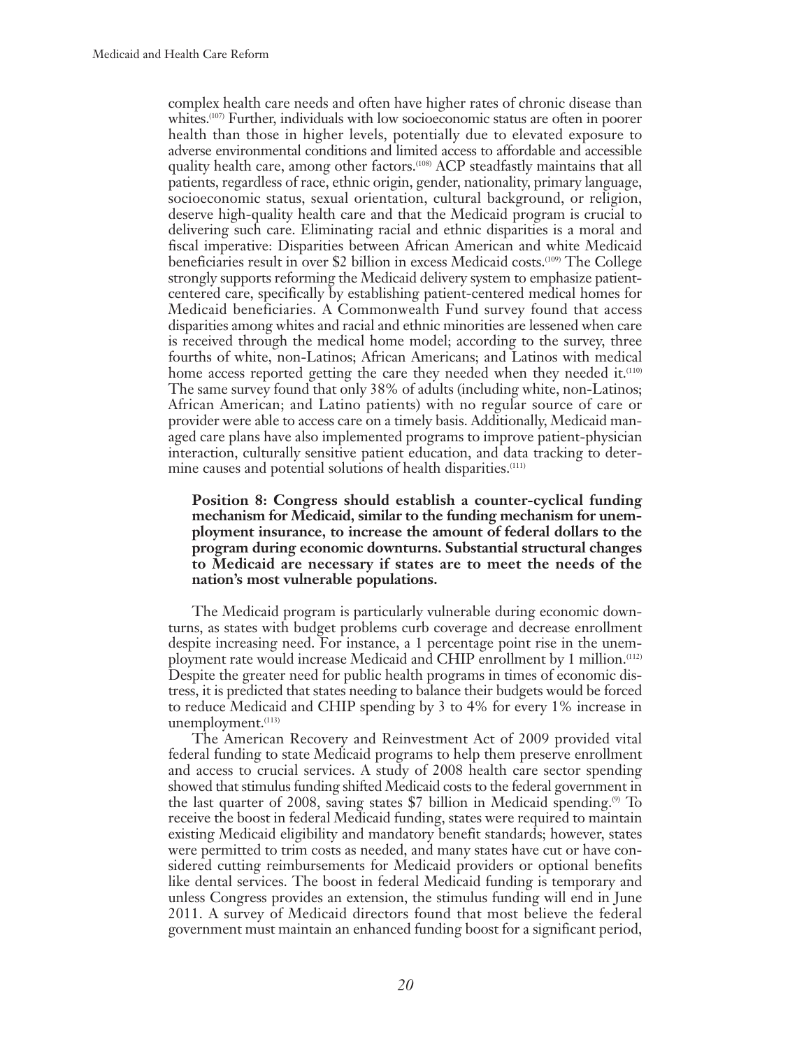complex health care needs and often have higher rates of chronic disease than whites.[107] Further, individuals with low socioeconomic status are often in poorer health than those in higher levels, potentially due to elevated exposure to adverse environmental conditions and limited access to affordable and accessible quality health care, among other factors.[108] ACP steadfastly maintains that all patients, regardless of race, ethnic origin, gender, nationality, primary language, socioeconomic status, sexual orientation, cultural background, or religion, deserve high-quality health care and that the Medicaid program is crucial to delivering such care. Eliminating racial and ethnic disparities is a moral and fiscal imperative: Disparities between African American and white Medicaid beneficiaries result in over $2 billion in excess Medicaid costs.[109] The College strongly supports reforming the Medicaid delivery system to emphasize patient-centered care, specifically by establishing patient-centered medical homes for Medicaid beneficiaries. A Commonwealth Fund survey found that access disparities among whites and racial and ethnic minorities are lessened when care is received through the medical home model; according to the survey, three fourths of white, non-Latinos; African Americans; and Latinos with medical home access reported getting the care they needed when they needed it.[110] The same survey found that only 38% of adults (including white, non-Latinos; African American; and Latino patients) with no regular source of care or provider were able to access care on a timely basis. Additionally, Medicaid managed care plans have also implemented programs to improve patient-physician interaction, culturally sensitive patient education, and data tracking to determine causes and potential solutions of health disparities.[111]

**Position 8: Congress should establish a counter-cyclical funding mechanism for Medicaid, similar to the funding mechanism for unemployment insurance, to increase the amount of federal dollars to the program during economic downturns. Substantial structural changes to Medicaid are necessary if states are to meet the needs of the nation's most vulnerable populations.**

The Medicaid program is particularly vulnerable during economic downturns, as states with budget problems curb coverage and decrease enrollment despite increasing need. For instance, a 1 percentage point rise in the unemployment rate would increase Medicaid and CHIP enrollment by 1 million.[112] Despite the greater need for public health programs in times of economic distress, it is predicted that states needing to balance their budgets would be forced to reduce Medicaid and CHIP spending by 3 to 4% for every 1% increase in unemployment.[113]

The American Recovery and Reinvestment Act of 2009 provided vital federal funding to state Medicaid programs to help them preserve enrollment and access to crucial services. A study of 2008 health care sector spending showed that stimulus funding shifted Medicaid costs to the federal government in the last quarter of 2008, saving states $7 billion in Medicaid spending.[9] To receive the boost in federal Medicaid funding, states were required to maintain existing Medicaid eligibility and mandatory benefit standards; however, states were permitted to trim costs as needed, and many states have cut or have considered cutting reimbursements for Medicaid providers or optional benefits like dental services. The boost in federal Medicaid funding is temporary and unless Congress provides an extension, the stimulus funding will end in June 2011. A survey of Medicaid directors found that most believe the federal government must maintain an enhanced funding boost for a significant period,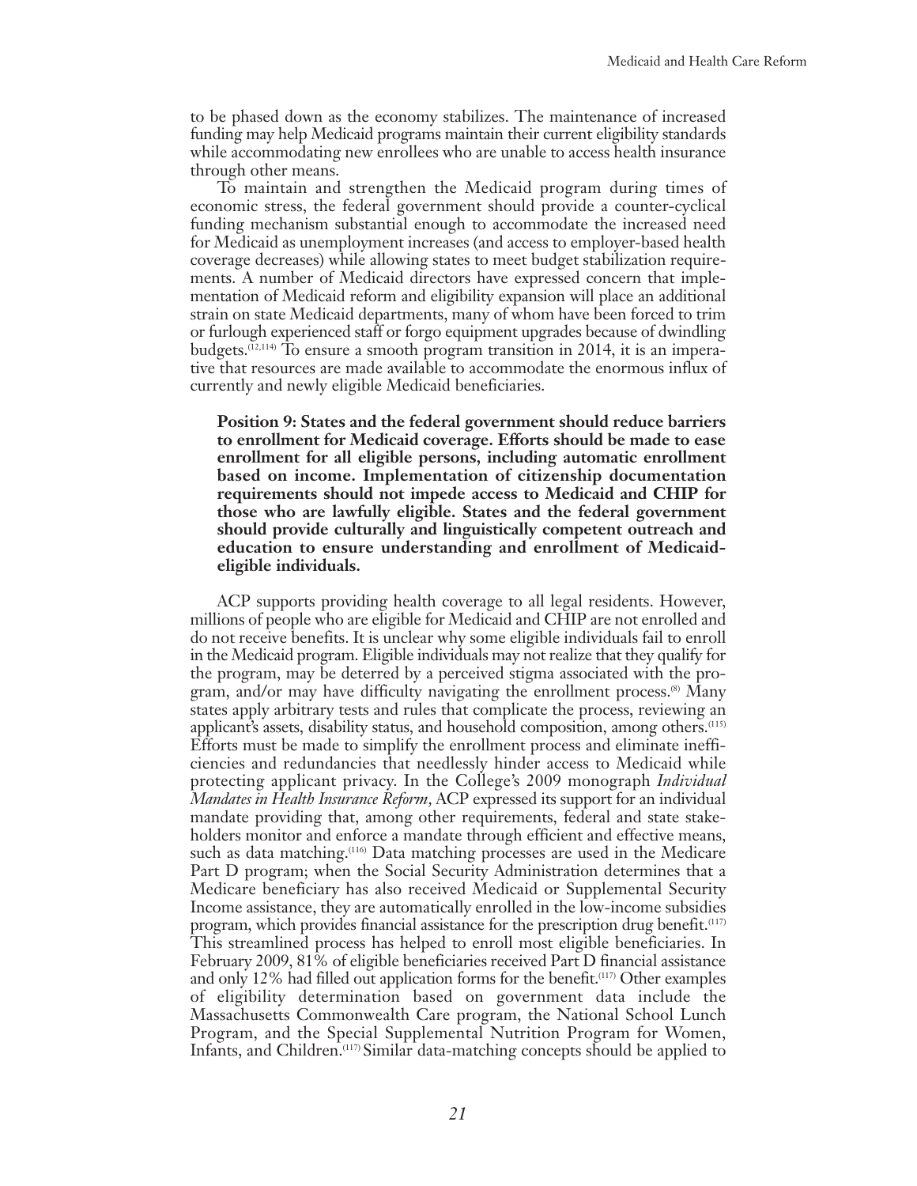to be phased down as the economy stabilizes. The maintenance of increased funding may help Medicaid programs maintain their current eligibility standards while accommodating new enrollees who are unable to access health insurance through other means.

To maintain and strengthen the Medicaid program during times of economic stress, the federal government should provide a counter-cyclical funding mechanism substantial enough to accommodate the increased need for Medicaid as unemployment increases (and access to employer-based health coverage decreases) while allowing states to meet budget stabilization requirements. A number of Medicaid directors have expressed concern that implementation of Medicaid reform and eligibility expansion will place an additional strain on state Medicaid departments, many of whom have been forced to trim or furlough experienced staff or forgo equipment upgrades because of dwindling budgets.[12,114] To ensure a smooth program transition in 2014, it is an imperative that resources are made available to accommodate the enormous influx of currently and newly eligible Medicaid beneficiaries.

**Position 9: States and the federal government should reduce barriers to enrollment for Medicaid coverage. Efforts should be made to ease enrollment for all eligible persons, including automatic enrollment based on income. Implementation of citizenship documentation requirements should not impede access to Medicaid and CHIP for those who are lawfully eligible. States and the federal government should provide culturally and linguistically competent outreach and education to ensure understanding and enrollment of Medicaid-eligible individuals.**

ACP supports providing health coverage to all legal residents. However, millions of people who are eligible for Medicaid and CHIP are not enrolled and do not receive benefits. It is unclear why some eligible individuals fail to enroll in the Medicaid program. Eligible individuals may not realize that they qualify for the program, may be deterred by a perceived stigma associated with the program, and/or may have difficulty navigating the enrollment process.[8] Many states apply arbitrary tests and rules that complicate the process, reviewing an applicant's assets, disability status, and household composition, among others.[115] Efforts must be made to simplify the enrollment process and eliminate inefficiencies and redundancies that needlessly hinder access to Medicaid while protecting applicant privacy. In the College's 2009 monograph *Individual Mandates in Health Insurance Reform,* ACP expressed its support for an individual mandate providing that, among other requirements, federal and state stakeholders monitor and enforce a mandate through efficient and effective means, such as data matching.[116] Data matching processes are used in the Medicare Part D program; when the Social Security Administration determines that a Medicare beneficiary has also received Medicaid or Supplemental Security Income assistance, they are automatically enrolled in the low-income subsidies program, which provides financial assistance for the prescription drug benefit.[117] This streamlined process has helped to enroll most eligible beneficiaries. In February 2009, 81% of eligible beneficiaries received Part D financial assistance and only 12% had filled out application forms for the benefit.[117] Other examples of eligibility determination based on government data include the Massachusetts Commonwealth Care program, the National School Lunch Program, and the Special Supplemental Nutrition Program for Women, Infants, and Children.[117] Similar data-matching concepts should be applied to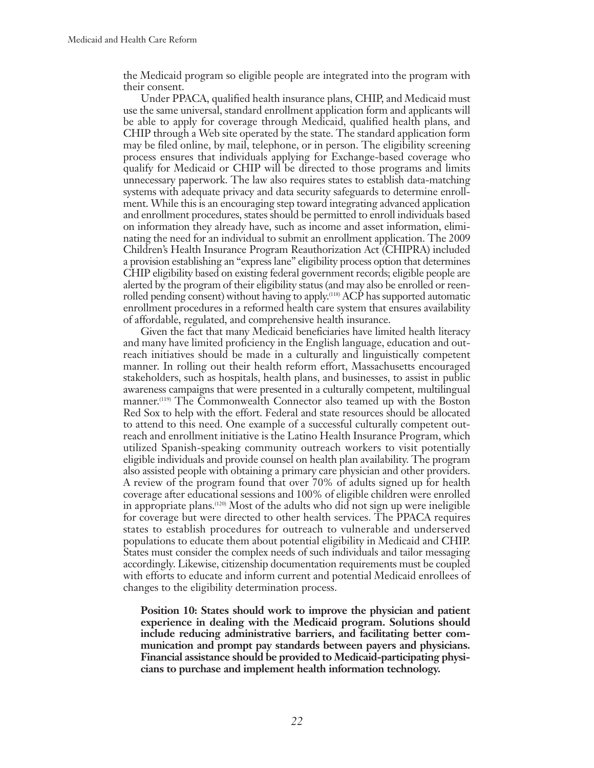the Medicaid program so eligible people are integrated into the program with their consent.

Under PPACA, qualified health insurance plans, CHIP, and Medicaid must use the same universal, standard enrollment application form and applicants will be able to apply for coverage through Medicaid, qualified health plans, and CHIP through a Web site operated by the state. The standard application form may be filed online, by mail, telephone, or in person. The eligibility screening process ensures that individuals applying for Exchange-based coverage who qualify for Medicaid or CHIP will be directed to those programs and limits unnecessary paperwork. The law also requires states to establish data-matching systems with adequate privacy and data security safeguards to determine enrollment. While this is an encouraging step toward integrating advanced application and enrollment procedures, states should be permitted to enroll individuals based on information they already have, such as income and asset information, eliminating the need for an individual to submit an enrollment application. The 2009 Children's Health Insurance Program Reauthorization Act (CHIPRA) included a provision establishing an "express lane" eligibility process option that determines CHIP eligibility based on existing federal government records; eligible people are alerted by the program of their eligibility status (and may also be enrolled or reenrolled pending consent) without having to apply.[118] ACP has supported automatic enrollment procedures in a reformed health care system that ensures availability of affordable, regulated, and comprehensive health insurance.

Given the fact that many Medicaid beneficiaries have limited health literacy and many have limited proficiency in the English language, education and outreach initiatives should be made in a culturally and linguistically competent manner. In rolling out their health reform effort, Massachusetts encouraged stakeholders, such as hospitals, health plans, and businesses, to assist in public awareness campaigns that were presented in a culturally competent, multilingual manner.[119] The Commonwealth Connector also teamed up with the Boston Red Sox to help with the effort. Federal and state resources should be allocated to attend to this need. One example of a successful culturally competent outreach and enrollment initiative is the Latino Health Insurance Program, which utilized Spanish-speaking community outreach workers to visit potentially eligible individuals and provide counsel on health plan availability. The program also assisted people with obtaining a primary care physician and other providers. A review of the program found that over 70% of adults signed up for health coverage after educational sessions and 100% of eligible children were enrolled in appropriate plans.[120] Most of the adults who did not sign up were ineligible for coverage but were directed to other health services. The PPACA requires states to establish procedures for outreach to vulnerable and underserved populations to educate them about potential eligibility in Medicaid and CHIP. States must consider the complex needs of such individuals and tailor messaging accordingly. Likewise, citizenship documentation requirements must be coupled with efforts to educate and inform current and potential Medicaid enrollees of changes to the eligibility determination process.

**Position 10: States should work to improve the physician and patient experience in dealing with the Medicaid program. Solutions should include reducing administrative barriers, and facilitating better communication and prompt pay standards between payers and physicians. Financial assistance should be provided to Medicaid-participating physicians to purchase and implement health information technology.**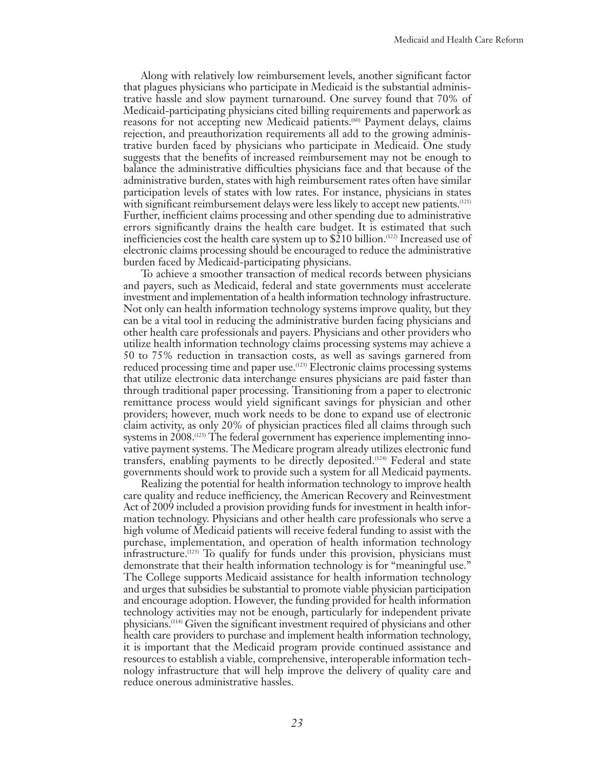Along with relatively low reimbursement levels, another significant factor that plagues physicians who participate in Medicaid is the substantial administrative hassle and slow payment turnaround. One survey found that 70% of Medicaid-participating physicians cited billing requirements and paperwork as reasons for not accepting new Medicaid patients.[60] Payment delays, claims rejection, and preauthorization requirements all add to the growing administrative burden faced by physicians who participate in Medicaid. One study suggests that the benefits of increased reimbursement may not be enough to balance the administrative difficulties physicians face and that because of the administrative burden, states with high reimbursement rates often have similar participation levels of states with low rates. For instance, physicians in states with significant reimbursement delays were less likely to accept new patients.[121] Further, inefficient claims processing and other spending due to administrative errors significantly drains the health care budget. It is estimated that such inefficiencies cost the health care system up to $210 billion.[122] Increased use of electronic claims processing should be encouraged to reduce the administrative burden faced by Medicaid-participating physicians.

To achieve a smoother transaction of medical records between physicians and payers, such as Medicaid, federal and state governments must accelerate investment and implementation of a health information technology infrastructure. Not only can health information technology systems improve quality, but they can be a vital tool in reducing the administrative burden facing physicians and other health care professionals and payers. Physicians and other providers who utilize health information technology claims processing systems may achieve a 50 to 75% reduction in transaction costs, as well as savings garnered from reduced processing time and paper use.[123] Electronic claims processing systems that utilize electronic data interchange ensures physicians are paid faster than through traditional paper processing. Transitioning from a paper to electronic remittance process would yield significant savings for physician and other providers; however, much work needs to be done to expand use of electronic claim activity, as only 20% of physician practices filed all claims through such systems in 2008.[123] The federal government has experience implementing innovative payment systems. The Medicare program already utilizes electronic fund transfers, enabling payments to be directly deposited.[124] Federal and state governments should work to provide such a system for all Medicaid payments.

Realizing the potential for health information technology to improve health care quality and reduce inefficiency, the American Recovery and Reinvestment Act of 2009 included a provision providing funds for investment in health information technology. Physicians and other health care professionals who serve a high volume of Medicaid patients will receive federal funding to assist with the purchase, implementation, and operation of health information technology infrastructure.[125] To qualify for funds under this provision, physicians must demonstrate that their health information technology is for "meaningful use." The College supports Medicaid assistance for health information technology and urges that subsidies be substantial to promote viable physician participation and encourage adoption. However, the funding provided for health information technology activities may not be enough, particularly for independent private physicians.[114] Given the significant investment required of physicians and other health care providers to purchase and implement health information technology, it is important that the Medicaid program provide continued assistance and resources to establish a viable, comprehensive, interoperable information technology infrastructure that will help improve the delivery of quality care and reduce onerous administrative hassles.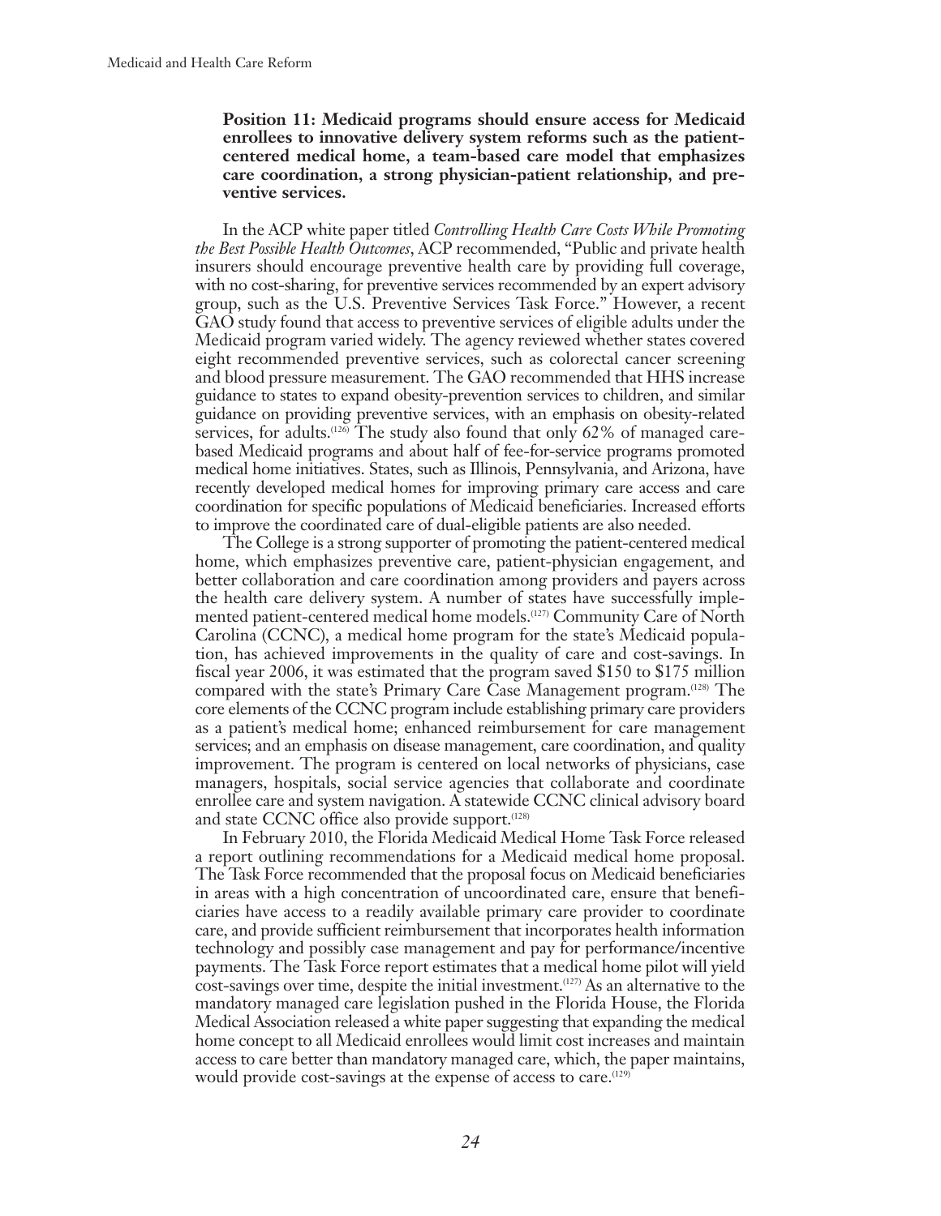**Position 11: Medicaid programs should ensure access for Medicaid enrollees to innovative delivery system reforms such as the patient-centered medical home, a team-based care model that emphasizes care coordination, a strong physician-patient relationship, and preventive services.**

In the ACP white paper titled *Controlling Health Care Costs While Promoting the Best Possible Health Outcomes*, ACP recommended, "Public and private health insurers should encourage preventive health care by providing full coverage, with no cost-sharing, for preventive services recommended by an expert advisory group, such as the U.S. Preventive Services Task Force." However, a recent GAO study found that access to preventive services of eligible adults under the Medicaid program varied widely. The agency reviewed whether states covered eight recommended preventive services, such as colorectal cancer screening and blood pressure measurement. The GAO recommended that HHS increase guidance to states to expand obesity-prevention services to children, and similar guidance on providing preventive services, with an emphasis on obesity-related services, for adults.(126) The study also found that only 62% of managed care-based Medicaid programs and about half of fee-for-service programs promoted medical home initiatives. States, such as Illinois, Pennsylvania, and Arizona, have recently developed medical homes for improving primary care access and care coordination for specific populations of Medicaid beneficiaries. Increased efforts to improve the coordinated care of dual-eligible patients are also needed.

The College is a strong supporter of promoting the patient-centered medical home, which emphasizes preventive care, patient-physician engagement, and better collaboration and care coordination among providers and payers across the health care delivery system. A number of states have successfully implemented patient-centered medical home models.(127) Community Care of North Carolina (CCNC), a medical home program for the state's Medicaid population, has achieved improvements in the quality of care and cost-savings. In fiscal year 2006, it was estimated that the program saved \$150 to \$175 million compared with the state's Primary Care Case Management program.(128) The core elements of the CCNC program include establishing primary care providers as a patient's medical home; enhanced reimbursement for care management services; and an emphasis on disease management, care coordination, and quality improvement. The program is centered on local networks of physicians, case managers, hospitals, social service agencies that collaborate and coordinate enrollee care and system navigation. A statewide CCNC clinical advisory board and state CCNC office also provide support.(128)

In February 2010, the Florida Medicaid Medical Home Task Force released a report outlining recommendations for a Medicaid medical home proposal. The Task Force recommended that the proposal focus on Medicaid beneficiaries in areas with a high concentration of uncoordinated care, ensure that beneficiaries have access to a readily available primary care provider to coordinate care, and provide sufficient reimbursement that incorporates health information technology and possibly case management and pay for performance/incentive payments. The Task Force report estimates that a medical home pilot will yield cost-savings over time, despite the initial investment.(127) As an alternative to the mandatory managed care legislation pushed in the Florida House, the Florida Medical Association released a white paper suggesting that expanding the medical home concept to all Medicaid enrollees would limit cost increases and maintain access to care better than mandatory managed care, which, the paper maintains, would provide cost-savings at the expense of access to care.(129)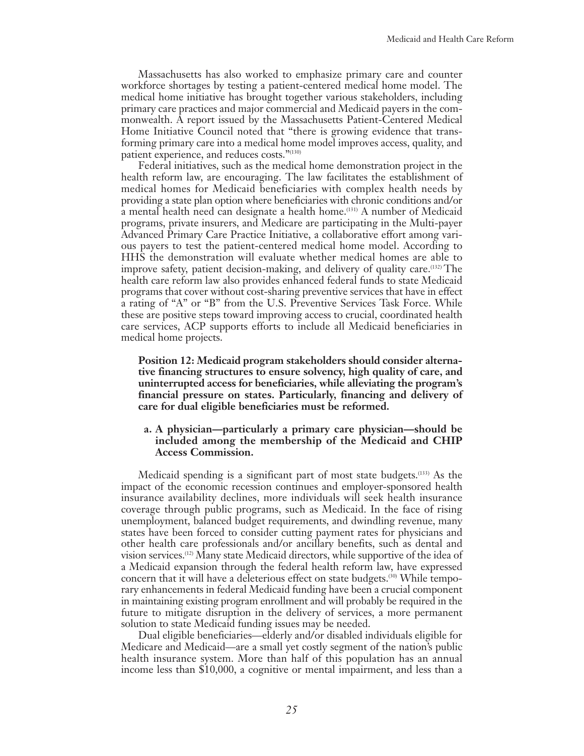Massachusetts has also worked to emphasize primary care and counter workforce shortages by testing a patient-centered medical home model. The medical home initiative has brought together various stakeholders, including primary care practices and major commercial and Medicaid payers in the commonwealth. A report issued by the Massachusetts Patient-Centered Medical Home Initiative Council noted that "there is growing evidence that transforming primary care into a medical home model improves access, quality, and patient experience, and reduces costs."[130]

Federal initiatives, such as the medical home demonstration project in the health reform law, are encouraging. The law facilitates the establishment of medical homes for Medicaid beneficiaries with complex health needs by providing a state plan option where beneficiaries with chronic conditions and/or a mental health need can designate a health home.[131] A number of Medicaid programs, private insurers, and Medicare are participating in the Multi-payer Advanced Primary Care Practice Initiative, a collaborative effort among various payers to test the patient-centered medical home model. According to HHS the demonstration will evaluate whether medical homes are able to improve safety, patient decision-making, and delivery of quality care.[132] The health care reform law also provides enhanced federal funds to state Medicaid programs that cover without cost-sharing preventive services that have in effect a rating of "A" or "B" from the U.S. Preventive Services Task Force. While these are positive steps toward improving access to crucial, coordinated health care services, ACP supports efforts to include all Medicaid beneficiaries in medical home projects.

**Position 12: Medicaid program stakeholders should consider alternative financing structures to ensure solvency, high quality of care, and uninterrupted access for beneficiaries, while alleviating the program's financial pressure on states. Particularly, financing and delivery of care for dual eligible beneficiaries must be reformed.**

**a. A physician—particularly a primary care physician—should be included among the membership of the Medicaid and CHIP Access Commission.**

Medicaid spending is a significant part of most state budgets.[133] As the impact of the economic recession continues and employer-sponsored health insurance availability declines, more individuals will seek health insurance coverage through public programs, such as Medicaid. In the face of rising unemployment, balanced budget requirements, and dwindling revenue, many states have been forced to consider cutting payment rates for physicians and other health care professionals and/or ancillary benefits, such as dental and vision services.[12] Many state Medicaid directors, while supportive of the idea of a Medicaid expansion through the federal health reform law, have expressed concern that it will have a deleterious effect on state budgets.[30] While temporary enhancements in federal Medicaid funding have been a crucial component in maintaining existing program enrollment and will probably be required in the future to mitigate disruption in the delivery of services, a more permanent solution to state Medicaid funding issues may be needed.

Dual eligible beneficiaries—elderly and/or disabled individuals eligible for Medicare and Medicaid—are a small yet costly segment of the nation's public health insurance system. More than half of this population has an annual income less than $10,000, a cognitive or mental impairment, and less than a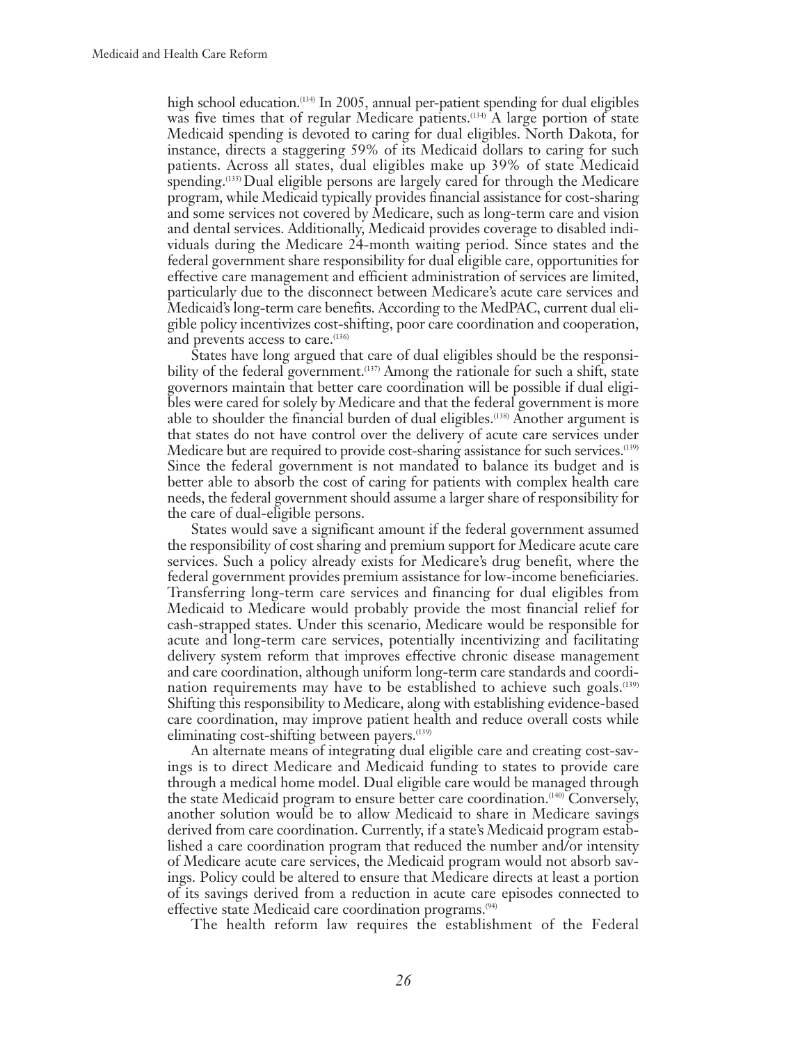high school education.[134] In 2005, annual per-patient spending for dual eligibles was five times that of regular Medicare patients.[134] A large portion of state Medicaid spending is devoted to caring for dual eligibles. North Dakota, for instance, directs a staggering 59% of its Medicaid dollars to caring for such patients. Across all states, dual eligibles make up 39% of state Medicaid spending.[135] Dual eligible persons are largely cared for through the Medicare program, while Medicaid typically provides financial assistance for cost-sharing and some services not covered by Medicare, such as long-term care and vision and dental services. Additionally, Medicaid provides coverage to disabled individuals during the Medicare 24-month waiting period. Since states and the federal government share responsibility for dual eligible care, opportunities for effective care management and efficient administration of services are limited, particularly due to the disconnect between Medicare's acute care services and Medicaid's long-term care benefits. According to the MedPAC, current dual eligible policy incentivizes cost-shifting, poor care coordination and cooperation, and prevents access to care.[136]

States have long argued that care of dual eligibles should be the responsibility of the federal government.[137] Among the rationale for such a shift, state governors maintain that better care coordination will be possible if dual eligibles were cared for solely by Medicare and that the federal government is more able to shoulder the financial burden of dual eligibles.[138] Another argument is that states do not have control over the delivery of acute care services under Medicare but are required to provide cost-sharing assistance for such services.[139] Since the federal government is not mandated to balance its budget and is better able to absorb the cost of caring for patients with complex health care needs, the federal government should assume a larger share of responsibility for the care of dual-eligible persons.

States would save a significant amount if the federal government assumed the responsibility of cost sharing and premium support for Medicare acute care services. Such a policy already exists for Medicare's drug benefit, where the federal government provides premium assistance for low-income beneficiaries. Transferring long-term care services and financing for dual eligibles from Medicaid to Medicare would probably provide the most financial relief for cash-strapped states. Under this scenario, Medicare would be responsible for acute and long-term care services, potentially incentivizing and facilitating delivery system reform that improves effective chronic disease management and care coordination, although uniform long-term care standards and coordination requirements may have to be established to achieve such goals.[139] Shifting this responsibility to Medicare, along with establishing evidence-based care coordination, may improve patient health and reduce overall costs while eliminating cost-shifting between payers.[139]

An alternate means of integrating dual eligible care and creating cost-savings is to direct Medicare and Medicaid funding to states to provide care through a medical home model. Dual eligible care would be managed through the state Medicaid program to ensure better care coordination.[140] Conversely, another solution would be to allow Medicaid to share in Medicare savings derived from care coordination. Currently, if a state's Medicaid program established a care coordination program that reduced the number and/or intensity of Medicare acute care services, the Medicaid program would not absorb savings. Policy could be altered to ensure that Medicare directs at least a portion of its savings derived from a reduction in acute care episodes connected to effective state Medicaid care coordination programs.[94]

The health reform law requires the establishment of the Federal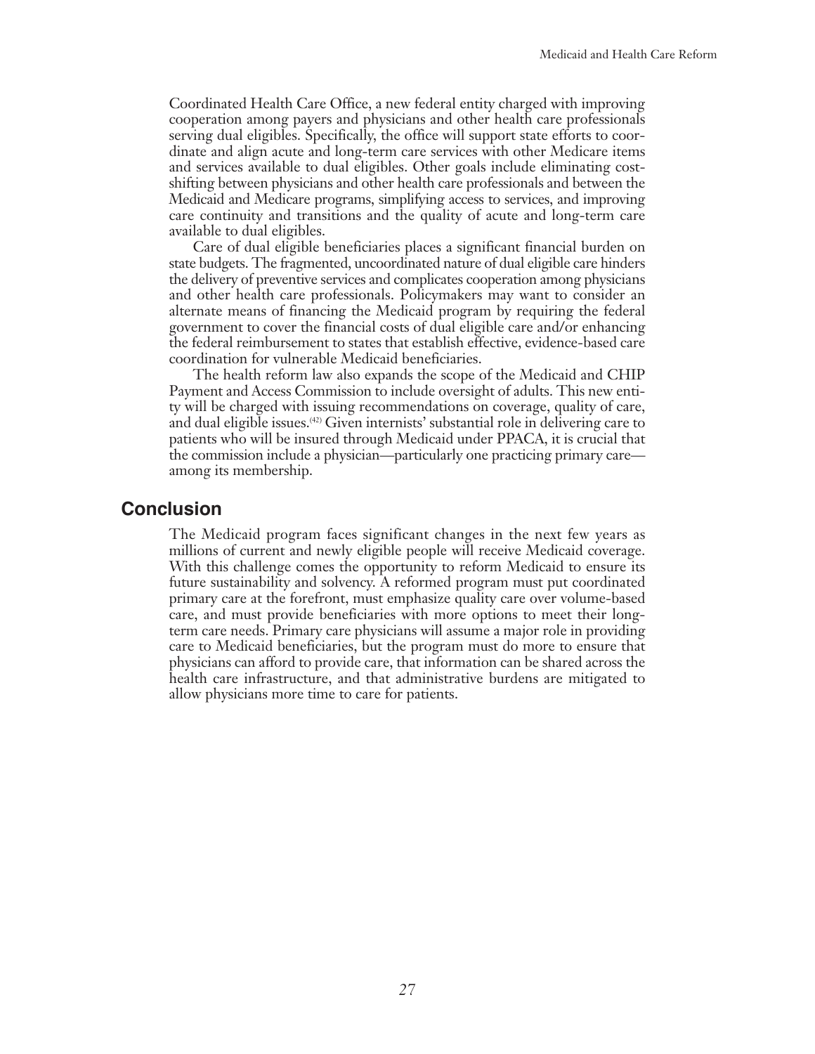Coordinated Health Care Office, a new federal entity charged with improving cooperation among payers and physicians and other health care professionals serving dual eligibles. Specifically, the office will support state efforts to coordinate and align acute and long-term care services with other Medicare items and services available to dual eligibles. Other goals include eliminating cost-shifting between physicians and other health care professionals and between the Medicaid and Medicare programs, simplifying access to services, and improving care continuity and transitions and the quality of acute and long-term care available to dual eligibles.

Care of dual eligible beneficiaries places a significant financial burden on state budgets. The fragmented, uncoordinated nature of dual eligible care hinders the delivery of preventive services and complicates cooperation among physicians and other health care professionals. Policymakers may want to consider an alternate means of financing the Medicaid program by requiring the federal government to cover the financial costs of dual eligible care and/or enhancing the federal reimbursement to states that establish effective, evidence-based care coordination for vulnerable Medicaid beneficiaries.

The health reform law also expands the scope of the Medicaid and CHIP Payment and Access Commission to include oversight of adults. This new entity will be charged with issuing recommendations on coverage, quality of care, and dual eligible issues.[42] Given internists' substantial role in delivering care to patients who will be insured through Medicaid under PPACA, it is crucial that the commission include a physician—particularly one practicing primary care—among its membership.

## Conclusion

The Medicaid program faces significant changes in the next few years as millions of current and newly eligible people will receive Medicaid coverage. With this challenge comes the opportunity to reform Medicaid to ensure its future sustainability and solvency. A reformed program must put coordinated primary care at the forefront, must emphasize quality care over volume-based care, and must provide beneficiaries with more options to meet their long-term care needs. Primary care physicians will assume a major role in providing care to Medicaid beneficiaries, but the program must do more to ensure that physicians can afford to provide care, that information can be shared across the health care infrastructure, and that administrative burdens are mitigated to allow physicians more time to care for patients.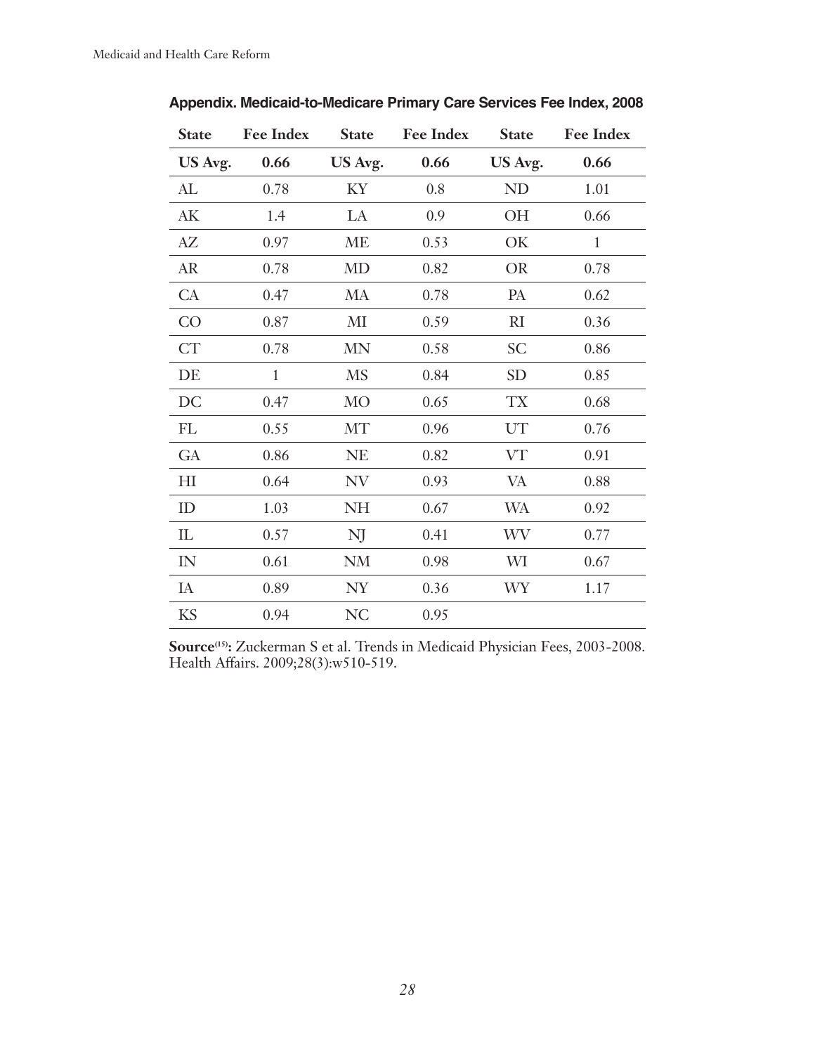**Appendix. Medicaid-to-Medicare Primary Care Services Fee Index, 2008**

| State | Fee Index | State | Fee Index | State | Fee Index |
|---|---|---|---|---|---|
| **US Avg.** | **0.66** | **US Avg.** | **0.66** | **US Avg.** | **0.66** |
| AL | 0.78 | KY | 0.8 | ND | 1.01 |
| AK | 1.4 | LA | 0.9 | OH | 0.66 |
| AZ | 0.97 | ME | 0.53 | OK | 1 |
| AR | 0.78 | MD | 0.82 | OR | 0.78 |
| CA | 0.47 | MA | 0.78 | PA | 0.62 |
| CO | 0.87 | MI | 0.59 | RI | 0.36 |
| CT | 0.78 | MN | 0.58 | SC | 0.86 |
| DE | 1 | MS | 0.84 | SD | 0.85 |
| DC | 0.47 | MO | 0.65 | TX | 0.68 |
| FL | 0.55 | MT | 0.96 | UT | 0.76 |
| GA | 0.86 | NE | 0.82 | VT | 0.91 |
| HI | 0.64 | NV | 0.93 | VA | 0.88 |
| ID | 1.03 | NH | 0.67 | WA | 0.92 |
| IL | 0.57 | NJ | 0.41 | WV | 0.77 |
| IN | 0.61 | NM | 0.98 | WI | 0.67 |
| IA | 0.89 | NY | 0.36 | WY | 1.17 |
| KS | 0.94 | NC | 0.95 | | |

**Source[15]:** Zuckerman S et al. Trends in Medicaid Physician Fees, 2003-2008. Health Affairs. 2009;28(3):w510-519.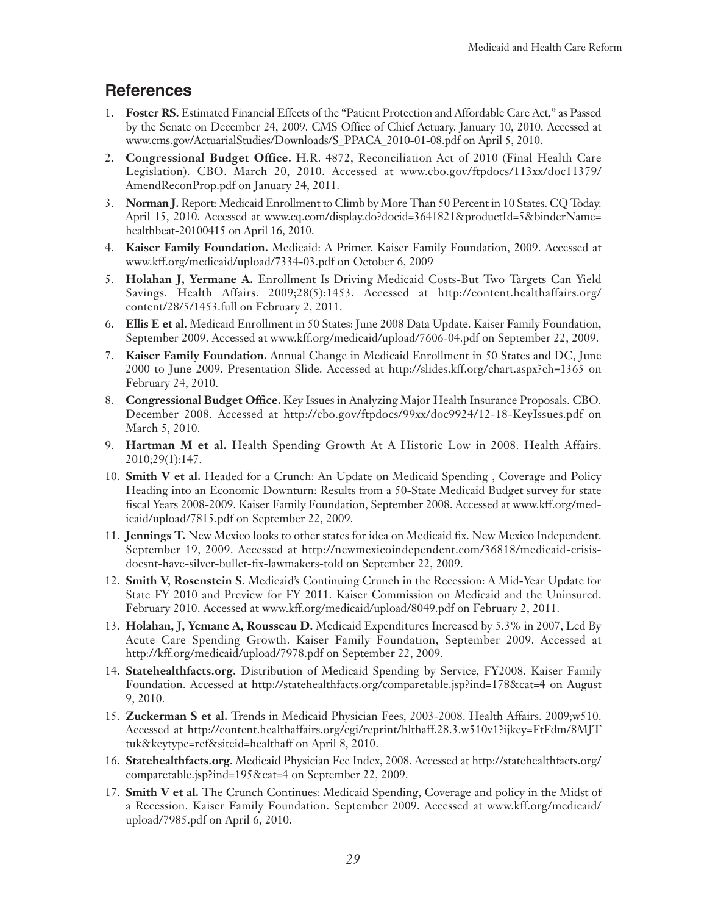## References

1. **Foster RS.** Estimated Financial Effects of the "Patient Protection and Affordable Care Act," as Passed by the Senate on December 24, 2009. CMS Office of Chief Actuary. January 10, 2010. Accessed at www.cms.gov/ActuarialStudies/Downloads/S_PPACA_2010-01-08.pdf on April 5, 2010.
2. **Congressional Budget Office.** H.R. 4872, Reconciliation Act of 2010 (Final Health Care Legislation). CBO. March 20, 2010. Accessed at www.cbo.gov/ftpdocs/113xx/doc11379/AmendReconProp.pdf on January 24, 2011.
3. **Norman J.** Report: Medicaid Enrollment to Climb by More Than 50 Percent in 10 States. CQ Today. April 15, 2010. Accessed at www.cq.com/display.do?docid=3641821&productId=5&binderName=healthbeat-20100415 on April 16, 2010.
4. **Kaiser Family Foundation.** Medicaid: A Primer. Kaiser Family Foundation, 2009. Accessed at www.kff.org/medicaid/upload/7334-03.pdf on October 6, 2009
5. **Holahan J, Yermane A.** Enrollment Is Driving Medicaid Costs-But Two Targets Can Yield Savings. Health Affairs. 2009;28(5):1453. Accessed at http://content.healthaffairs.org/content/28/5/1453.full on February 2, 2011.
6. **Ellis E et al.** Medicaid Enrollment in 50 States: June 2008 Data Update. Kaiser Family Foundation, September 2009. Accessed at www.kff.org/medicaid/upload/7606-04.pdf on September 22, 2009.
7. **Kaiser Family Foundation.** Annual Change in Medicaid Enrollment in 50 States and DC, June 2000 to June 2009. Presentation Slide. Accessed at http://slides.kff.org/chart.aspx?ch=1365 on February 24, 2010.
8. **Congressional Budget Office.** Key Issues in Analyzing Major Health Insurance Proposals. CBO. December 2008. Accessed at http://cbo.gov/ftpdocs/99xx/doc9924/12-18-KeyIssues.pdf on March 5, 2010.
9. **Hartman M et al.** Health Spending Growth At A Historic Low in 2008. Health Affairs. 2010;29(1):147.
10. **Smith V et al.** Headed for a Crunch: An Update on Medicaid Spending , Coverage and Policy Heading into an Economic Downturn: Results from a 50-State Medicaid Budget survey for state fiscal Years 2008-2009. Kaiser Family Foundation, September 2008. Accessed at www.kff.org/medicaid/upload/7815.pdf on September 22, 2009.
11. **Jennings T.** New Mexico looks to other states for idea on Medicaid fix. New Mexico Independent. September 19, 2009. Accessed at http://newmexicoindependent.com/36818/medicaid-crisis-doesnt-have-silver-bullet-fix-lawmakers-told on September 22, 2009.
12. **Smith V, Rosenstein S.** Medicaid's Continuing Crunch in the Recession: A Mid-Year Update for State FY 2010 and Preview for FY 2011. Kaiser Commission on Medicaid and the Uninsured. February 2010. Accessed at www.kff.org/medicaid/upload/8049.pdf on February 2, 2011.
13. **Holahan, J, Yemane A, Rousseau D.** Medicaid Expenditures Increased by 5.3% in 2007, Led By Acute Care Spending Growth. Kaiser Family Foundation, September 2009. Accessed at http://kff.org/medicaid/upload/7978.pdf on September 22, 2009.
14. **Statehealthfacts.org.** Distribution of Medicaid Spending by Service, FY2008. Kaiser Family Foundation. Accessed at http://statehealthfacts.org/comparetable.jsp?ind=178&cat=4 on August 9, 2010.
15. **Zuckerman S et al.** Trends in Medicaid Physician Fees, 2003-2008. Health Affairs. 2009;w510. Accessed at http://content.healthaffairs.org/cgi/reprint/hlthaff.28.3.w510v1?ijkey=FtFdm/8MJTtuk&keytype=ref&siteid=healthaff on April 8, 2010.
16. **Statehealthfacts.org.** Medicaid Physician Fee Index, 2008. Accessed at http://statehealthfacts.org/comparetable.jsp?ind=195&cat=4 on September 22, 2009.
17. **Smith V et al.** The Crunch Continues: Medicaid Spending, Coverage and policy in the Midst of a Recession. Kaiser Family Foundation. September 2009. Accessed at www.kff.org/medicaid/upload/7985.pdf on April 6, 2010.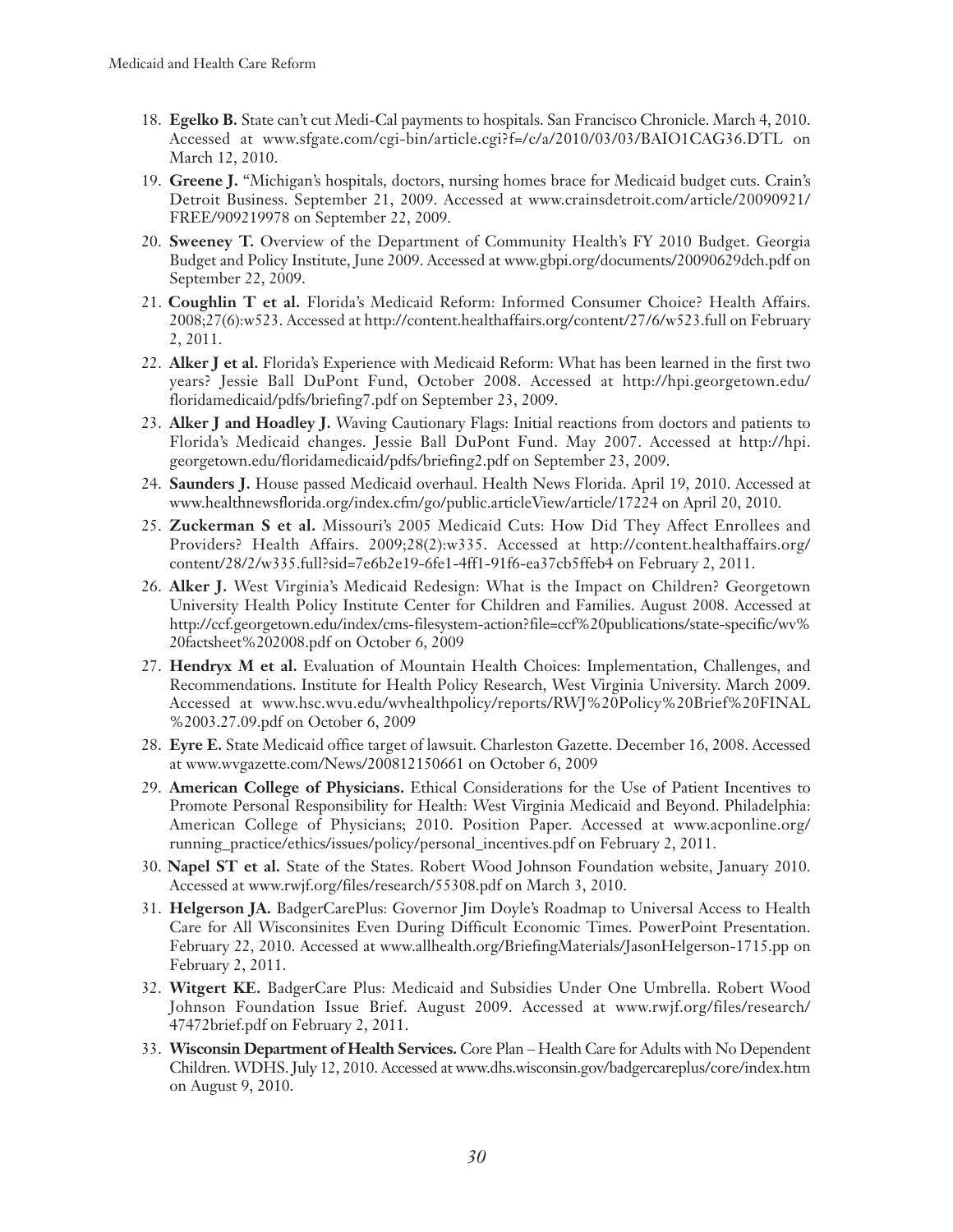18. **Egelko B.** State can't cut Medi-Cal payments to hospitals. San Francisco Chronicle. March 4, 2010. Accessed at www.sfgate.com/cgi-bin/article.cgi?f=/c/a/2010/03/03/BAIO1CAG36.DTL on March 12, 2010.
19. **Greene J.** "Michigan's hospitals, doctors, nursing homes brace for Medicaid budget cuts. Crain's Detroit Business. September 21, 2009. Accessed at www.crainsdetroit.com/article/20090921/FREE/909219978 on September 22, 2009.
20. **Sweeney T.** Overview of the Department of Community Health's FY 2010 Budget. Georgia Budget and Policy Institute, June 2009. Accessed at www.gbpi.org/documents/20090629dch.pdf on September 22, 2009.
21. **Coughlin T et al.** Florida's Medicaid Reform: Informed Consumer Choice? Health Affairs. 2008;27(6):w523. Accessed at http://content.healthaffairs.org/content/27/6/w523.full on February 2, 2011.
22. **Alker J et al.** Florida's Experience with Medicaid Reform: What has been learned in the first two years? Jessie Ball DuPont Fund, October 2008. Accessed at http://hpi.georgetown.edu/floridamedicaid/pdfs/briefing7.pdf on September 23, 2009.
23. **Alker J and Hoadley J.** Waving Cautionary Flags: Initial reactions from doctors and patients to Florida's Medicaid changes. Jessie Ball DuPont Fund. May 2007. Accessed at http://hpi.georgetown.edu/floridamedicaid/pdfs/briefing2.pdf on September 23, 2009.
24. **Saunders J.** House passed Medicaid overhaul. Health News Florida. April 19, 2010. Accessed at www.healthnewsflorida.org/index.cfm/go/public.articleView/article/17224 on April 20, 2010.
25. **Zuckerman S et al.** Missouri's 2005 Medicaid Cuts: How Did They Affect Enrollees and Providers? Health Affairs. 2009;28(2):w335. Accessed at http://content.healthaffairs.org/content/28/2/w335.full?sid=7e6b2e19-6fe1-4ff1-91f6-ea37cb5ffeb4 on February 2, 2011.
26. **Alker J.** West Virginia's Medicaid Redesign: What is the Impact on Children? Georgetown University Health Policy Institute Center for Children and Families. August 2008. Accessed at http://ccf.georgetown.edu/index/cms-filesystem-action?file=ccf%20publications/state-specific/wv%20factsheet%202008.pdf on October 6, 2009
27. **Hendryx M et al.** Evaluation of Mountain Health Choices: Implementation, Challenges, and Recommendations. Institute for Health Policy Research, West Virginia University. March 2009. Accessed at www.hsc.wvu.edu/wvhealthpolicy/reports/RWJ%20Policy%20Brief%20FINAL%2003.27.09.pdf on October 6, 2009
28. **Eyre E.** State Medicaid office target of lawsuit. Charleston Gazette. December 16, 2008. Accessed at www.wvgazette.com/News/200812150661 on October 6, 2009
29. **American College of Physicians.** Ethical Considerations for the Use of Patient Incentives to Promote Personal Responsibility for Health: West Virginia Medicaid and Beyond. Philadelphia: American College of Physicians; 2010. Position Paper. Accessed at www.acponline.org/running_practice/ethics/issues/policy/personal_incentives.pdf on February 2, 2011.
30. **Napel ST et al.** State of the States. Robert Wood Johnson Foundation website, January 2010. Accessed at www.rwjf.org/files/research/55308.pdf on March 3, 2010.
31. **Helgerson JA.** BadgerCarePlus: Governor Jim Doyle's Roadmap to Universal Access to Health Care for All Wisconsinites Even During Difficult Economic Times. PowerPoint Presentation. February 22, 2010. Accessed at www.allhealth.org/BriefingMaterials/JasonHelgerson-1715.pp on February 2, 2011.
32. **Witgert KE.** BadgerCare Plus: Medicaid and Subsidies Under One Umbrella. Robert Wood Johnson Foundation Issue Brief. August 2009. Accessed at www.rwjf.org/files/research/47472brief.pdf on February 2, 2011.
33. **Wisconsin Department of Health Services.** Core Plan – Health Care for Adults with No Dependent Children. WDHS. July 12, 2010. Accessed at www.dhs.wisconsin.gov/badgercareplus/core/index.htm on August 9, 2010.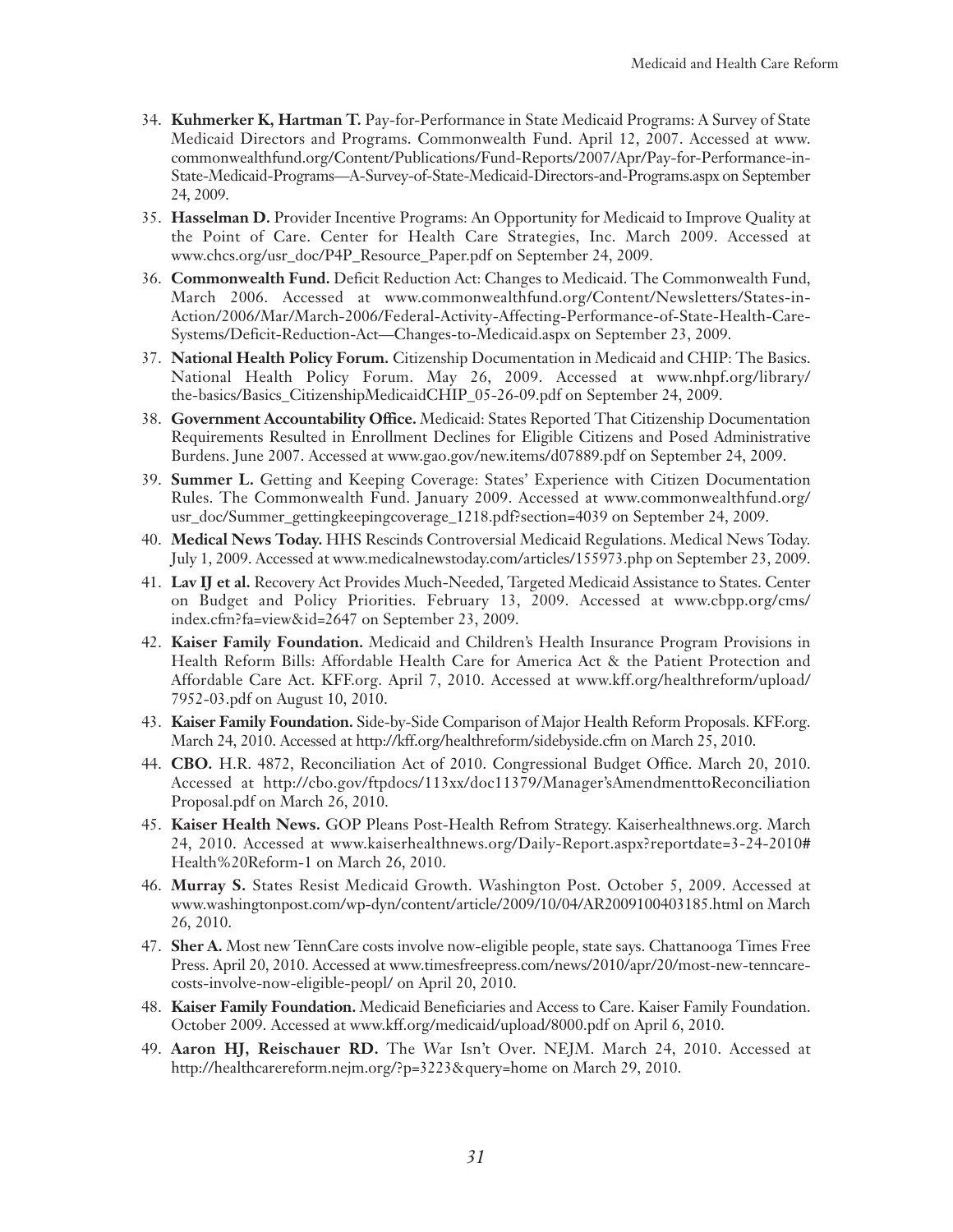34. **Kuhmerker K, Hartman T.** Pay-for-Performance in State Medicaid Programs: A Survey of State Medicaid Directors and Programs. Commonwealth Fund. April 12, 2007. Accessed at www.commonwealthfund.org/Content/Publications/Fund-Reports/2007/Apr/Pay-for-Performance-in-State-Medicaid-Programs—A-Survey-of-State-Medicaid-Directors-and-Programs.aspx on September 24, 2009.

35. **Hasselman D.** Provider Incentive Programs: An Opportunity for Medicaid to Improve Quality at the Point of Care. Center for Health Care Strategies, Inc. March 2009. Accessed at www.chcs.org/usr_doc/P4P_Resource_Paper.pdf on September 24, 2009.

36. **Commonwealth Fund.** Deficit Reduction Act: Changes to Medicaid. The Commonwealth Fund, March 2006. Accessed at www.commonwealthfund.org/Content/Newsletters/States-in-Action/2006/Mar/March-2006/Federal-Activity-Affecting-Performance-of-State-Health-Care-Systems/Deficit-Reduction-Act—Changes-to-Medicaid.aspx on September 23, 2009.

37. **National Health Policy Forum.** Citizenship Documentation in Medicaid and CHIP: The Basics. National Health Policy Forum. May 26, 2009. Accessed at www.nhpf.org/library/the-basics/Basics_CitizenshipMedicaidCHIP_05-26-09.pdf on September 24, 2009.

38. **Government Accountability Office.** Medicaid: States Reported That Citizenship Documentation Requirements Resulted in Enrollment Declines for Eligible Citizens and Posed Administrative Burdens. June 2007. Accessed at www.gao.gov/new.items/d07889.pdf on September 24, 2009.

39. **Summer L.** Getting and Keeping Coverage: States' Experience with Citizen Documentation Rules. The Commonwealth Fund. January 2009. Accessed at www.commonwealthfund.org/usr_doc/Summer_gettingkeepingcoverage_1218.pdf?section=4039 on September 24, 2009.

40. **Medical News Today.** HHS Rescinds Controversial Medicaid Regulations. Medical News Today. July 1, 2009. Accessed at www.medicalnewstoday.com/articles/155973.php on September 23, 2009.

41. **Lav IJ et al.** Recovery Act Provides Much-Needed, Targeted Medicaid Assistance to States. Center on Budget and Policy Priorities. February 13, 2009. Accessed at www.cbpp.org/cms/index.cfm?fa=view&id=2647 on September 23, 2009.

42. **Kaiser Family Foundation.** Medicaid and Children's Health Insurance Program Provisions in Health Reform Bills: Affordable Health Care for America Act & the Patient Protection and Affordable Care Act. KFF.org. April 7, 2010. Accessed at www.kff.org/healthreform/upload/7952-03.pdf on August 10, 2010.

43. **Kaiser Family Foundation.** Side-by-Side Comparison of Major Health Reform Proposals. KFF.org. March 24, 2010. Accessed at http://kff.org/healthreform/sidebyside.cfm on March 25, 2010.

44. **CBO.** H.R. 4872, Reconciliation Act of 2010. Congressional Budget Office. March 20, 2010. Accessed at http://cbo.gov/ftpdocs/113xx/doc11379/Manager'sAmendmenttoReconciliationProposal.pdf on March 26, 2010.

45. **Kaiser Health News.** GOP Pleans Post-Health Refrom Strategy. Kaiserhealthnews.org. March 24, 2010. Accessed at www.kaiserhealthnews.org/Daily-Report.aspx?reportdate=3-24-2010#Health%20Reform-1 on March 26, 2010.

46. **Murray S.** States Resist Medicaid Growth. Washington Post. October 5, 2009. Accessed at www.washingtonpost.com/wp-dyn/content/article/2009/10/04/AR2009100403185.html on March 26, 2010.

47. **Sher A.** Most new TennCare costs involve now-eligible people, state says. Chattanooga Times Free Press. April 20, 2010. Accessed at www.timesfreepress.com/news/2010/apr/20/most-new-tenncare-costs-involve-now-eligible-peopl/ on April 20, 2010.

48. **Kaiser Family Foundation.** Medicaid Beneficiaries and Access to Care. Kaiser Family Foundation. October 2009. Accessed at www.kff.org/medicaid/upload/8000.pdf on April 6, 2010.

49. **Aaron HJ, Reischauer RD.** The War Isn't Over. NEJM. March 24, 2010. Accessed at http://healthcarereform.nejm.org/?p=3223&query=home on March 29, 2010.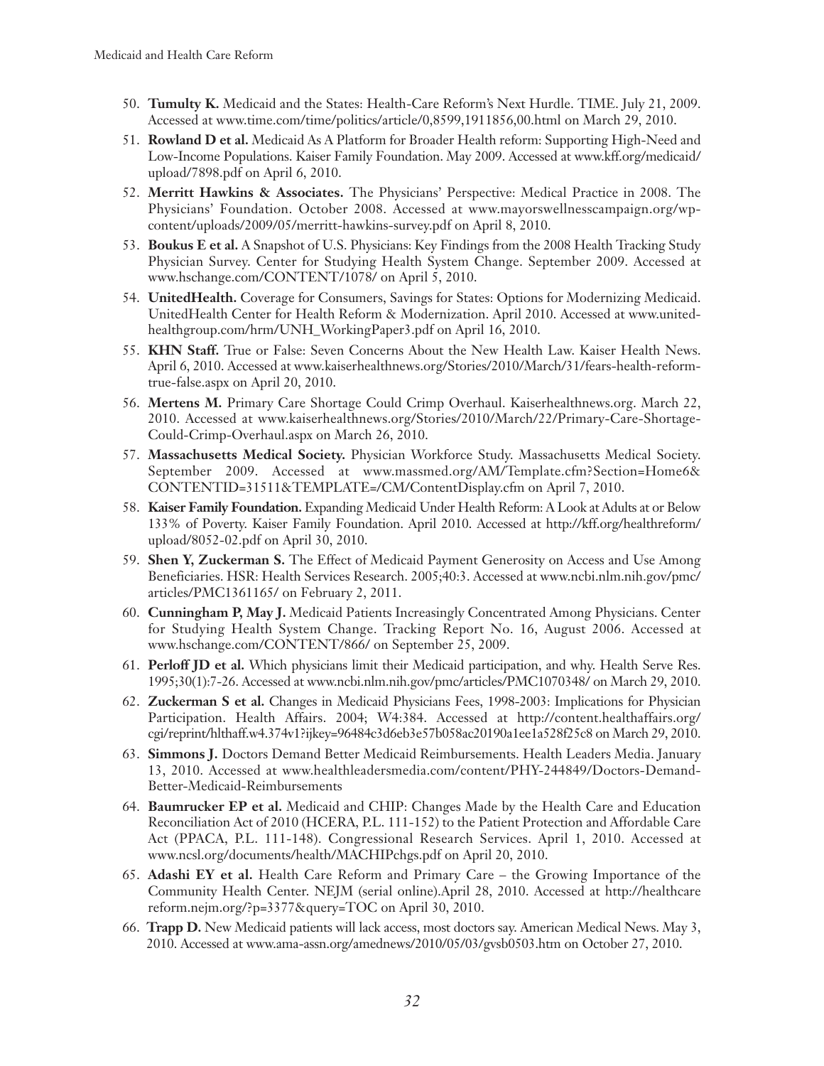50. **Tumulty K.** Medicaid and the States: Health-Care Reform's Next Hurdle. TIME. July 21, 2009. Accessed at www.time.com/time/politics/article/0,8599,1911856,00.html on March 29, 2010.
51. **Rowland D et al.** Medicaid As A Platform for Broader Health reform: Supporting High-Need and Low-Income Populations. Kaiser Family Foundation. May 2009. Accessed at www.kff.org/medicaid/upload/7898.pdf on April 6, 2010.
52. **Merritt Hawkins & Associates.** The Physicians' Perspective: Medical Practice in 2008. The Physicians' Foundation. October 2008. Accessed at www.mayorswellnesscampaign.org/wp-content/uploads/2009/05/merritt-hawkins-survey.pdf on April 8, 2010.
53. **Boukus E et al.** A Snapshot of U.S. Physicians: Key Findings from the 2008 Health Tracking Study Physician Survey. Center for Studying Health System Change. September 2009. Accessed at www.hschange.com/CONTENT/1078/ on April 5, 2010.
54. **UnitedHealth.** Coverage for Consumers, Savings for States: Options for Modernizing Medicaid. UnitedHealth Center for Health Reform & Modernization. April 2010. Accessed at www.unitedhealthgroup.com/hrm/UNH_WorkingPaper3.pdf on April 16, 2010.
55. **KHN Staff.** True or False: Seven Concerns About the New Health Law. Kaiser Health News. April 6, 2010. Accessed at www.kaiserhealthnews.org/Stories/2010/March/31/fears-health-reform-true-false.aspx on April 20, 2010.
56. **Mertens M.** Primary Care Shortage Could Crimp Overhaul. Kaiserhealthnews.org. March 22, 2010. Accessed at www.kaiserhealthnews.org/Stories/2010/March/22/Primary-Care-Shortage-Could-Crimp-Overhaul.aspx on March 26, 2010.
57. **Massachusetts Medical Society.** Physician Workforce Study. Massachusetts Medical Society. September 2009. Accessed at www.massmed.org/AM/Template.cfm?Section=Home6&CONTENTID=31511&TEMPLATE=/CM/ContentDisplay.cfm on April 7, 2010.
58. **Kaiser Family Foundation.** Expanding Medicaid Under Health Reform: A Look at Adults at or Below 133% of Poverty. Kaiser Family Foundation. April 2010. Accessed at http://kff.org/healthreform/upload/8052-02.pdf on April 30, 2010.
59. **Shen Y, Zuckerman S.** The Effect of Medicaid Payment Generosity on Access and Use Among Beneficiaries. HSR: Health Services Research. 2005;40:3. Accessed at www.ncbi.nlm.nih.gov/pmc/articles/PMC1361165/ on February 2, 2011.
60. **Cunningham P, May J.** Medicaid Patients Increasingly Concentrated Among Physicians. Center for Studying Health System Change. Tracking Report No. 16, August 2006. Accessed at www.hschange.com/CONTENT/866/ on September 25, 2009.
61. **Perloff JD et al.** Which physicians limit their Medicaid participation, and why. Health Serve Res. 1995;30(1):7-26. Accessed at www.ncbi.nlm.nih.gov/pmc/articles/PMC1070348/ on March 29, 2010.
62. **Zuckerman S et al.** Changes in Medicaid Physicians Fees, 1998-2003: Implications for Physician Participation. Health Affairs. 2004; W4:384. Accessed at http://content.healthaffairs.org/cgi/reprint/hlthaff.w4.374v1?ijkey=96484c3d6eb3e57b058ac20190a1ee1a528f25c8 on March 29, 2010.
63. **Simmons J.** Doctors Demand Better Medicaid Reimbursements. Health Leaders Media. January 13, 2010. Accessed at www.healthleadersmedia.com/content/PHY-244849/Doctors-Demand-Better-Medicaid-Reimbursements
64. **Baumrucker EP et al.** Medicaid and CHIP: Changes Made by the Health Care and Education Reconciliation Act of 2010 (HCERA, P.L. 111-152) to the Patient Protection and Affordable Care Act (PPACA, P.L. 111-148). Congressional Research Services. April 1, 2010. Accessed at www.ncsl.org/documents/health/MACHIPchgs.pdf on April 20, 2010.
65. **Adashi EY et al.** Health Care Reform and Primary Care – the Growing Importance of the Community Health Center. NEJM (serial online).April 28, 2010. Accessed at http://healthcarereform.nejm.org/?p=3377&query=TOC on April 30, 2010.
66. **Trapp D.** New Medicaid patients will lack access, most doctors say. American Medical News. May 3, 2010. Accessed at www.ama-assn.org/amednews/2010/05/03/gvsb0503.htm on October 27, 2010.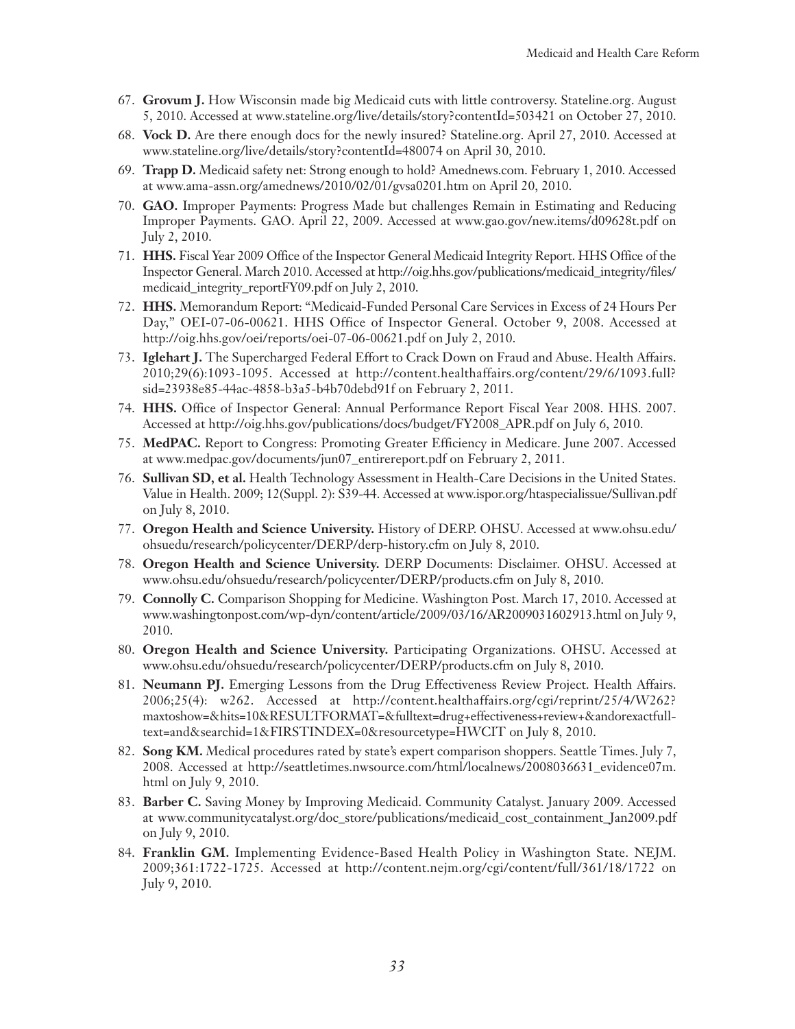67. **Grovum J.** How Wisconsin made big Medicaid cuts with little controversy. Stateline.org. August 5, 2010. Accessed at www.stateline.org/live/details/story?contentId=503421 on October 27, 2010.
68. **Vock D.** Are there enough docs for the newly insured? Stateline.org. April 27, 2010. Accessed at www.stateline.org/live/details/story?contentId=480074 on April 30, 2010.
69. **Trapp D.** Medicaid safety net: Strong enough to hold? Amednews.com. February 1, 2010. Accessed at www.ama-assn.org/amednews/2010/02/01/gvsa0201.htm on April 20, 2010.
70. **GAO.** Improper Payments: Progress Made but challenges Remain in Estimating and Reducing Improper Payments. GAO. April 22, 2009. Accessed at www.gao.gov/new.items/d09628t.pdf on July 2, 2010.
71. **HHS.** Fiscal Year 2009 Office of the Inspector General Medicaid Integrity Report. HHS Office of the Inspector General. March 2010. Accessed at http://oig.hhs.gov/publications/medicaid_integrity/files/medicaid_integrity_reportFY09.pdf on July 2, 2010.
72. **HHS.** Memorandum Report: "Medicaid-Funded Personal Care Services in Excess of 24 Hours Per Day," OEI-07-06-00621. HHS Office of Inspector General. October 9, 2008. Accessed at http://oig.hhs.gov/oei/reports/oei-07-06-00621.pdf on July 2, 2010.
73. **Iglehart J.** The Supercharged Federal Effort to Crack Down on Fraud and Abuse. Health Affairs. 2010;29(6):1093-1095. Accessed at http://content.healthaffairs.org/content/29/6/1093.full?sid=23938e85-44ac-4858-b3a5-b4b70debd91f on February 2, 2011.
74. **HHS.** Office of Inspector General: Annual Performance Report Fiscal Year 2008. HHS. 2007. Accessed at http://oig.hhs.gov/publications/docs/budget/FY2008_APR.pdf on July 6, 2010.
75. **MedPAC.** Report to Congress: Promoting Greater Efficiency in Medicare. June 2007. Accessed at www.medpac.gov/documents/jun07_entirereport.pdf on February 2, 2011.
76. **Sullivan SD, et al.** Health Technology Assessment in Health-Care Decisions in the United States. Value in Health. 2009; 12(Suppl. 2): S39-44. Accessed at www.ispor.org/htaspecialissue/Sullivan.pdf on July 8, 2010.
77. **Oregon Health and Science University.** History of DERP. OHSU. Accessed at www.ohsu.edu/ohsuedu/research/policycenter/DERP/derp-history.cfm on July 8, 2010.
78. **Oregon Health and Science University.** DERP Documents: Disclaimer. OHSU. Accessed at www.ohsu.edu/ohsuedu/research/policycenter/DERP/products.cfm on July 8, 2010.
79. **Connolly C.** Comparison Shopping for Medicine. Washington Post. March 17, 2010. Accessed at www.washingtonpost.com/wp-dyn/content/article/2009/03/16/AR2009031602913.html on July 9, 2010.
80. **Oregon Health and Science University.** Participating Organizations. OHSU. Accessed at www.ohsu.edu/ohsuedu/research/policycenter/DERP/products.cfm on July 8, 2010.
81. **Neumann PJ.** Emerging Lessons from the Drug Effectiveness Review Project. Health Affairs. 2006;25(4): w262. Accessed at http://content.healthaffairs.org/cgi/reprint/25/4/W262?maxtoshow=&hits=10&RESULTFORMAT=&fulltext=drug+effectiveness+review+&andorexactfulltext=and&searchid=1&FIRSTINDEX=0&resourcetype=HWCIT on July 8, 2010.
82. **Song KM.** Medical procedures rated by state's expert comparison shoppers. Seattle Times. July 7, 2008. Accessed at http://seattletimes.nwsource.com/html/localnews/2008036631_evidence07m.html on July 9, 2010.
83. **Barber C.** Saving Money by Improving Medicaid. Community Catalyst. January 2009. Accessed at www.communitycatalyst.org/doc_store/publications/medicaid_cost_containment_Jan2009.pdf on July 9, 2010.
84. **Franklin GM.** Implementing Evidence-Based Health Policy in Washington State. NEJM. 2009;361:1722-1725. Accessed at http://content.nejm.org/cgi/content/full/361/18/1722 on July 9, 2010.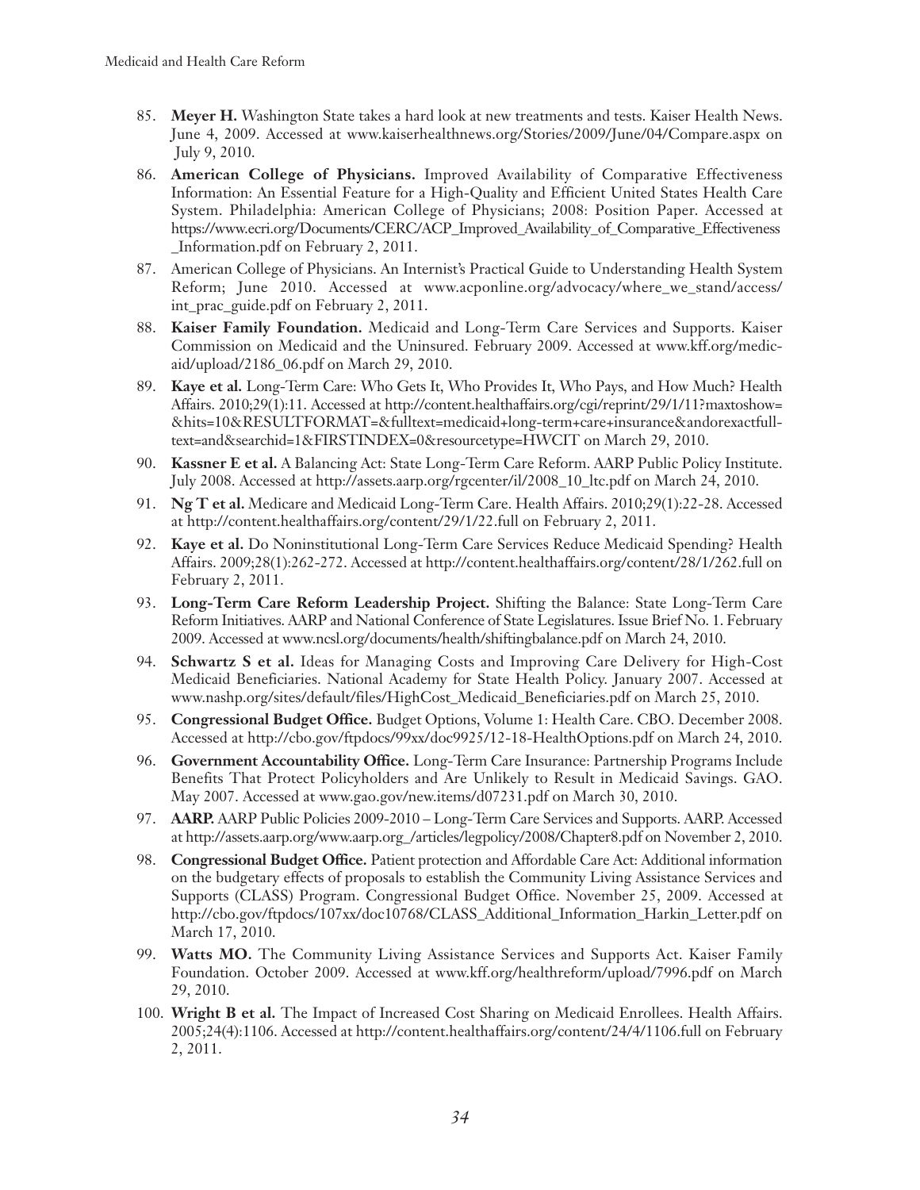85. **Meyer H.** Washington State takes a hard look at new treatments and tests. Kaiser Health News. June 4, 2009. Accessed at www.kaiserhealthnews.org/Stories/2009/June/04/Compare.aspx on July 9, 2010.
86. **American College of Physicians.** Improved Availability of Comparative Effectiveness Information: An Essential Feature for a High-Quality and Efficient United States Health Care System. Philadelphia: American College of Physicians; 2008: Position Paper. Accessed at https://www.ecri.org/Documents/CERC/ACP_Improved_Availability_of_Comparative_Effectiveness_Information.pdf on February 2, 2011.
87. American College of Physicians. An Internist's Practical Guide to Understanding Health System Reform; June 2010. Accessed at www.acponline.org/advocacy/where_we_stand/access/int_prac_guide.pdf on February 2, 2011.
88. **Kaiser Family Foundation.** Medicaid and Long-Term Care Services and Supports. Kaiser Commission on Medicaid and the Uninsured. February 2009. Accessed at www.kff.org/medicaid/upload/2186_06.pdf on March 29, 2010.
89. **Kaye et al.** Long-Term Care: Who Gets It, Who Provides It, Who Pays, and How Much? Health Affairs. 2010;29(1):11. Accessed at http://content.healthaffairs.org/cgi/reprint/29/1/11?maxtoshow=&hits=10&RESULTFORMAT=&fulltext=medicaid+long-term+care+insurance&andorexactfulltext=and&searchid=1&FIRSTINDEX=0&resourcetype=HWCIT on March 29, 2010.
90. **Kassner E et al.** A Balancing Act: State Long-Term Care Reform. AARP Public Policy Institute. July 2008. Accessed at http://assets.aarp.org/rgcenter/il/2008_10_ltc.pdf on March 24, 2010.
91. **Ng T et al.** Medicare and Medicaid Long-Term Care. Health Affairs. 2010;29(1):22-28. Accessed at http://content.healthaffairs.org/content/29/1/22.full on February 2, 2011.
92. **Kaye et al.** Do Noninstitutional Long-Term Care Services Reduce Medicaid Spending? Health Affairs. 2009;28(1):262-272. Accessed at http://content.healthaffairs.org/content/28/1/262.full on February 2, 2011.
93. **Long-Term Care Reform Leadership Project.** Shifting the Balance: State Long-Term Care Reform Initiatives. AARP and National Conference of State Legislatures. Issue Brief No. 1. February 2009. Accessed at www.ncsl.org/documents/health/shiftingbalance.pdf on March 24, 2010.
94. **Schwartz S et al.** Ideas for Managing Costs and Improving Care Delivery for High-Cost Medicaid Beneficiaries. National Academy for State Health Policy. January 2007. Accessed at www.nashp.org/sites/default/files/HighCost_Medicaid_Beneficiaries.pdf on March 25, 2010.
95. **Congressional Budget Office.** Budget Options, Volume 1: Health Care. CBO. December 2008. Accessed at http://cbo.gov/ftpdocs/99xx/doc9925/12-18-HealthOptions.pdf on March 24, 2010.
96. **Government Accountability Office.** Long-Term Care Insurance: Partnership Programs Include Benefits That Protect Policyholders and Are Unlikely to Result in Medicaid Savings. GAO. May 2007. Accessed at www.gao.gov/new.items/d07231.pdf on March 30, 2010.
97. **AARP.** AARP Public Policies 2009-2010 – Long-Term Care Services and Supports. AARP. Accessed at http://assets.aarp.org/www.aarp.org_/articles/legpolicy/2008/Chapter8.pdf on November 2, 2010.
98. **Congressional Budget Office.** Patient protection and Affordable Care Act: Additional information on the budgetary effects of proposals to establish the Community Living Assistance Services and Supports (CLASS) Program. Congressional Budget Office. November 25, 2009. Accessed at http://cbo.gov/ftpdocs/107xx/doc10768/CLASS_Additional_Information_Harkin_Letter.pdf on March 17, 2010.
99. **Watts MO.** The Community Living Assistance Services and Supports Act. Kaiser Family Foundation. October 2009. Accessed at www.kff.org/healthreform/upload/7996.pdf on March 29, 2010.
100. **Wright B et al.** The Impact of Increased Cost Sharing on Medicaid Enrollees. Health Affairs. 2005;24(4):1106. Accessed at http://content.healthaffairs.org/content/24/4/1106.full on February 2, 2011.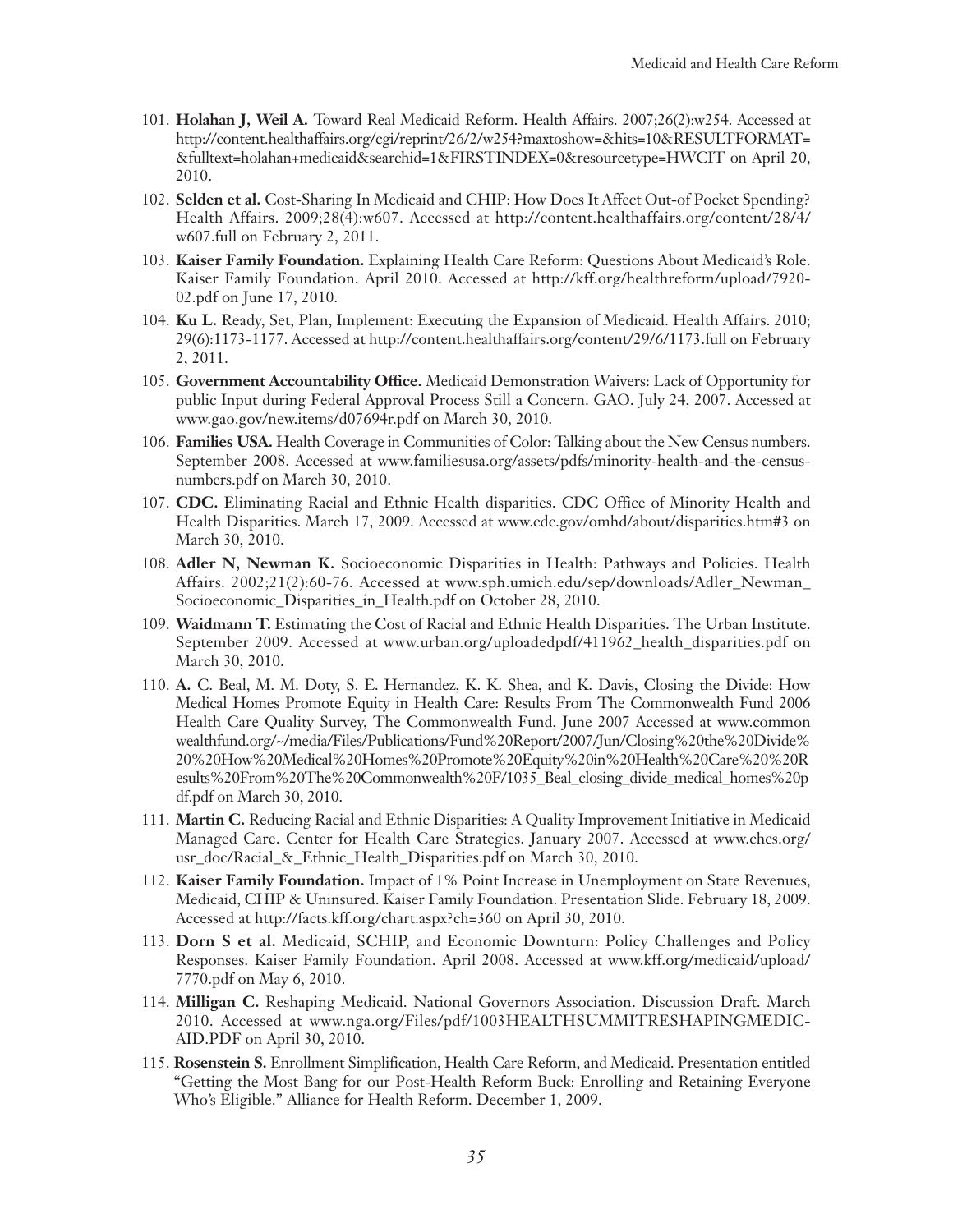101. **Holahan J, Weil A.** Toward Real Medicaid Reform. Health Affairs. 2007;26(2):w254. Accessed at http://content.healthaffairs.org/cgi/reprint/26/2/w254?maxtoshow=&hits=10&RESULTFORMAT=&fulltext=holahan+medicaid&searchid=1&FIRSTINDEX=0&resourcetype=HWCIT on April 20, 2010.

102. **Selden et al.** Cost-Sharing In Medicaid and CHIP: How Does It Affect Out-of Pocket Spending? Health Affairs. 2009;28(4):w607. Accessed at http://content.healthaffairs.org/content/28/4/w607.full on February 2, 2011.

103. **Kaiser Family Foundation.** Explaining Health Care Reform: Questions About Medicaid's Role. Kaiser Family Foundation. April 2010. Accessed at http://kff.org/healthreform/upload/7920-02.pdf on June 17, 2010.

104. **Ku L.** Ready, Set, Plan, Implement: Executing the Expansion of Medicaid. Health Affairs. 2010; 29(6):1173-1177. Accessed at http://content.healthaffairs.org/content/29/6/1173.full on February 2, 2011.

105. **Government Accountability Office.** Medicaid Demonstration Waivers: Lack of Opportunity for public Input during Federal Approval Process Still a Concern. GAO. July 24, 2007. Accessed at www.gao.gov/new.items/d07694r.pdf on March 30, 2010.

106. **Families USA.** Health Coverage in Communities of Color: Talking about the New Census numbers. September 2008. Accessed at www.familiesusa.org/assets/pdfs/minority-health-and-the-census-numbers.pdf on March 30, 2010.

107. **CDC.** Eliminating Racial and Ethnic Health disparities. CDC Office of Minority Health and Health Disparities. March 17, 2009. Accessed at www.cdc.gov/omhd/about/disparities.htm#3 on March 30, 2010.

108. **Adler N, Newman K.** Socioeconomic Disparities in Health: Pathways and Policies. Health Affairs. 2002;21(2):60-76. Accessed at www.sph.umich.edu/sep/downloads/Adler_Newman_Socioeconomic_Disparities_in_Health.pdf on October 28, 2010.

109. **Waidmann T.** Estimating the Cost of Racial and Ethnic Health Disparities. The Urban Institute. September 2009. Accessed at www.urban.org/uploadedpdf/411962_health_disparities.pdf on March 30, 2010.

110. **A.** C. Beal, M. M. Doty, S. E. Hernandez, K. K. Shea, and K. Davis, Closing the Divide: How Medical Homes Promote Equity in Health Care: Results From The Commonwealth Fund 2006 Health Care Quality Survey, The Commonwealth Fund, June 2007 Accessed at www.commonwealthfund.org/~/media/Files/Publications/Fund%20Report/2007/Jun/Closing%20the%20Divide%20%20How%20Medical%20Homes%20Promote%20Equity%20in%20Health%20Care%20%20Results%20From%20The%20Commonwealth%20F/1035_Beal_closing_divide_medical_homes%20pdf.pdf on March 30, 2010.

111. **Martin C.** Reducing Racial and Ethnic Disparities: A Quality Improvement Initiative in Medicaid Managed Care. Center for Health Care Strategies. January 2007. Accessed at www.chcs.org/usr_doc/Racial_&_Ethnic_Health_Disparities.pdf on March 30, 2010.

112. **Kaiser Family Foundation.** Impact of 1% Point Increase in Unemployment on State Revenues, Medicaid, CHIP & Uninsured. Kaiser Family Foundation. Presentation Slide. February 18, 2009. Accessed at http://facts.kff.org/chart.aspx?ch=360 on April 30, 2010.

113. **Dorn S et al.** Medicaid, SCHIP, and Economic Downturn: Policy Challenges and Policy Responses. Kaiser Family Foundation. April 2008. Accessed at www.kff.org/medicaid/upload/7770.pdf on May 6, 2010.

114. **Milligan C.** Reshaping Medicaid. National Governors Association. Discussion Draft. March 2010. Accessed at www.nga.org/Files/pdf/1003HEALTHSUMMITRESHAPINGMEDICAID.PDF on April 30, 2010.

115. **Rosenstein S.** Enrollment Simplification, Health Care Reform, and Medicaid. Presentation entitled "Getting the Most Bang for our Post-Health Reform Buck: Enrolling and Retaining Everyone Who's Eligible." Alliance for Health Reform. December 1, 2009.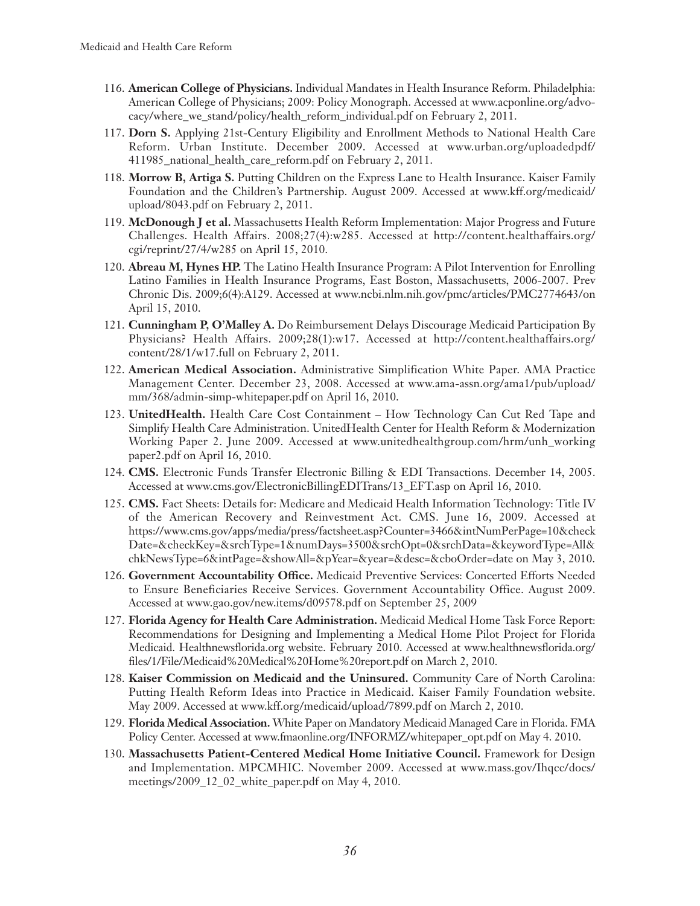116. **American College of Physicians.** Individual Mandates in Health Insurance Reform. Philadelphia: American College of Physicians; 2009: Policy Monograph. Accessed at www.acponline.org/advocacy/where_we_stand/policy/health_reform_individual.pdf on February 2, 2011.

117. **Dorn S.** Applying 21st-Century Eligibility and Enrollment Methods to National Health Care Reform. Urban Institute. December 2009. Accessed at www.urban.org/uploadedpdf/411985_national_health_care_reform.pdf on February 2, 2011.

118. **Morrow B, Artiga S.** Putting Children on the Express Lane to Health Insurance. Kaiser Family Foundation and the Children's Partnership. August 2009. Accessed at www.kff.org/medicaid/upload/8043.pdf on February 2, 2011.

119. **McDonough J et al.** Massachusetts Health Reform Implementation: Major Progress and Future Challenges. Health Affairs. 2008;27(4):w285. Accessed at http://content.healthaffairs.org/cgi/reprint/27/4/w285 on April 15, 2010.

120. **Abreau M, Hynes HP.** The Latino Health Insurance Program: A Pilot Intervention for Enrolling Latino Families in Health Insurance Programs, East Boston, Massachusetts, 2006-2007. Prev Chronic Dis. 2009;6(4):A129. Accessed at www.ncbi.nlm.nih.gov/pmc/articles/PMC2774643/on April 15, 2010.

121. **Cunningham P, O'Malley A.** Do Reimbursement Delays Discourage Medicaid Participation By Physicians? Health Affairs. 2009;28(1):w17. Accessed at http://content.healthaffairs.org/content/28/1/w17.full on February 2, 2011.

122. **American Medical Association.** Administrative Simplification White Paper. AMA Practice Management Center. December 23, 2008. Accessed at www.ama-assn.org/ama1/pub/upload/mm/368/admin-simp-whitepaper.pdf on April 16, 2010.

123. **UnitedHealth.** Health Care Cost Containment – How Technology Can Cut Red Tape and Simplify Health Care Administration. UnitedHealth Center for Health Reform & Modernization Working Paper 2. June 2009. Accessed at www.unitedhealthgroup.com/hrm/unh_workingpaper2.pdf on April 16, 2010.

124. **CMS.** Electronic Funds Transfer Electronic Billing & EDI Transactions. December 14, 2005. Accessed at www.cms.gov/ElectronicBillingEDITrans/13_EFT.asp on April 16, 2010.

125. **CMS.** Fact Sheets: Details for: Medicare and Medicaid Health Information Technology: Title IV of the American Recovery and Reinvestment Act. CMS. June 16, 2009. Accessed at https://www.cms.gov/apps/media/press/factsheet.asp?Counter=3466&intNumPerPage=10&checkDate=&checkKey=&srchType=1&numDays=3500&srchOpt=0&srchData=&keywordType=All&chkNewsType=6&intPage=&showAll=&pYear=&year=&desc=&cboOrder=date on May 3, 2010.

126. **Government Accountability Office.** Medicaid Preventive Services: Concerted Efforts Needed to Ensure Beneficiaries Receive Services. Government Accountability Office. August 2009. Accessed at www.gao.gov/new.items/d09578.pdf on September 25, 2009

127. **Florida Agency for Health Care Administration.** Medicaid Medical Home Task Force Report: Recommendations for Designing and Implementing a Medical Home Pilot Project for Florida Medicaid. Healthnewsflorida.org website. February 2010. Accessed at www.healthnewsflorida.org/files/1/File/Medicaid%20Medical%20Home%20report.pdf on March 2, 2010.

128. **Kaiser Commission on Medicaid and the Uninsured.** Community Care of North Carolina: Putting Health Reform Ideas into Practice in Medicaid. Kaiser Family Foundation website. May 2009. Accessed at www.kff.org/medicaid/upload/7899.pdf on March 2, 2010.

129. **Florida Medical Association.** White Paper on Mandatory Medicaid Managed Care in Florida. FMA Policy Center. Accessed at www.fmaonline.org/INFORMZ/whitepaper_opt.pdf on May 4. 2010.

130. **Massachusetts Patient-Centered Medical Home Initiative Council.** Framework for Design and Implementation. MPCMHIC. November 2009. Accessed at www.mass.gov/Ihqcc/docs/meetings/2009_12_02_white_paper.pdf on May 4, 2010.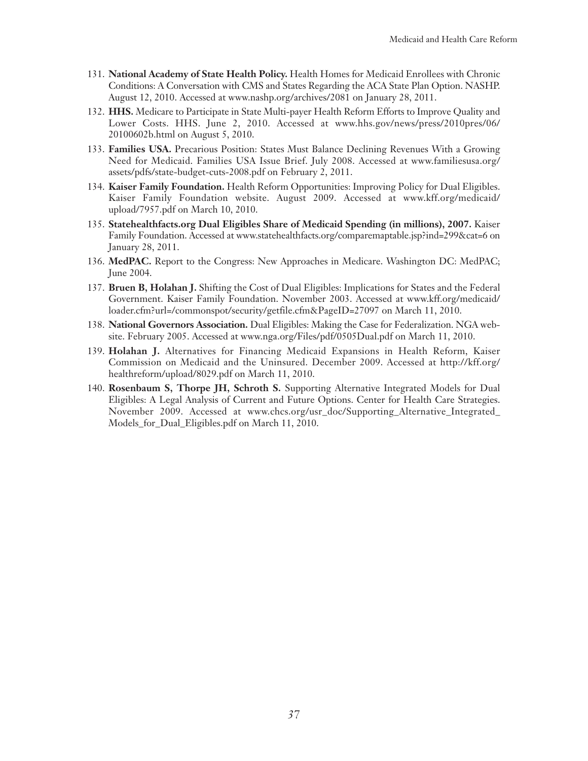131. **National Academy of State Health Policy.** Health Homes for Medicaid Enrollees with Chronic Conditions: A Conversation with CMS and States Regarding the ACA State Plan Option. NASHP. August 12, 2010. Accessed at www.nashp.org/archives/2081 on January 28, 2011.
132. **HHS.** Medicare to Participate in State Multi-payer Health Reform Efforts to Improve Quality and Lower Costs. HHS. June 2, 2010. Accessed at www.hhs.gov/news/press/2010pres/06/20100602b.html on August 5, 2010.
133. **Families USA.** Precarious Position: States Must Balance Declining Revenues With a Growing Need for Medicaid. Families USA Issue Brief. July 2008. Accessed at www.familiesusa.org/assets/pdfs/state-budget-cuts-2008.pdf on February 2, 2011.
134. **Kaiser Family Foundation.** Health Reform Opportunities: Improving Policy for Dual Eligibles. Kaiser Family Foundation website. August 2009. Accessed at www.kff.org/medicaid/upload/7957.pdf on March 10, 2010.
135. **Statehealthfacts.org Dual Eligibles Share of Medicaid Spending (in millions), 2007.** Kaiser Family Foundation. Accessed at www.statehealthfacts.org/comparemaptable.jsp?ind=299&cat=6 on January 28, 2011.
136. **MedPAC.** Report to the Congress: New Approaches in Medicare. Washington DC: MedPAC; June 2004.
137. **Bruen B, Holahan J.** Shifting the Cost of Dual Eligibles: Implications for States and the Federal Government. Kaiser Family Foundation. November 2003. Accessed at www.kff.org/medicaid/loader.cfm?url=/commonspot/security/getfile.cfm&PageID=27097 on March 11, 2010.
138. **National Governors Association.** Dual Eligibles: Making the Case for Federalization. NGA website. February 2005. Accessed at www.nga.org/Files/pdf/0505Dual.pdf on March 11, 2010.
139. **Holahan J.** Alternatives for Financing Medicaid Expansions in Health Reform, Kaiser Commission on Medicaid and the Uninsured. December 2009. Accessed at http://kff.org/healthreform/upload/8029.pdf on March 11, 2010.
140. **Rosenbaum S, Thorpe JH, Schroth S.** Supporting Alternative Integrated Models for Dual Eligibles: A Legal Analysis of Current and Future Options. Center for Health Care Strategies. November 2009. Accessed at www.chcs.org/usr_doc/Supporting_Alternative_Integrated_Models_for_Dual_Eligibles.pdf on March 11, 2010.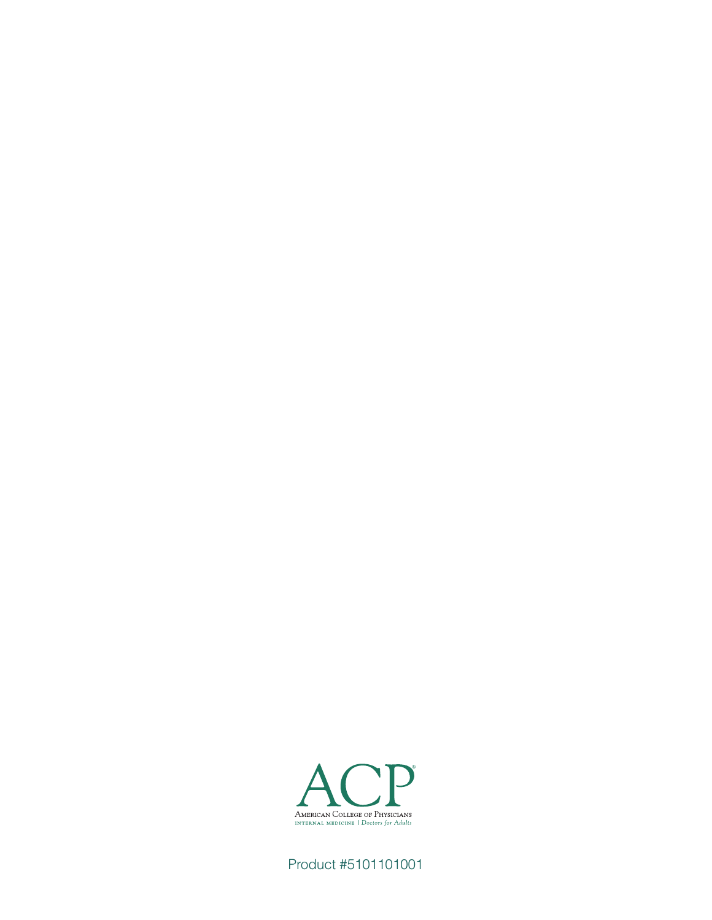ACP®

American College of Physicians
Internal Medicine | *Doctors for Adults*

Product #5101101001